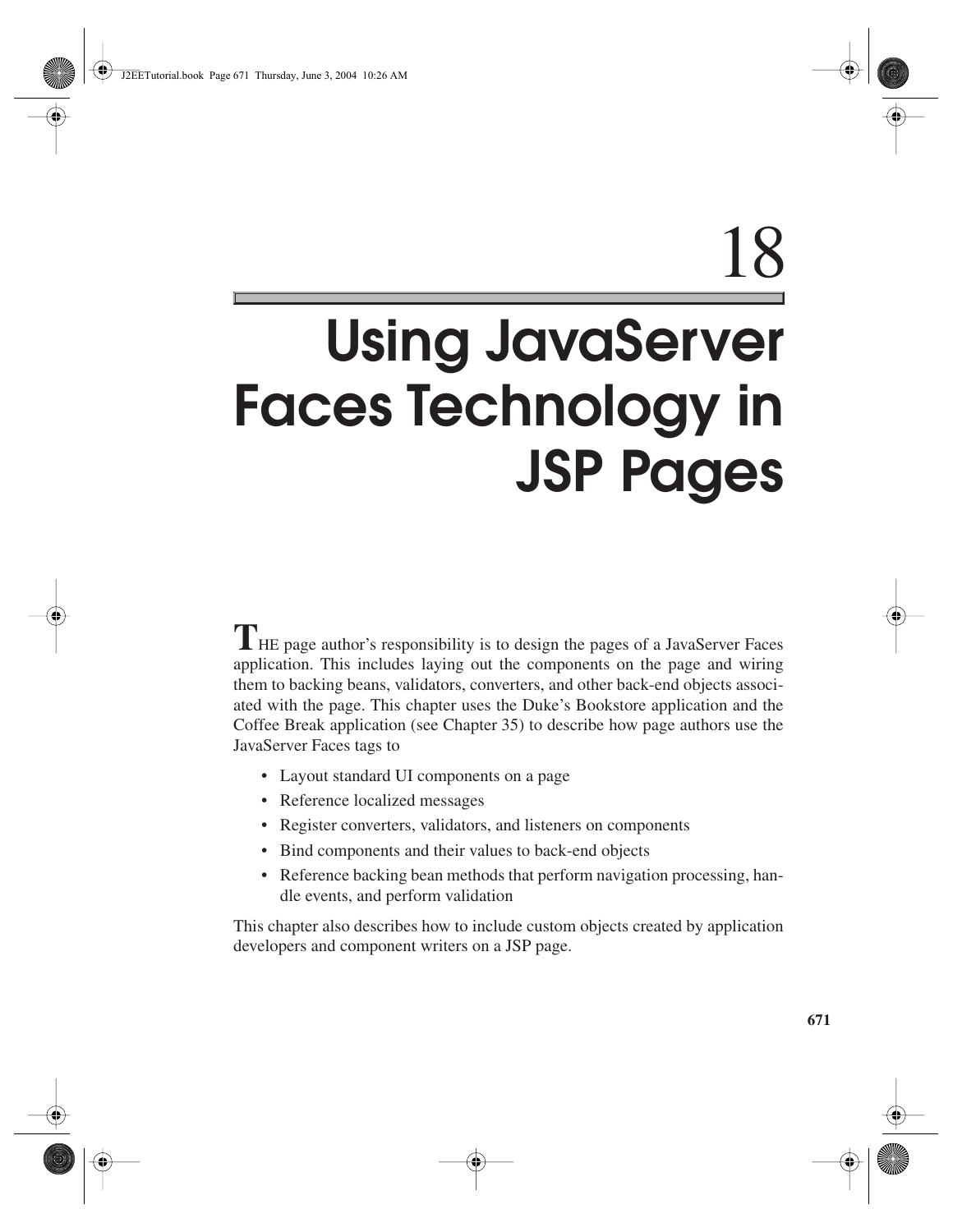# 18 Using JavaServer Faces Technology in JSP Pages

THE page author's responsibility is to design the pages of a JavaServer Faces application. This includes laying out the components on the page and wiring them to backing beans, validators, converters, and other back-end objects associated with the page. This chapter uses the Duke's Bookstore application and the Coffee Break application (see Chapter 35) to describe how page authors use the JavaServer Faces tags to

- Layout standard UI components on a page
- Reference localized messages
- Register converters, validators, and listeners on components
- Bind components and their values to back-end objects
- Reference backing bean methods that perform navigation processing, handle events, and perform validation

This chapter also describes how to include custom objects created by application developers and component writers on a JSP page.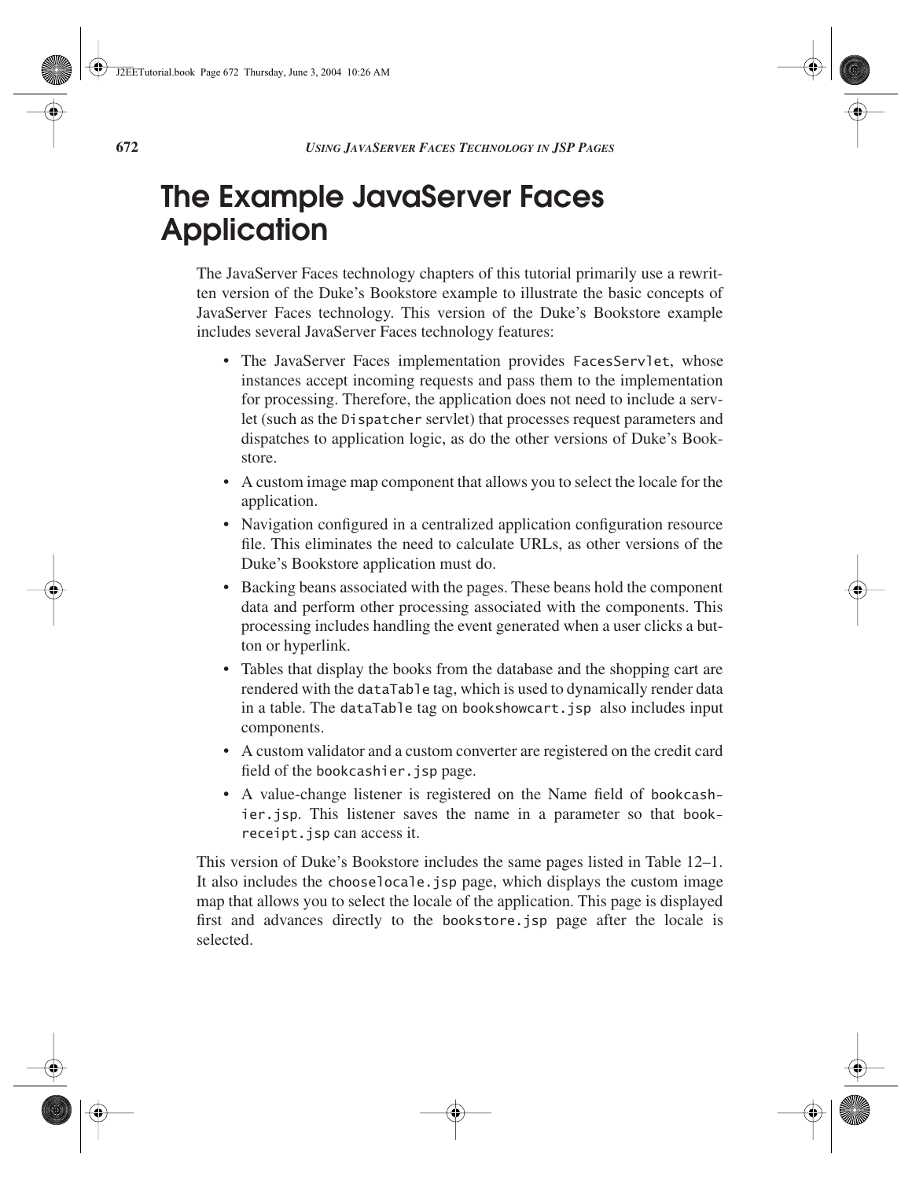# The Example JavaServer Faces Application

The JavaServer Faces technology chapters of this tutorial primarily use a rewritten version of the Duke's Bookstore example to illustrate the basic concepts of JavaServer Faces technology. This version of the Duke's Bookstore example includes several JavaServer Faces technology features:

- The JavaServer Faces implementation provides `FacesServlet`, whose instances accept incoming requests and pass them to the implementation for processing. Therefore, the application does not need to include a servlet (such as the `Dispatcher` servlet) that processes request parameters and dispatches to application logic, as do the other versions of Duke's Bookstore.
- A custom image map component that allows you to select the locale for the application.
- Navigation configured in a centralized application configuration resource file. This eliminates the need to calculate URLs, as other versions of the Duke's Bookstore application must do.
- Backing beans associated with the pages. These beans hold the component data and perform other processing associated with the components. This processing includes handling the event generated when a user clicks a button or hyperlink.
- Tables that display the books from the database and the shopping cart are rendered with the `dataTable` tag, which is used to dynamically render data in a table. The `dataTable` tag on `bookshowcart.jsp` also includes input components.
- A custom validator and a custom converter are registered on the credit card field of the `bookcashier.jsp` page.
- A value-change listener is registered on the Name field of `bookcashier.jsp`. This listener saves the name in a parameter so that `bookreceipt.jsp` can access it.

This version of Duke's Bookstore includes the same pages listed in Table 12–1. It also includes the `chooselocale.jsp` page, which displays the custom image map that allows you to select the locale of the application. This page is displayed first and advances directly to the `bookstore.jsp` page after the locale is selected.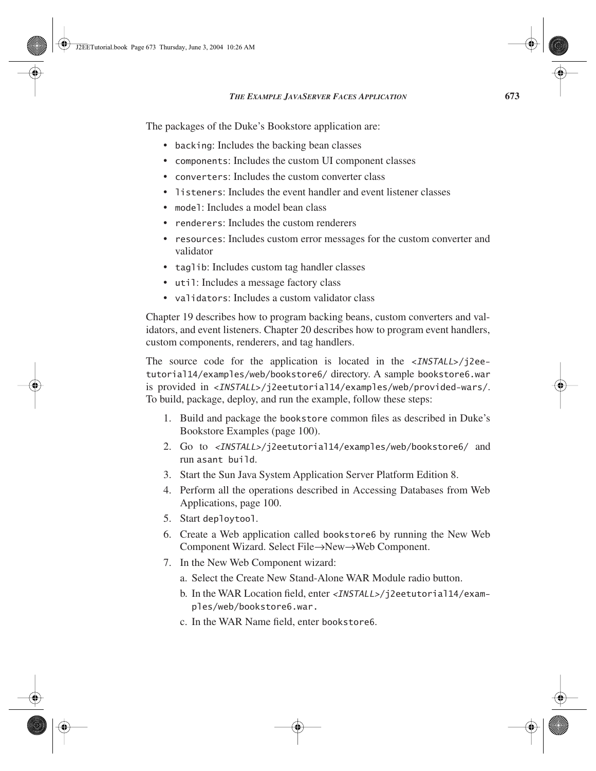The packages of the Duke's Bookstore application are:

- `backing`: Includes the backing bean classes
- `components`: Includes the custom UI component classes
- `converters`: Includes the custom converter class
- `listeners`: Includes the event handler and event listener classes
- `model`: Includes a model bean class
- `renderers`: Includes the custom renderers
- `resources`: Includes custom error messages for the custom converter and validator
- `taglib`: Includes custom tag handler classes
- `util`: Includes a message factory class
- `validators`: Includes a custom validator class

Chapter 19 describes how to program backing beans, custom converters and validators, and event listeners. Chapter 20 describes how to program event handlers, custom components, renderers, and tag handlers.

The source code for the application is located in the `<INSTALL>/j2eetutorial14/examples/web/bookstore6/` directory. A sample `bookstore6.war` is provided in `<INSTALL>/j2eetutorial14/examples/web/provided-wars/`. To build, package, deploy, and run the example, follow these steps:

1. Build and package the `bookstore` common files as described in Duke's Bookstore Examples (page 100).
2. Go to `<INSTALL>/j2eetutorial14/examples/web/bookstore6/` and run `asant build`.
3. Start the Sun Java System Application Server Platform Edition 8.
4. Perform all the operations described in Accessing Databases from Web Applications, page 100.
5. Start `deploytool`.
6. Create a Web application called `bookstore6` by running the New Web Component Wizard. Select File→New→Web Component.
7. In the New Web Component wizard:
   a. Select the Create New Stand-Alone WAR Module radio button.
   b. In the WAR Location field, enter `<INSTALL>/j2eetutorial14/examples/web/bookstore6.war.`
   c. In the WAR Name field, enter `bookstore6`.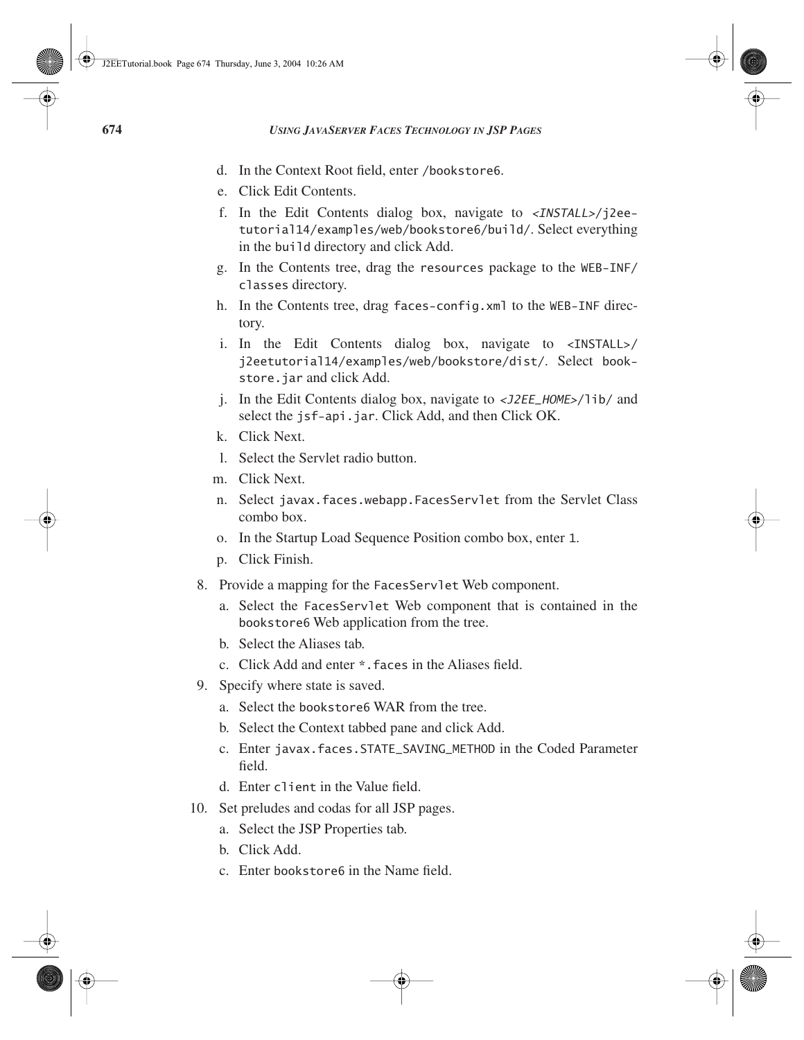d. In the Context Root field, enter `/bookstore6`.
   e. Click Edit Contents.
   f. In the Edit Contents dialog box, navigate to `<INSTALL>/j2eetutorial14/examples/web/bookstore6/build/`. Select everything in the `build` directory and click Add.
   g. In the Contents tree, drag the `resources` package to the `WEB-INF/classes` directory.
   h. In the Contents tree, drag `faces-config.xml` to the `WEB-INF` directory.
   i. In the Edit Contents dialog box, navigate to `<INSTALL>/j2eetutorial14/examples/web/bookstore/dist/`. Select `bookstore.jar` and click Add.
   j. In the Edit Contents dialog box, navigate to `<J2EE_HOME>/lib/` and select the `jsf-api.jar`. Click Add, and then Click OK.
   k. Click Next.
   l. Select the Servlet radio button.
   m. Click Next.
   n. Select `javax.faces.webapp.FacesServlet` from the Servlet Class combo box.
   o. In the Startup Load Sequence Position combo box, enter `1`.
   p. Click Finish.

8. Provide a mapping for the `FacesServlet` Web component.
   a. Select the `FacesServlet` Web component that is contained in the `bookstore6` Web application from the tree.
   b. Select the Aliases tab.
   c. Click Add and enter `*.faces` in the Aliases field.

9. Specify where state is saved.
   a. Select the `bookstore6` WAR from the tree.
   b. Select the Context tabbed pane and click Add.
   c. Enter `javax.faces.STATE_SAVING_METHOD` in the Coded Parameter field.
   d. Enter `client` in the Value field.

10. Set preludes and codas for all JSP pages.
   a. Select the JSP Properties tab.
   b. Click Add.
   c. Enter `bookstore6` in the Name field.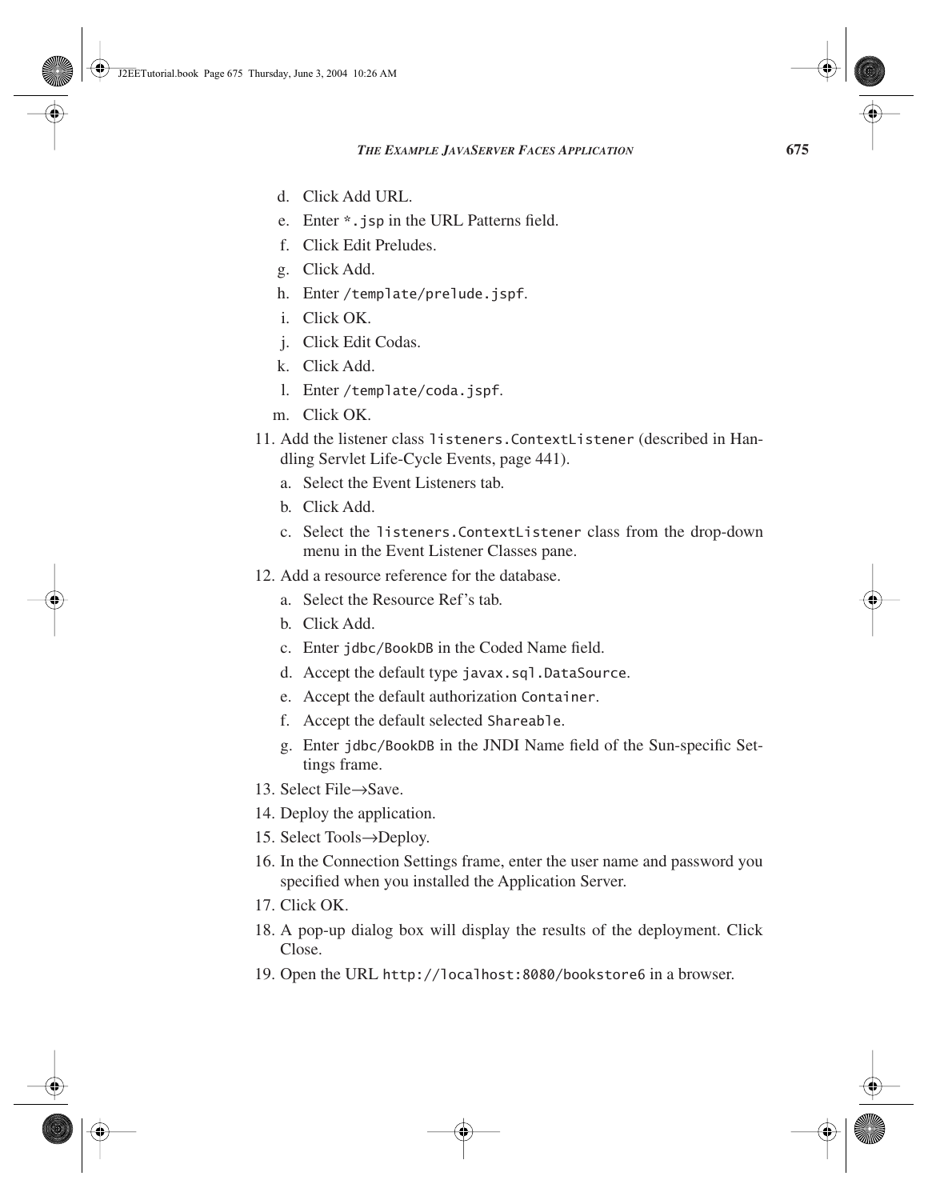d. Click Add URL.
e. Enter `*.jsp` in the URL Patterns field.
f. Click Edit Preludes.
g. Click Add.
h. Enter `/template/prelude.jspf`.
i. Click OK.
j. Click Edit Codas.
k. Click Add.
l. Enter `/template/coda.jspf`.
m. Click OK.

11. Add the listener class `listeners.ContextListener` (described in Handling Servlet Life-Cycle Events, page 441).
    a. Select the Event Listeners tab.
    b. Click Add.
    c. Select the `listeners.ContextListener` class from the drop-down menu in the Event Listener Classes pane.
12. Add a resource reference for the database.
    a. Select the Resource Ref's tab.
    b. Click Add.
    c. Enter `jdbc/BookDB` in the Coded Name field.
    d. Accept the default type `javax.sql.DataSource`.
    e. Accept the default authorization `Container`.
    f. Accept the default selected `Shareable`.
    g. Enter `jdbc/BookDB` in the JNDI Name field of the Sun-specific Settings frame.
13. Select File→Save.
14. Deploy the application.
15. Select Tools→Deploy.
16. In the Connection Settings frame, enter the user name and password you specified when you installed the Application Server.
17. Click OK.
18. A pop-up dialog box will display the results of the deployment. Click Close.
19. Open the URL `http://localhost:8080/bookstore6` in a browser.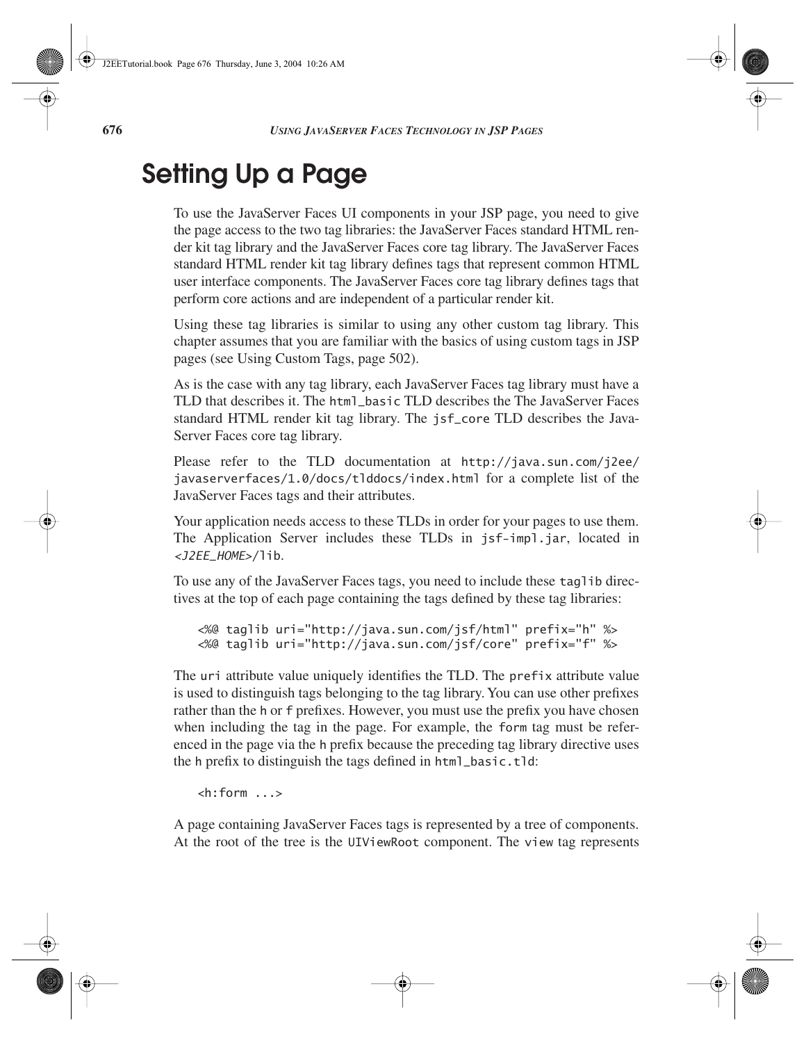# Setting Up a Page

To use the JavaServer Faces UI components in your JSP page, you need to give the page access to the two tag libraries: the JavaServer Faces standard HTML render kit tag library and the JavaServer Faces core tag library. The JavaServer Faces standard HTML render kit tag library defines tags that represent common HTML user interface components. The JavaServer Faces core tag library defines tags that perform core actions and are independent of a particular render kit.

Using these tag libraries is similar to using any other custom tag library. This chapter assumes that you are familiar with the basics of using custom tags in JSP pages (see Using Custom Tags, page 502).

As is the case with any tag library, each JavaServer Faces tag library must have a TLD that describes it. The `html_basic` TLD describes the The JavaServer Faces standard HTML render kit tag library. The `jsf_core` TLD describes the JavaServer Faces core tag library.

Please refer to the TLD documentation at `http://java.sun.com/j2ee/javaserverfaces/1.0/docs/tlddocs/index.html` for a complete list of the JavaServer Faces tags and their attributes.

Your application needs access to these TLDs in order for your pages to use them. The Application Server includes these TLDs in `jsf-impl.jar`, located in *<J2EE_HOME>*`/lib`.

To use any of the JavaServer Faces tags, you need to include these `taglib` directives at the top of each page containing the tags defined by these tag libraries:

```
<%@ taglib uri="http://java.sun.com/jsf/html" prefix="h" %>
<%@ taglib uri="http://java.sun.com/jsf/core" prefix="f" %>
```

The `uri` attribute value uniquely identifies the TLD. The `prefix` attribute value is used to distinguish tags belonging to the tag library. You can use other prefixes rather than the `h` or `f` prefixes. However, you must use the prefix you have chosen when including the tag in the page. For example, the `form` tag must be referenced in the page via the `h` prefix because the preceding tag library directive uses the `h` prefix to distinguish the tags defined in `html_basic.tld`:

```
<h:form ...>
```

A page containing JavaServer Faces tags is represented by a tree of components. At the root of the tree is the `UIViewRoot` component. The `view` tag represents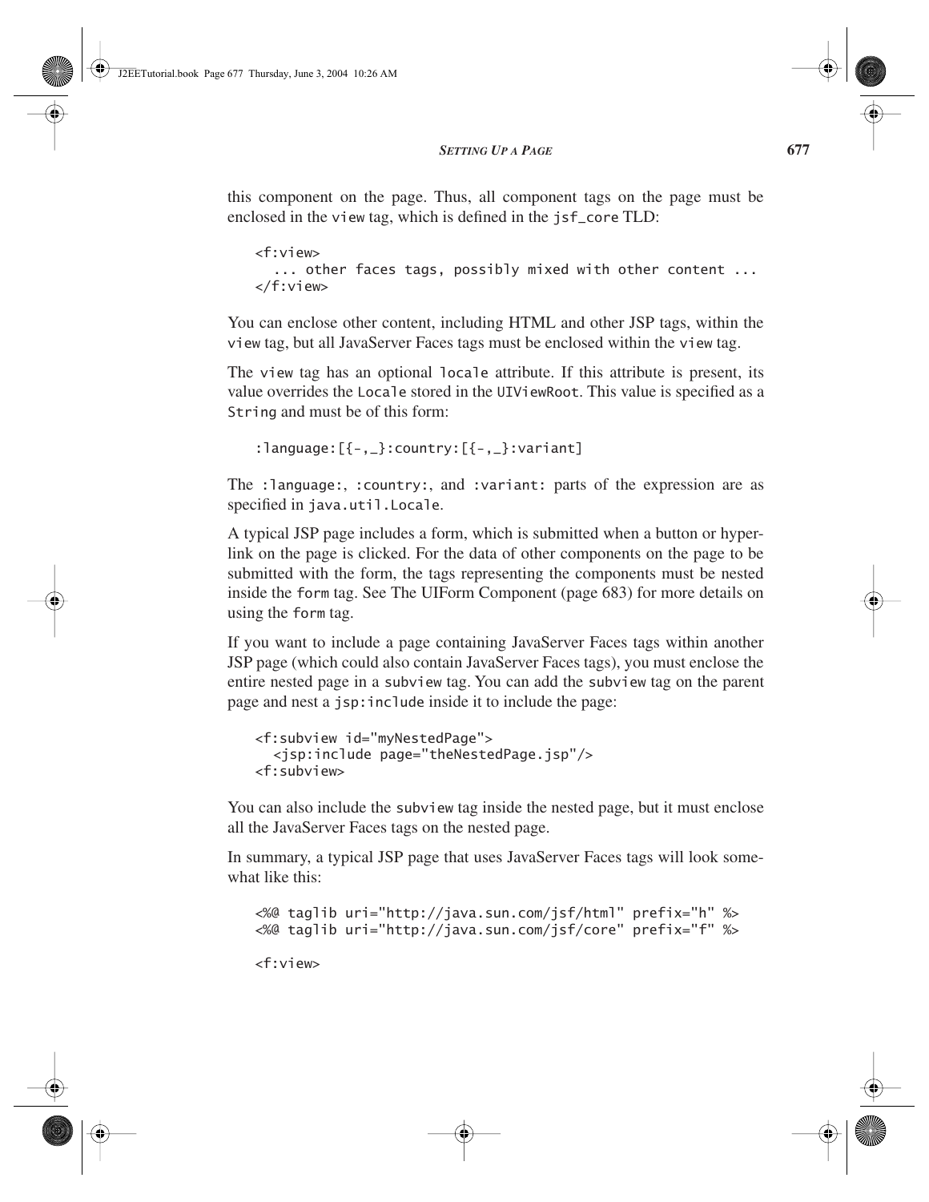this component on the page. Thus, all component tags on the page must be enclosed in the `view` tag, which is defined in the `jsf_core` TLD:

```
<f:view>
  ... other faces tags, possibly mixed with other content ...
</f:view>
```

You can enclose other content, including HTML and other JSP tags, within the `view` tag, but all JavaServer Faces tags must be enclosed within the `view` tag.

The `view` tag has an optional `locale` attribute. If this attribute is present, its value overrides the `Locale` stored in the `UIViewRoot`. This value is specified as a `String` and must be of this form:

```
:language:[{-,_}:country:[{-,_}:variant]
```

The `:language:`, `:country:`, and `:variant:` parts of the expression are as specified in `java.util.Locale`.

A typical JSP page includes a form, which is submitted when a button or hyperlink on the page is clicked. For the data of other components on the page to be submitted with the form, the tags representing the components must be nested inside the `form` tag. See The UIForm Component (page 683) for more details on using the `form` tag.

If you want to include a page containing JavaServer Faces tags within another JSP page (which could also contain JavaServer Faces tags), you must enclose the entire nested page in a `subview` tag. You can add the `subview` tag on the parent page and nest a `jsp:include` inside it to include the page:

```
<f:subview id="myNestedPage">
  <jsp:include page="theNestedPage.jsp"/>
<f:subview>
```

You can also include the `subview` tag inside the nested page, but it must enclose all the JavaServer Faces tags on the nested page.

In summary, a typical JSP page that uses JavaServer Faces tags will look somewhat like this:

```
<%@ taglib uri="http://java.sun.com/jsf/html" prefix="h" %>
<%@ taglib uri="http://java.sun.com/jsf/core" prefix="f" %>

<f:view>
```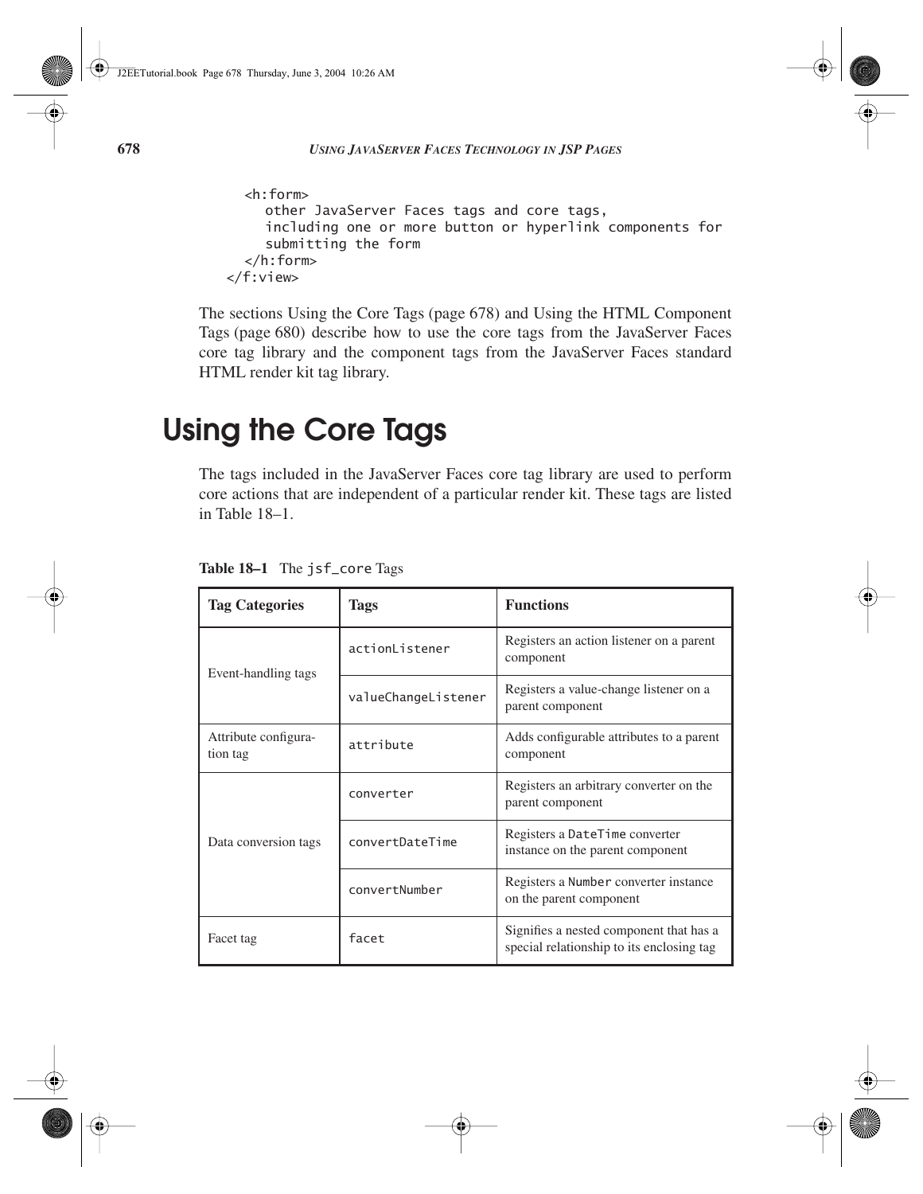```
    <h:form>
      other JavaServer Faces tags and core tags,
      including one or more button or hyperlink components for
      submitting the form
    </h:form>
</f:view>
```

The sections Using the Core Tags (page 678) and Using the HTML Component Tags (page 680) describe how to use the core tags from the JavaServer Faces core tag library and the component tags from the JavaServer Faces standard HTML render kit tag library.

# Using the Core Tags

The tags included in the JavaServer Faces core tag library are used to perform core actions that are independent of a particular render kit. These tags are listed in Table 18–1.

**Table 18–1** The `jsf_core` Tags

| Tag Categories | Tags | Functions |
|---|---|---|
| Event-handling tags | `actionListener` | Registers an action listener on a parent component |
| | `valueChangeListener` | Registers a value-change listener on a parent component |
| Attribute configuration tag | `attribute` | Adds configurable attributes to a parent component |
| Data conversion tags | `converter` | Registers an arbitrary converter on the parent component |
| | `convertDateTime` | Registers a `DateTime` converter instance on the parent component |
| | `convertNumber` | Registers a `Number` converter instance on the parent component |
| Facet tag | `facet` | Signifies a nested component that has a special relationship to its enclosing tag |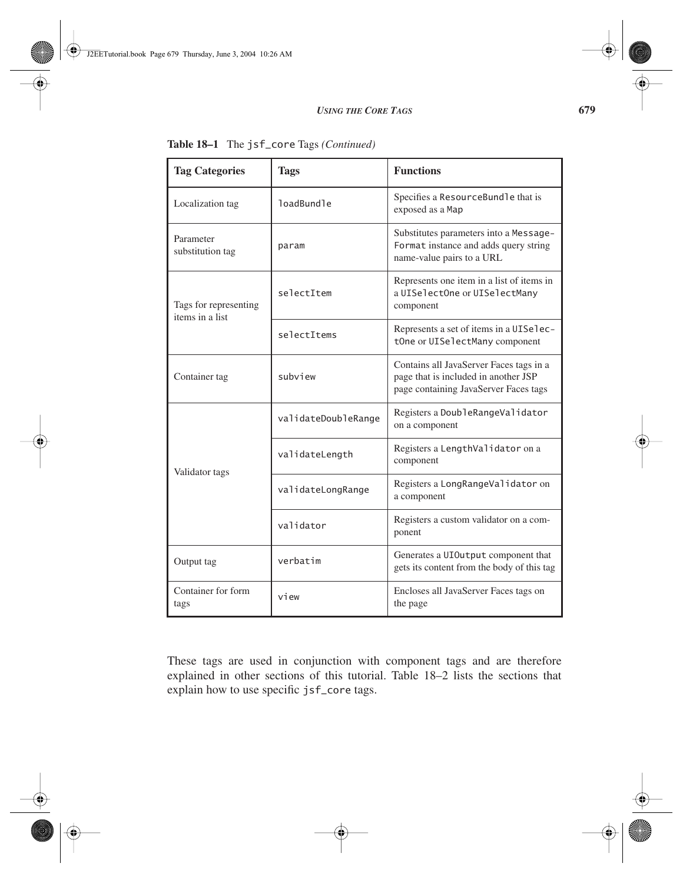**Table 18–1** The `jsf_core` Tags *(Continued)*

| Tag Categories | Tags | Functions |
|---|---|---|
| Localization tag | `loadBundle` | Specifies a `ResourceBundle` that is exposed as a `Map` |
| Parameter substitution tag | `param` | Substitutes parameters into a `MessageFormat` instance and adds query string name-value pairs to a URL |
| Tags for representing items in a list | `selectItem` | Represents one item in a list of items in a `UISelectOne` or `UISelectMany` component |
| | `selectItems` | Represents a set of items in a `UISelectOne` or `UISelectMany` component |
| Container tag | `subview` | Contains all JavaServer Faces tags in a page that is included in another JSP page containing JavaServer Faces tags |
| Validator tags | `validateDoubleRange` | Registers a `DoubleRangeValidator` on a component |
| | `validateLength` | Registers a `LengthValidator` on a component |
| | `validateLongRange` | Registers a `LongRangeValidator` on a component |
| | `validator` | Registers a custom validator on a component |
| Output tag | `verbatim` | Generates a `UIOutput` component that gets its content from the body of this tag |
| Container for form tags | `view` | Encloses all JavaServer Faces tags on the page |

These tags are used in conjunction with component tags and are therefore explained in other sections of this tutorial. Table 18–2 lists the sections that explain how to use specific `jsf_core` tags.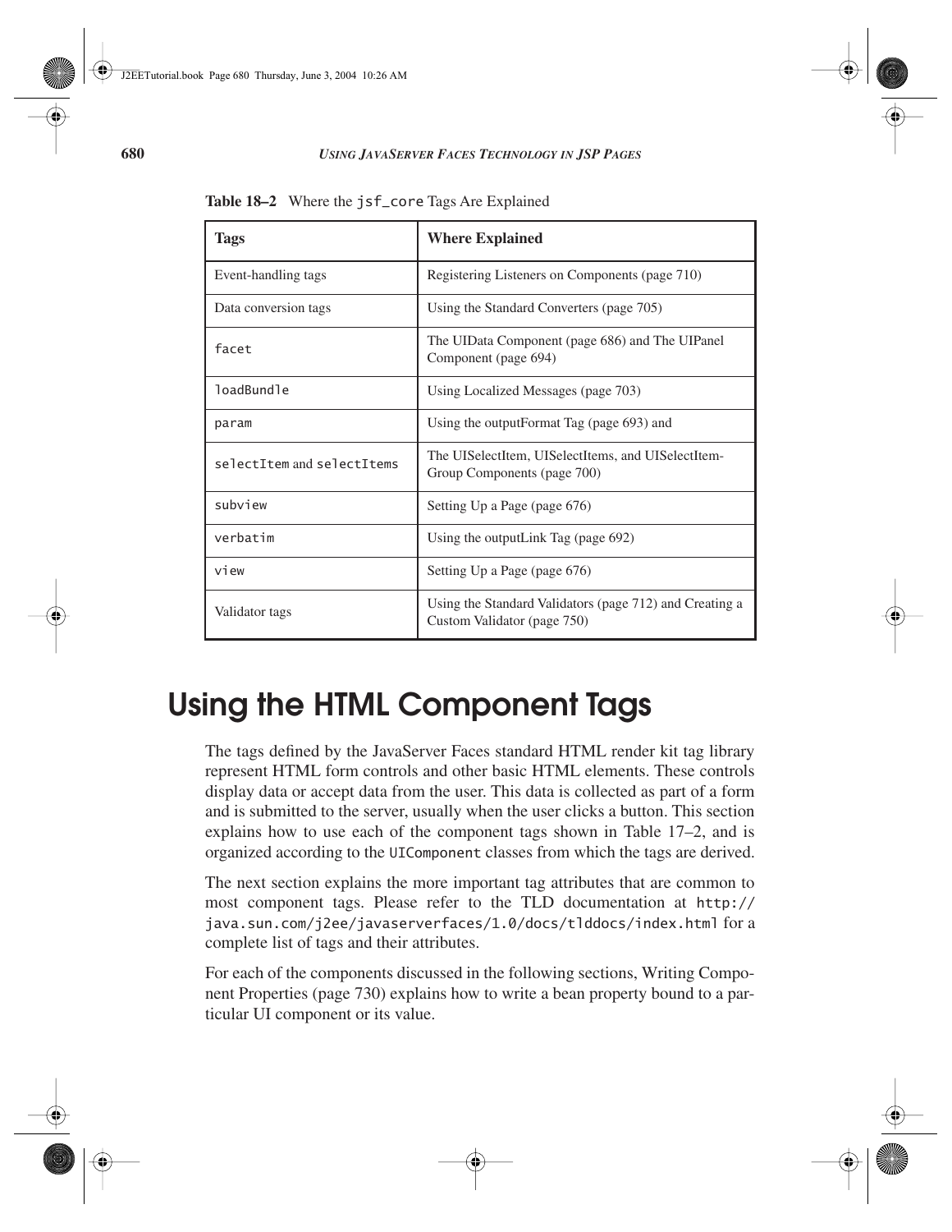**Table 18–2** Where the `jsf_core` Tags Are Explained

| Tags | Where Explained |
| --- | --- |
| Event-handling tags | Registering Listeners on Components (page 710) |
| Data conversion tags | Using the Standard Converters (page 705) |
| `facet` | The UIData Component (page 686) and The UIPanel Component (page 694) |
| `loadBundle` | Using Localized Messages (page 703) |
| `param` | Using the outputFormat Tag (page 693) and |
| `selectItem` and `selectItems` | The UISelectItem, UISelectItems, and UISelectItem-Group Components (page 700) |
| `subview` | Setting Up a Page (page 676) |
| `verbatim` | Using the outputLink Tag (page 692) |
| `view` | Setting Up a Page (page 676) |
| Validator tags | Using the Standard Validators (page 712) and Creating a Custom Validator (page 750) |

# Using the HTML Component Tags

The tags defined by the JavaServer Faces standard HTML render kit tag library represent HTML form controls and other basic HTML elements. These controls display data or accept data from the user. This data is collected as part of a form and is submitted to the server, usually when the user clicks a button. This section explains how to use each of the component tags shown in Table 17–2, and is organized according to the `UIComponent` classes from which the tags are derived.

The next section explains the more important tag attributes that are common to most component tags. Please refer to the TLD documentation at `http://java.sun.com/j2ee/javaserverfaces/1.0/docs/tlddocs/index.html` for a complete list of tags and their attributes.

For each of the components discussed in the following sections, Writing Component Properties (page 730) explains how to write a bean property bound to a particular UI component or its value.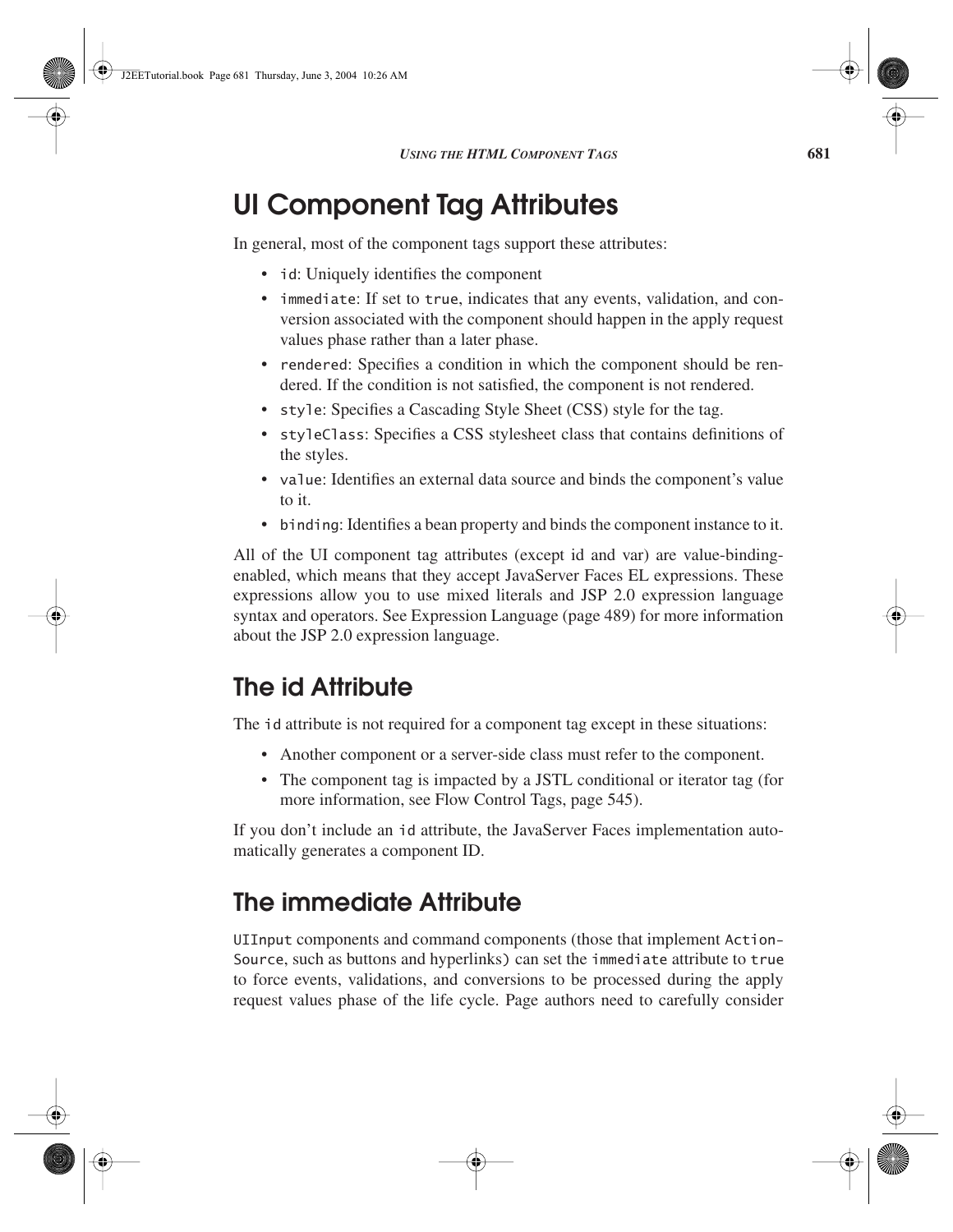# UI Component Tag Attributes

In general, most of the component tags support these attributes:

- `id`: Uniquely identifies the component
- `immediate`: If set to `true`, indicates that any events, validation, and conversion associated with the component should happen in the apply request values phase rather than a later phase.
- `rendered`: Specifies a condition in which the component should be rendered. If the condition is not satisfied, the component is not rendered.
- `style`: Specifies a Cascading Style Sheet (CSS) style for the tag.
- `styleClass`: Specifies a CSS stylesheet class that contains definitions of the styles.
- `value`: Identifies an external data source and binds the component's value to it.
- `binding`: Identifies a bean property and binds the component instance to it.

All of the UI component tag attributes (except id and var) are value-binding-enabled, which means that they accept JavaServer Faces EL expressions. These expressions allow you to use mixed literals and JSP 2.0 expression language syntax and operators. See Expression Language (page 489) for more information about the JSP 2.0 expression language.

## The id Attribute

The `id` attribute is not required for a component tag except in these situations:

- Another component or a server-side class must refer to the component.
- The component tag is impacted by a JSTL conditional or iterator tag (for more information, see Flow Control Tags, page 545).

If you don't include an `id` attribute, the JavaServer Faces implementation automatically generates a component ID.

## The immediate Attribute

`UIInput` components and command components (those that implement `ActionSource`, such as buttons and hyperlinks) can set the `immediate` attribute to `true` to force events, validations, and conversions to be processed during the apply request values phase of the life cycle. Page authors need to carefully consider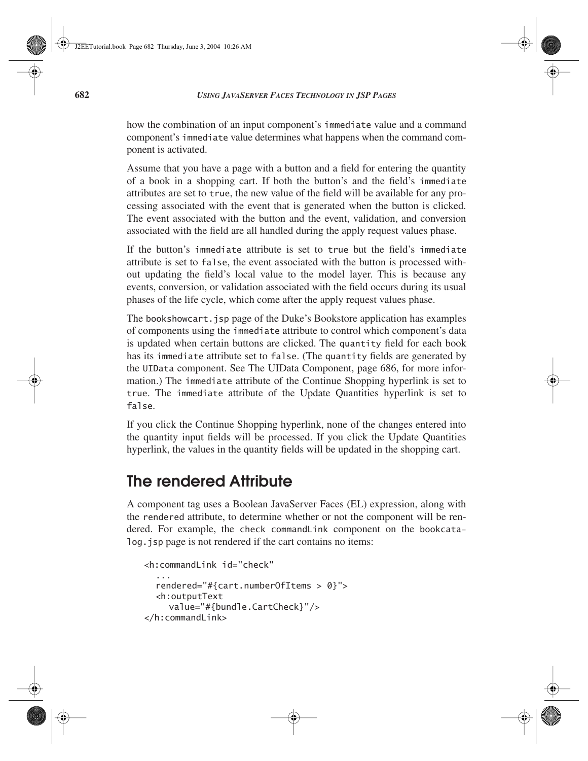how the combination of an input component's `immediate` value and a command component's `immediate` value determines what happens when the command component is activated.

Assume that you have a page with a button and a field for entering the quantity of a book in a shopping cart. If both the button's and the field's `immediate` attributes are set to `true`, the new value of the field will be available for any processing associated with the event that is generated when the button is clicked. The event associated with the button and the event, validation, and conversion associated with the field are all handled during the apply request values phase.

If the button's `immediate` attribute is set to `true` but the field's `immediate` attribute is set to `false`, the event associated with the button is processed without updating the field's local value to the model layer. This is because any events, conversion, or validation associated with the field occurs during its usual phases of the life cycle, which come after the apply request values phase.

The `bookshowcart.jsp` page of the Duke's Bookstore application has examples of components using the `immediate` attribute to control which component's data is updated when certain buttons are clicked. The `quantity` field for each book has its `immediate` attribute set to `false`. (The `quantity` fields are generated by the `UIData` component. See The UIData Component, page 686, for more information.) The `immediate` attribute of the Continue Shopping hyperlink is set to `true`. The `immediate` attribute of the Update Quantities hyperlink is set to `false`.

If you click the Continue Shopping hyperlink, none of the changes entered into the quantity input fields will be processed. If you click the Update Quantities hyperlink, the values in the quantity fields will be updated in the shopping cart.

## The rendered Attribute

A component tag uses a Boolean JavaServer Faces (EL) expression, along with the `rendered` attribute, to determine whether or not the component will be rendered. For example, the `check commandLink` component on the `bookcatalog.jsp` page is not rendered if the cart contains no items:

```
<h:commandLink id="check"
   ...
   rendered="#{cart.numberOfItems > 0}">
   <h:outputText
      value="#{bundle.CartCheck}"/>
</h:commandLink>
```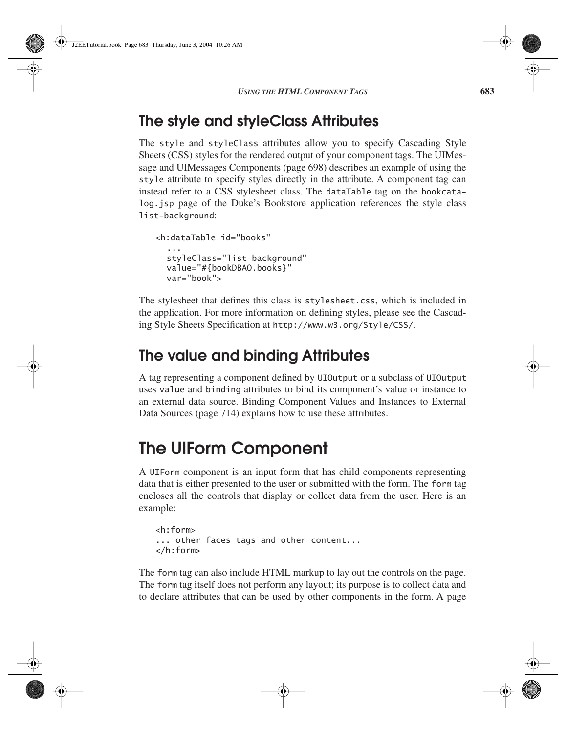## The style and styleClass Attributes

The `style` and `styleClass` attributes allow you to specify Cascading Style Sheets (CSS) styles for the rendered output of your component tags. The UIMessage and UIMessages Components (page 698) describes an example of using the `style` attribute to specify styles directly in the attribute. A component tag can instead refer to a CSS stylesheet class. The `dataTable` tag on the `bookcatalog.jsp` page of the Duke's Bookstore application references the style class `list-background`:

```
<h:dataTable id="books"
  ...
  styleClass="list-background"
  value="#{bookDBAO.books}"
  var="book">
```

The stylesheet that defines this class is `stylesheet.css`, which is included in the application. For more information on defining styles, please see the Cascading Style Sheets Specification at `http://www.w3.org/Style/CSS/`.

## The value and binding Attributes

A tag representing a component defined by `UIOutput` or a subclass of `UIOutput` uses `value` and `binding` attributes to bind its component's value or instance to an external data source. Binding Component Values and Instances to External Data Sources (page 714) explains how to use these attributes.

# The UIForm Component

A `UIForm` component is an input form that has child components representing data that is either presented to the user or submitted with the form. The `form` tag encloses all the controls that display or collect data from the user. Here is an example:

```
<h:form>
... other faces tags and other content...
</h:form>
```

The `form` tag can also include HTML markup to lay out the controls on the page. The `form` tag itself does not perform any layout; its purpose is to collect data and to declare attributes that can be used by other components in the form. A page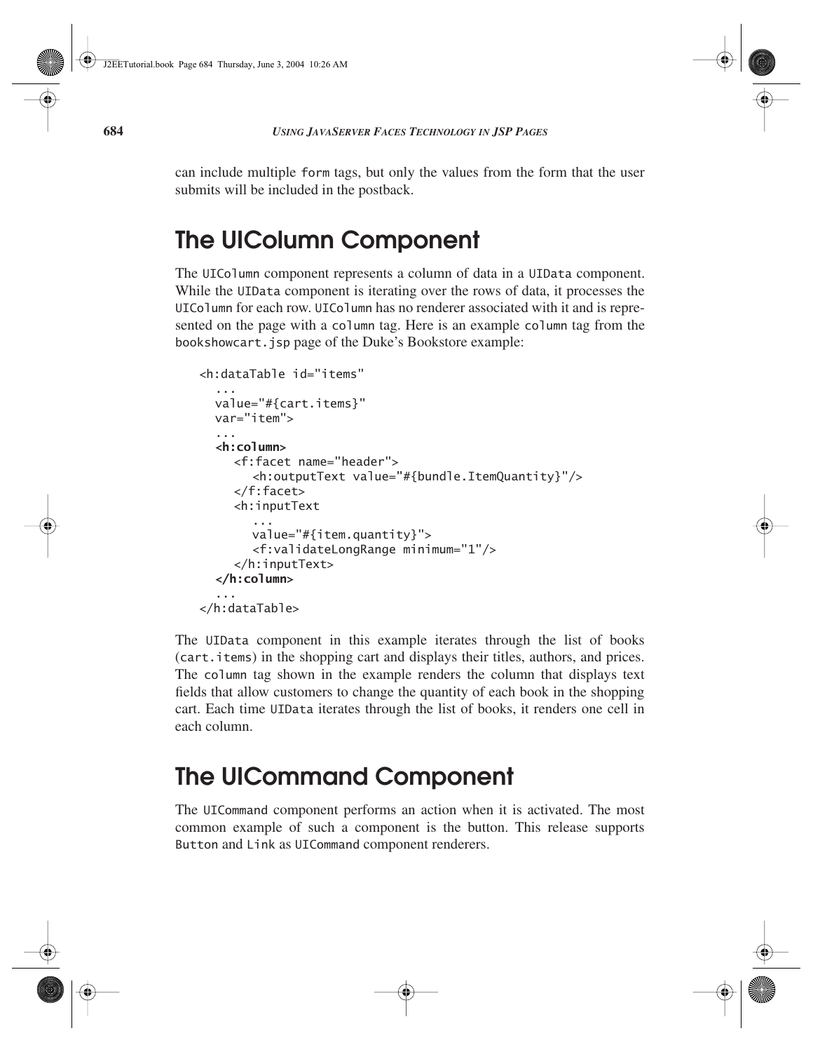can include multiple form tags, but only the values from the form that the user submits will be included in the postback.

## The UIColumn Component

The UIColumn component represents a column of data in a UIData component. While the UIData component is iterating over the rows of data, it processes the UIColumn for each row. UIColumn has no renderer associated with it and is represented on the page with a column tag. Here is an example column tag from the bookshowcart.jsp page of the Duke's Bookstore example:

```
<h:dataTable id="items"
   ...
   value="#{cart.items}"
   var="item">
   ...
   <h:column>
      <f:facet name="header">
         <h:outputText value="#{bundle.ItemQuantity}"/>
      </f:facet>
      <h:inputText
         ...
         value="#{item.quantity}">
         <f:validateLongRange minimum="1"/>
      </h:inputText>
   </h:column>
   ...
</h:dataTable>
```

The UIData component in this example iterates through the list of books (cart.items) in the shopping cart and displays their titles, authors, and prices. The column tag shown in the example renders the column that displays text fields that allow customers to change the quantity of each book in the shopping cart. Each time UIData iterates through the list of books, it renders one cell in each column.

## The UICommand Component

The UICommand component performs an action when it is activated. The most common example of such a component is the button. This release supports Button and Link as UICommand component renderers.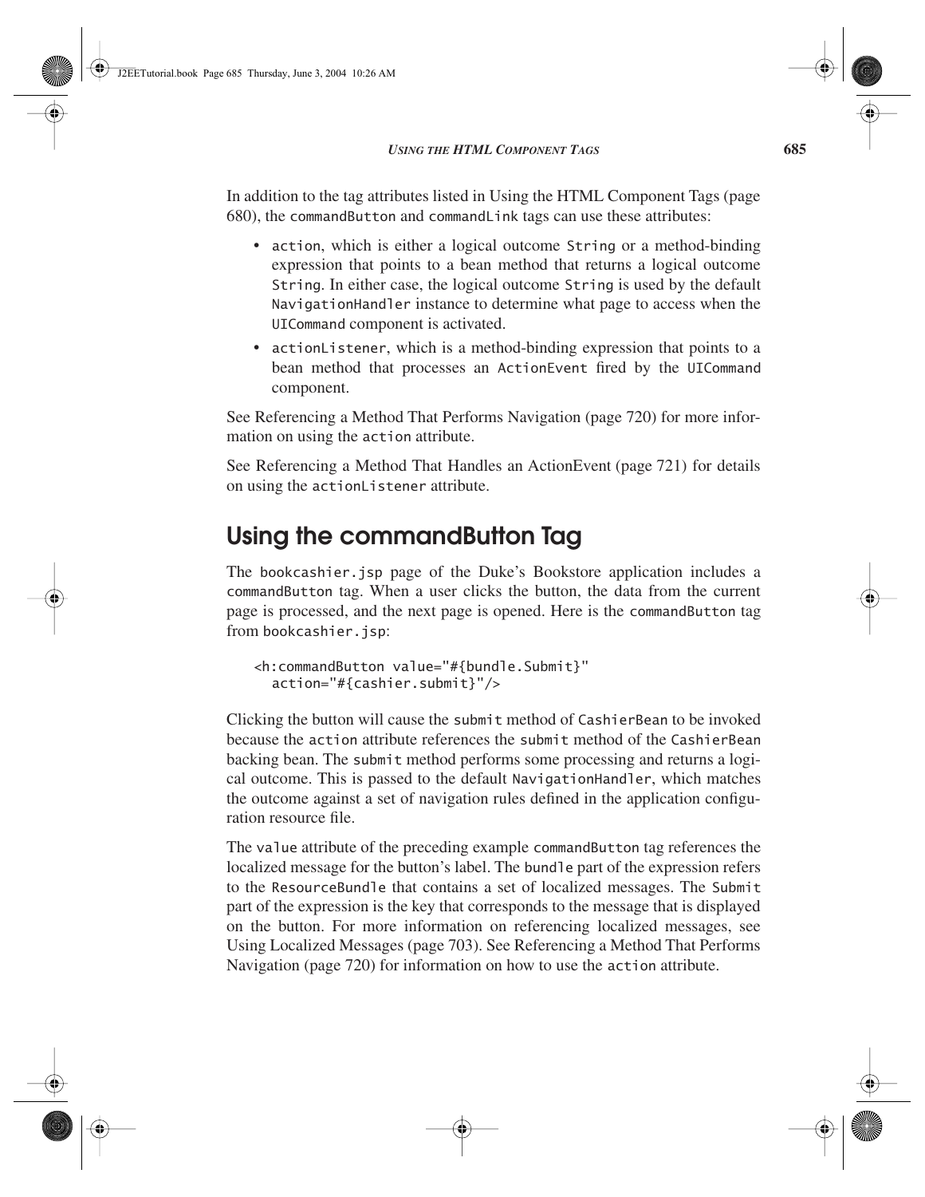In addition to the tag attributes listed in Using the HTML Component Tags (page 680), the `commandButton` and `commandLink` tags can use these attributes:

- `action`, which is either a logical outcome `String` or a method-binding expression that points to a bean method that returns a logical outcome `String`. In either case, the logical outcome `String` is used by the default `NavigationHandler` instance to determine what page to access when the `UICommand` component is activated.
- `actionListener`, which is a method-binding expression that points to a bean method that processes an `ActionEvent` fired by the `UICommand` component.

See Referencing a Method That Performs Navigation (page 720) for more information on using the `action` attribute.

See Referencing a Method That Handles an ActionEvent (page 721) for details on using the `actionListener` attribute.

## Using the commandButton Tag

The `bookcashier.jsp` page of the Duke's Bookstore application includes a `commandButton` tag. When a user clicks the button, the data from the current page is processed, and the next page is opened. Here is the `commandButton` tag from `bookcashier.jsp`:

```
<h:commandButton value="#{bundle.Submit}"
  action="#{cashier.submit}"/>
```

Clicking the button will cause the `submit` method of `CashierBean` to be invoked because the `action` attribute references the `submit` method of the `CashierBean` backing bean. The `submit` method performs some processing and returns a logical outcome. This is passed to the default `NavigationHandler`, which matches the outcome against a set of navigation rules defined in the application configuration resource file.

The `value` attribute of the preceding example `commandButton` tag references the localized message for the button's label. The `bundle` part of the expression refers to the `ResourceBundle` that contains a set of localized messages. The `Submit` part of the expression is the key that corresponds to the message that is displayed on the button. For more information on referencing localized messages, see Using Localized Messages (page 703). See Referencing a Method That Performs Navigation (page 720) for information on how to use the `action` attribute.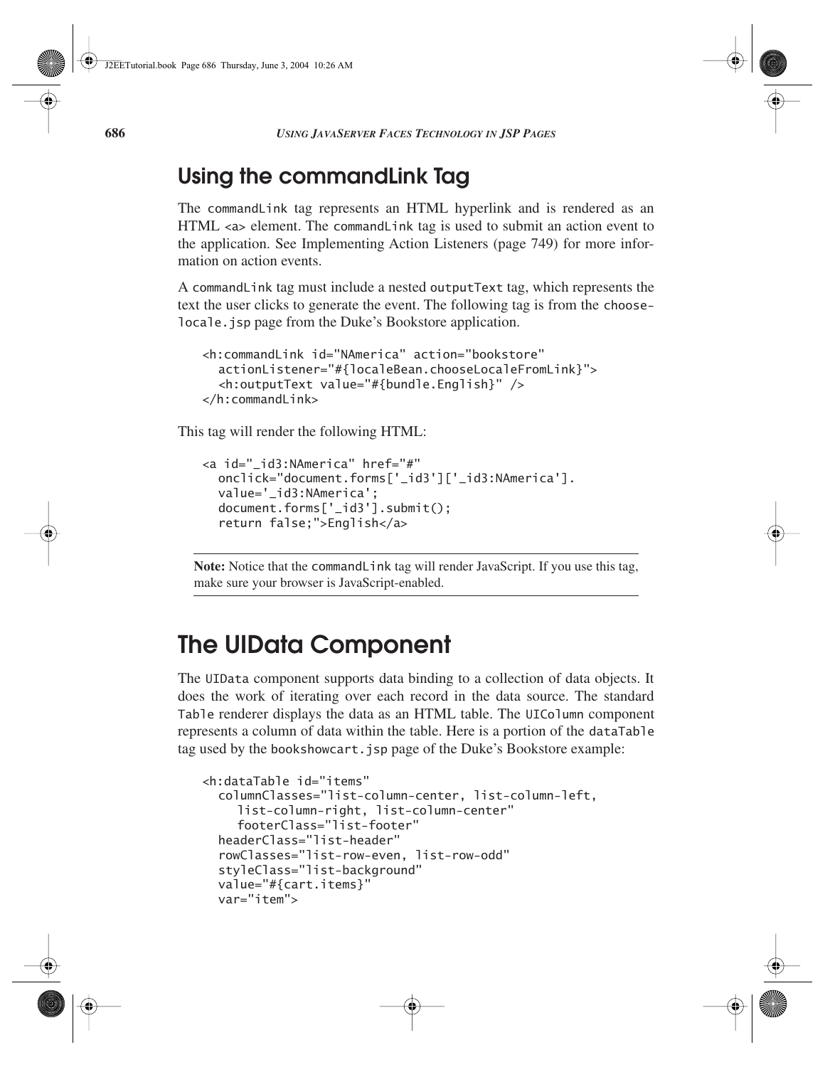## Using the commandLink Tag

The `commandLink` tag represents an HTML hyperlink and is rendered as an HTML `<a>` element. The `commandLink` tag is used to submit an action event to the application. See Implementing Action Listeners (page 749) for more information on action events.

A `commandLink` tag must include a nested `outputText` tag, which represents the text the user clicks to generate the event. The following tag is from the `chooselocale.jsp` page from the Duke's Bookstore application.

```
<h:commandLink id="NAmerica" action="bookstore"
  actionListener="#{localeBean.chooseLocaleFromLink}">
  <h:outputText value="#{bundle.English}" />
</h:commandLink>
```

This tag will render the following HTML:

```
<a id="_id3:NAmerica" href="#"
  onclick="document.forms['_id3']['_id3:NAmerica'].
  value='_id3:NAmerica';
  document.forms['_id3'].submit();
  return false;">English</a>
```

**Note:** Notice that the `commandLink` tag will render JavaScript. If you use this tag, make sure your browser is JavaScript-enabled.

# The UIData Component

The `UIData` component supports data binding to a collection of data objects. It does the work of iterating over each record in the data source. The standard `Table` renderer displays the data as an HTML table. The `UIColumn` component represents a column of data within the table. Here is a portion of the `dataTable` tag used by the `bookshowcart.jsp` page of the Duke's Bookstore example:

```
<h:dataTable id="items"
  columnClasses="list-column-center, list-column-left,
    list-column-right, list-column-center"
    footerClass="list-footer"
  headerClass="list-header"
  rowClasses="list-row-even, list-row-odd"
  styleClass="list-background"
  value="#{cart.items}"
  var="item">
```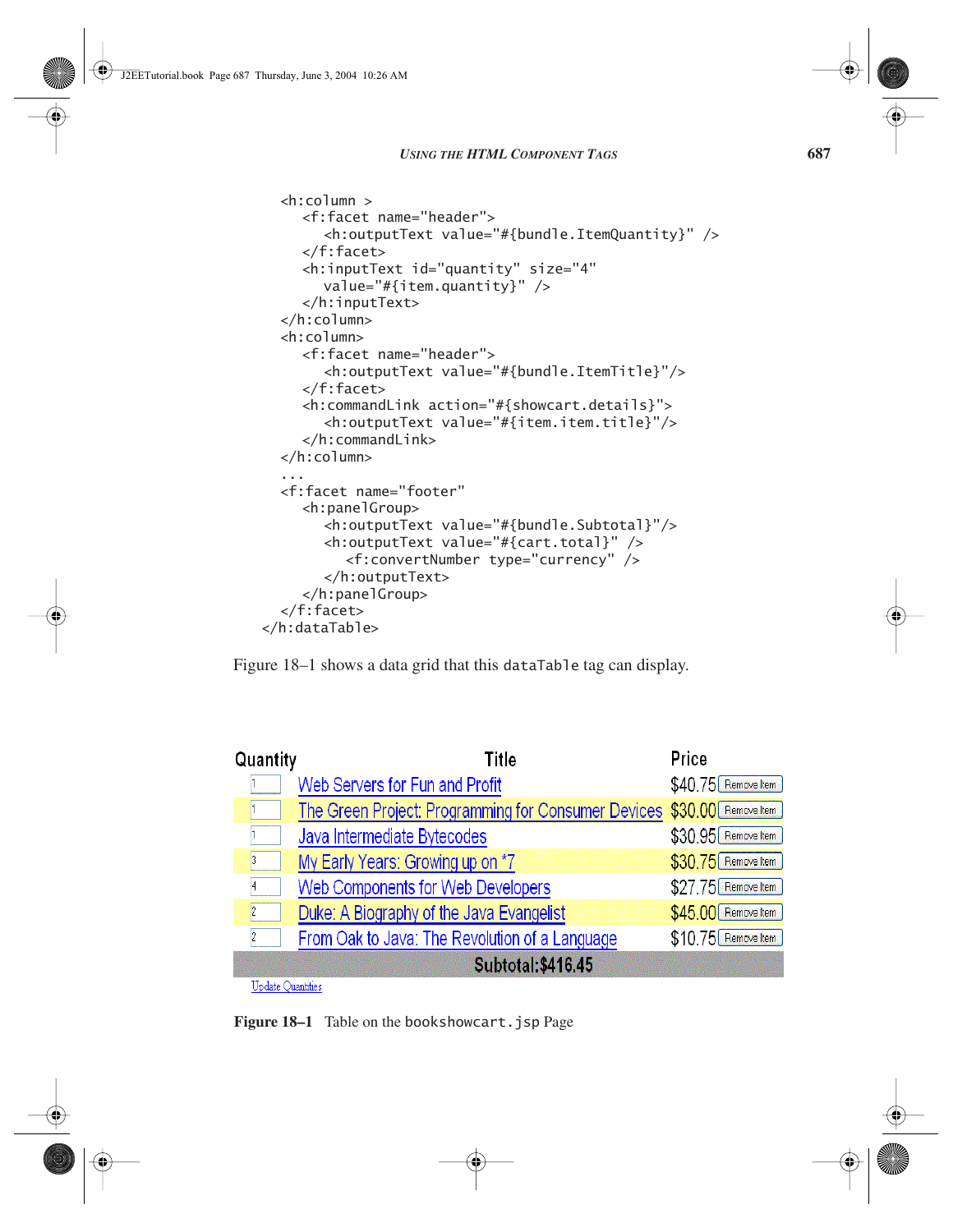```
<h:column >
   <f:facet name="header">
      <h:outputText value="#{bundle.ItemQuantity}" />
   </f:facet>
   <h:inputText id="quantity" size="4"
      value="#{item.quantity}" />
   </h:inputText>
</h:column>
<h:column>
   <f:facet name="header">
      <h:outputText value="#{bundle.ItemTitle}"/>
   </f:facet>
   <h:commandLink action="#{showcart.details}">
      <h:outputText value="#{item.item.title}"/>
   </h:commandLink>
</h:column>
...
<f:facet name="footer"
   <h:panelGroup>
      <h:outputText value="#{bundle.Subtotal}"/>
      <h:outputText value="#{cart.total}" />
         <f:convertNumber type="currency" />
      </h:outputText>
   </h:panelGroup>
</f:facet>
</h:dataTable>
```

Figure 18–1 shows a data grid that this `dataTable` tag can display.

| Quantity | Title | Price | |
|---|---|---|---|
| 1 | Web Servers for Fun and Profit | $40.75 | Remove Item |
| 1 | The Green Project: Programming for Consumer Devices | $30.00 | Remove Item |
| 1 | Java Intermediate Bytecodes | $30.95 | Remove Item |
| 3 | My Early Years: Growing up on *7 | $30.75 | Remove Item |
| 4 | Web Components for Web Developers | $27.75 | Remove Item |
| 2 | Duke: A Biography of the Java Evangelist | $45.00 | Remove Item |
| 2 | From Oak to Java: The Revolution of a Language | $10.75 | Remove Item |
| | Subtotal:$416.45 | | |

Update Quantities

**Figure 18–1** Table on the `bookshowcart.jsp` Page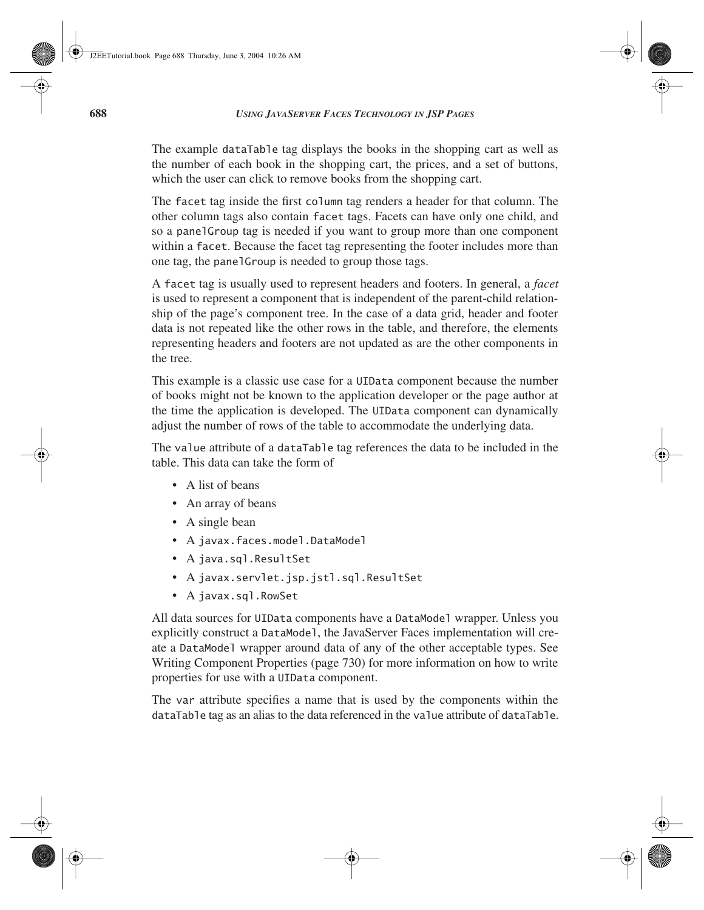The example `dataTable` tag displays the books in the shopping cart as well as the number of each book in the shopping cart, the prices, and a set of buttons, which the user can click to remove books from the shopping cart.

The `facet` tag inside the first `column` tag renders a header for that column. The other column tags also contain `facet` tags. Facets can have only one child, and so a `panelGroup` tag is needed if you want to group more than one component within a `facet`. Because the facet tag representing the footer includes more than one tag, the `panelGroup` is needed to group those tags.

A `facet` tag is usually used to represent headers and footers. In general, a *facet* is used to represent a component that is independent of the parent-child relationship of the page's component tree. In the case of a data grid, header and footer data is not repeated like the other rows in the table, and therefore, the elements representing headers and footers are not updated as are the other components in the tree.

This example is a classic use case for a `UIData` component because the number of books might not be known to the application developer or the page author at the time the application is developed. The `UIData` component can dynamically adjust the number of rows of the table to accommodate the underlying data.

The `value` attribute of a `dataTable` tag references the data to be included in the table. This data can take the form of

- A list of beans
- An array of beans
- A single bean
- A `javax.faces.model.DataModel`
- A `java.sql.ResultSet`
- A `javax.servlet.jsp.jstl.sql.ResultSet`
- A `javax.sql.RowSet`

All data sources for `UIData` components have a `DataModel` wrapper. Unless you explicitly construct a `DataModel`, the JavaServer Faces implementation will create a `DataModel` wrapper around data of any of the other acceptable types. See Writing Component Properties (page 730) for more information on how to write properties for use with a `UIData` component.

The `var` attribute specifies a name that is used by the components within the `dataTable` tag as an alias to the data referenced in the `value` attribute of `dataTable`.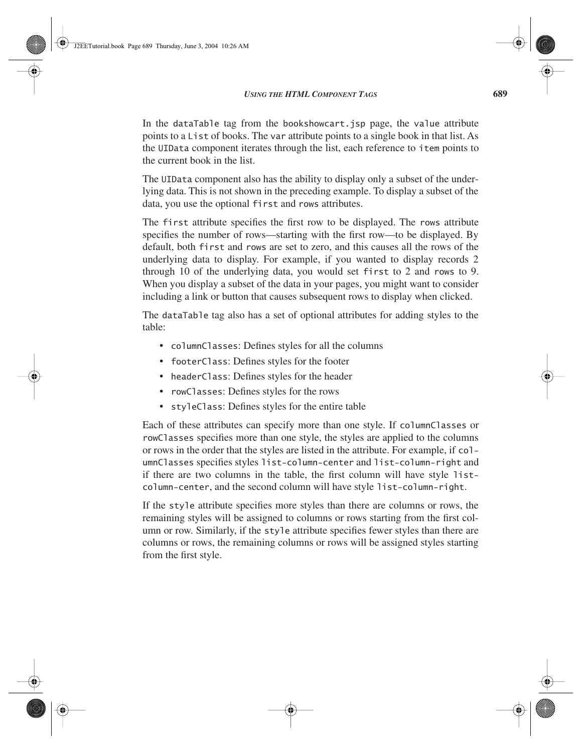In the `dataTable` tag from the `bookshowcart.jsp` page, the `value` attribute points to a `List` of books. The `var` attribute points to a single book in that list. As the `UIData` component iterates through the list, each reference to `item` points to the current book in the list.

The `UIData` component also has the ability to display only a subset of the underlying data. This is not shown in the preceding example. To display a subset of the data, you use the optional `first` and `rows` attributes.

The `first` attribute specifies the first row to be displayed. The `rows` attribute specifies the number of rows—starting with the first row—to be displayed. By default, both `first` and `rows` are set to zero, and this causes all the rows of the underlying data to display. For example, if you wanted to display records 2 through 10 of the underlying data, you would set `first` to 2 and `rows` to 9. When you display a subset of the data in your pages, you might want to consider including a link or button that causes subsequent rows to display when clicked.

The `dataTable` tag also has a set of optional attributes for adding styles to the table:

- `columnClasses`: Defines styles for all the columns
- `footerClass`: Defines styles for the footer
- `headerClass`: Defines styles for the header
- `rowClasses`: Defines styles for the rows
- `styleClass`: Defines styles for the entire table

Each of these attributes can specify more than one style. If `columnClasses` or `rowClasses` specifies more than one style, the styles are applied to the columns or rows in the order that the styles are listed in the attribute. For example, if `columnClasses` specifies styles `list-column-center` and `list-column-right` and if there are two columns in the table, the first column will have style `list-column-center`, and the second column will have style `list-column-right`.

If the `style` attribute specifies more styles than there are columns or rows, the remaining styles will be assigned to columns or rows starting from the first column or row. Similarly, if the `style` attribute specifies fewer styles than there are columns or rows, the remaining columns or rows will be assigned styles starting from the first style.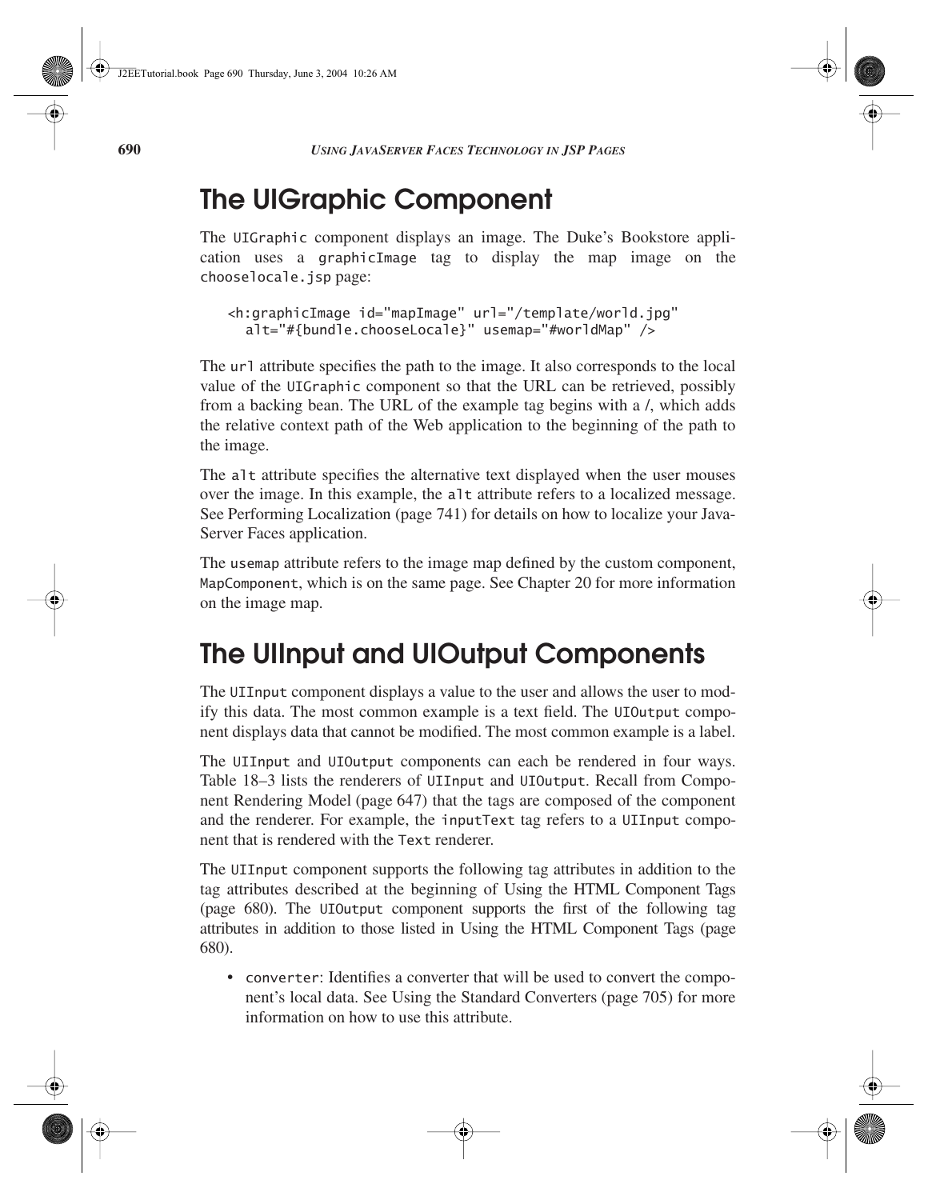## The UIGraphic Component

The `UIGraphic` component displays an image. The Duke's Bookstore application uses a `graphicImage` tag to display the map image on the `chooselocale.jsp` page:

```
<h:graphicImage id="mapImage" url="/template/world.jpg"
  alt="#{bundle.chooseLocale}" usemap="#worldMap" />
```

The `url` attribute specifies the path to the image. It also corresponds to the local value of the `UIGraphic` component so that the URL can be retrieved, possibly from a backing bean. The URL of the example tag begins with a `/`, which adds the relative context path of the Web application to the beginning of the path to the image.

The `alt` attribute specifies the alternative text displayed when the user mouses over the image. In this example, the `alt` attribute refers to a localized message. See Performing Localization (page 741) for details on how to localize your JavaServer Faces application.

The `usemap` attribute refers to the image map defined by the custom component, `MapComponent`, which is on the same page. See Chapter 20 for more information on the image map.

## The UIInput and UIOutput Components

The `UIInput` component displays a value to the user and allows the user to modify this data. The most common example is a text field. The `UIOutput` component displays data that cannot be modified. The most common example is a label.

The `UIInput` and `UIOutput` components can each be rendered in four ways. Table 18–3 lists the renderers of `UIInput` and `UIOutput`. Recall from Component Rendering Model (page 647) that the tags are composed of the component and the renderer. For example, the `inputText` tag refers to a `UIInput` component that is rendered with the `Text` renderer.

The `UIInput` component supports the following tag attributes in addition to the tag attributes described at the beginning of Using the HTML Component Tags (page 680). The `UIOutput` component supports the first of the following tag attributes in addition to those listed in Using the HTML Component Tags (page 680).

- `converter`: Identifies a converter that will be used to convert the component's local data. See Using the Standard Converters (page 705) for more information on how to use this attribute.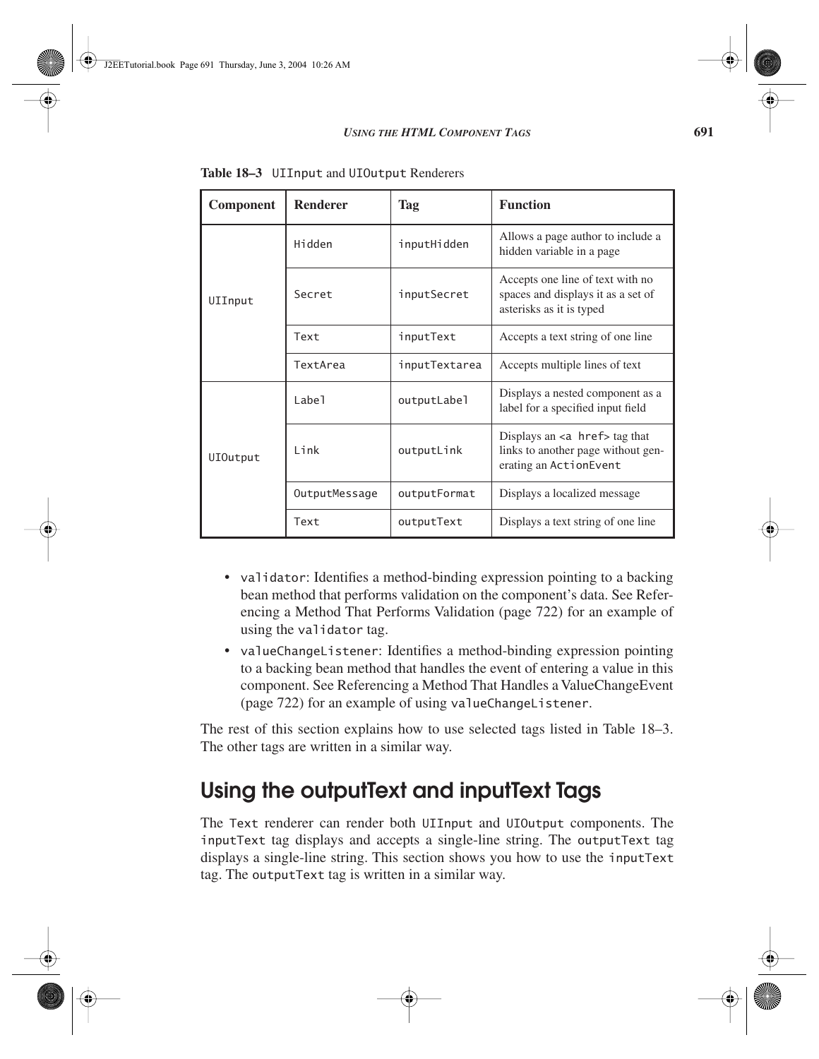**Table 18–3** `UIInput` and `UIOutput` Renderers

| Component | Renderer | Tag | Function |
|---|---|---|---|
| `UIInput` | `Hidden` | `inputHidden` | Allows a page author to include a hidden variable in a page |
| | `Secret` | `inputSecret` | Accepts one line of text with no spaces and displays it as a set of asterisks as it is typed |
| | `Text` | `inputText` | Accepts a text string of one line |
| | `TextArea` | `inputTextarea` | Accepts multiple lines of text |
| `UIOutput` | `Label` | `outputLabel` | Displays a nested component as a label for a specified input field |
| | `Link` | `outputLink` | Displays an `<a href>` tag that links to another page without generating an `ActionEvent` |
| | `OutputMessage` | `outputFormat` | Displays a localized message |
| | `Text` | `outputText` | Displays a text string of one line |

- `validator`: Identifies a method-binding expression pointing to a backing bean method that performs validation on the component's data. See Referencing a Method That Performs Validation (page 722) for an example of using the `validator` tag.
- `valueChangeListener`: Identifies a method-binding expression pointing to a backing bean method that handles the event of entering a value in this component. See Referencing a Method That Handles a ValueChangeEvent (page 722) for an example of using `valueChangeListener`.

The rest of this section explains how to use selected tags listed in Table 18–3. The other tags are written in a similar way.

## Using the outputText and inputText Tags

The `Text` renderer can render both `UIInput` and `UIOutput` components. The `inputText` tag displays and accepts a single-line string. The `outputText` tag displays a single-line string. This section shows you how to use the `inputText` tag. The `outputText` tag is written in a similar way.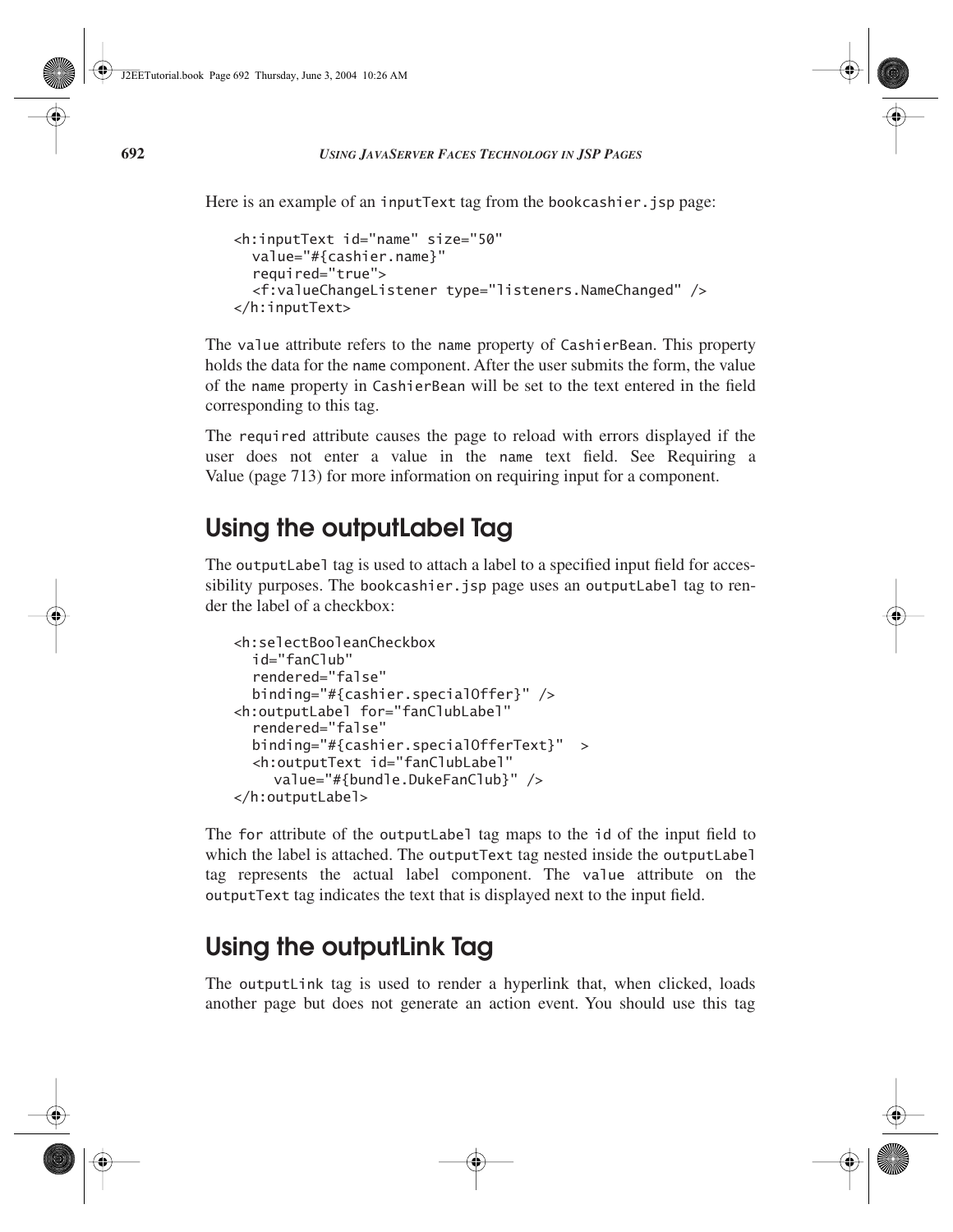Here is an example of an `inputText` tag from the `bookcashier.jsp` page:

```
<h:inputText id="name" size="50"
  value="#{cashier.name}"
  required="true">
  <f:valueChangeListener type="listeners.NameChanged" />
</h:inputText>
```

The `value` attribute refers to the `name` property of `CashierBean`. This property holds the data for the `name` component. After the user submits the form, the value of the `name` property in `CashierBean` will be set to the text entered in the field corresponding to this tag.

The `required` attribute causes the page to reload with errors displayed if the user does not enter a value in the `name` text field. See Requiring a Value (page 713) for more information on requiring input for a component.

## Using the outputLabel Tag

The `outputLabel` tag is used to attach a label to a specified input field for accessibility purposes. The `bookcashier.jsp` page uses an `outputLabel` tag to render the label of a checkbox:

```
<h:selectBooleanCheckbox
  id="fanClub"
  rendered="false"
  binding="#{cashier.specialOffer}" />
<h:outputLabel for="fanClubLabel"
  rendered="false"
  binding="#{cashier.specialOfferText}"  >
  <h:outputText id="fanClubLabel"
    value="#{bundle.DukeFanClub}" />
</h:outputLabel>
```

The `for` attribute of the `outputLabel` tag maps to the `id` of the input field to which the label is attached. The `outputText` tag nested inside the `outputLabel` tag represents the actual label component. The `value` attribute on the `outputText` tag indicates the text that is displayed next to the input field.

## Using the outputLink Tag

The `outputLink` tag is used to render a hyperlink that, when clicked, loads another page but does not generate an action event. You should use this tag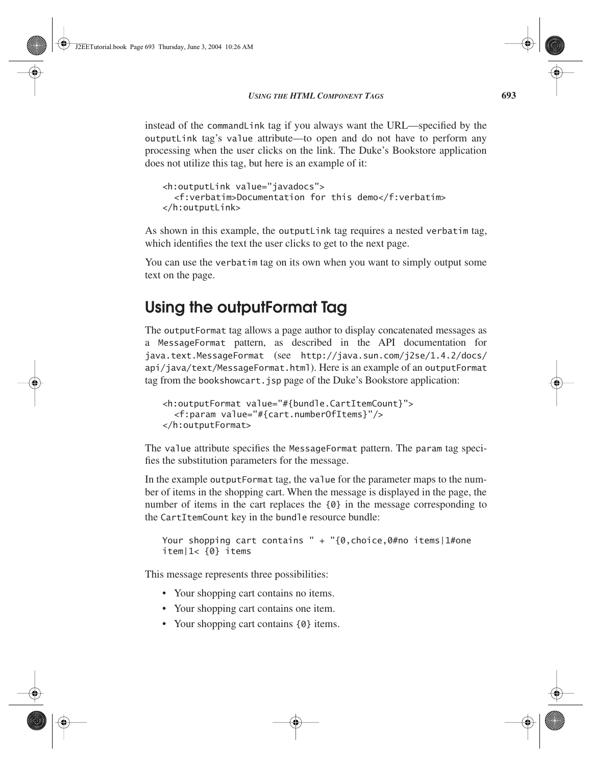instead of the `commandLink` tag if you always want the URL—specified by the `outputLink` tag's `value` attribute—to open and do not have to perform any processing when the user clicks on the link. The Duke's Bookstore application does not utilize this tag, but here is an example of it:

```
<h:outputLink value="javadocs">
  <f:verbatim>Documentation for this demo</f:verbatim>
</h:outputLink>
```

As shown in this example, the `outputLink` tag requires a nested `verbatim` tag, which identifies the text the user clicks to get to the next page.

You can use the `verbatim` tag on its own when you want to simply output some text on the page.

## Using the outputFormat Tag

The `outputFormat` tag allows a page author to display concatenated messages as a `MessageFormat` pattern, as described in the API documentation for `java.text.MessageFormat` (see `http://java.sun.com/j2se/1.4.2/docs/api/java/text/MessageFormat.html`). Here is an example of an `outputFormat` tag from the `bookshowcart.jsp` page of the Duke's Bookstore application:

```
<h:outputFormat value="#{bundle.CartItemCount}">
  <f:param value="#{cart.numberOfItems}"/>
</h:outputFormat>
```

The `value` attribute specifies the `MessageFormat` pattern. The `param` tag specifies the substitution parameters for the message.

In the example `outputFormat` tag, the `value` for the parameter maps to the number of items in the shopping cart. When the message is displayed in the page, the number of items in the cart replaces the `{0}` in the message corresponding to the `CartItemCount` key in the `bundle` resource bundle:

```
Your shopping cart contains " + "{0,choice,0#no items|1#one
item|1< {0} items
```

This message represents three possibilities:

- Your shopping cart contains no items.
- Your shopping cart contains one item.
- Your shopping cart contains `{0}` items.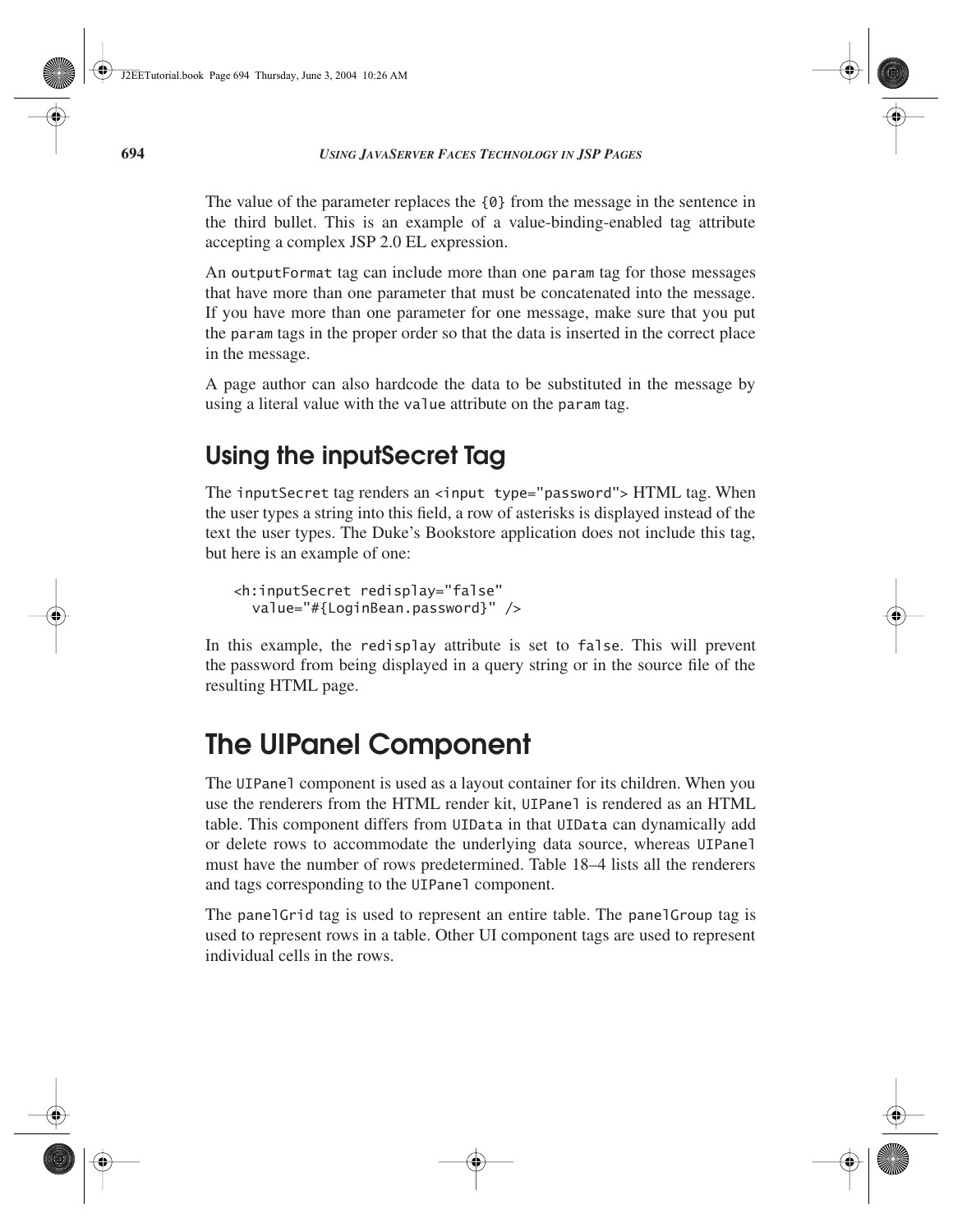The value of the parameter replaces the `{0}` from the message in the sentence in the third bullet. This is an example of a value-binding-enabled tag attribute accepting a complex JSP 2.0 EL expression.

An `outputFormat` tag can include more than one `param` tag for those messages that have more than one parameter that must be concatenated into the message. If you have more than one parameter for one message, make sure that you put the `param` tags in the proper order so that the data is inserted in the correct place in the message.

A page author can also hardcode the data to be substituted in the message by using a literal value with the `value` attribute on the `param` tag.

## Using the inputSecret Tag

The `inputSecret` tag renders an `<input type="password">` HTML tag. When the user types a string into this field, a row of asterisks is displayed instead of the text the user types. The Duke's Bookstore application does not include this tag, but here is an example of one:

```
<h:inputSecret redisplay="false"
  value="#{LoginBean.password}" />
```

In this example, the `redisplay` attribute is set to `false`. This will prevent the password from being displayed in a query string or in the source file of the resulting HTML page.

# The UIPanel Component

The `UIPanel` component is used as a layout container for its children. When you use the renderers from the HTML render kit, `UIPanel` is rendered as an HTML table. This component differs from `UIData` in that `UIData` can dynamically add or delete rows to accommodate the underlying data source, whereas `UIPanel` must have the number of rows predetermined. Table 18–4 lists all the renderers and tags corresponding to the `UIPanel` component.

The `panelGrid` tag is used to represent an entire table. The `panelGroup` tag is used to represent rows in a table. Other UI component tags are used to represent individual cells in the rows.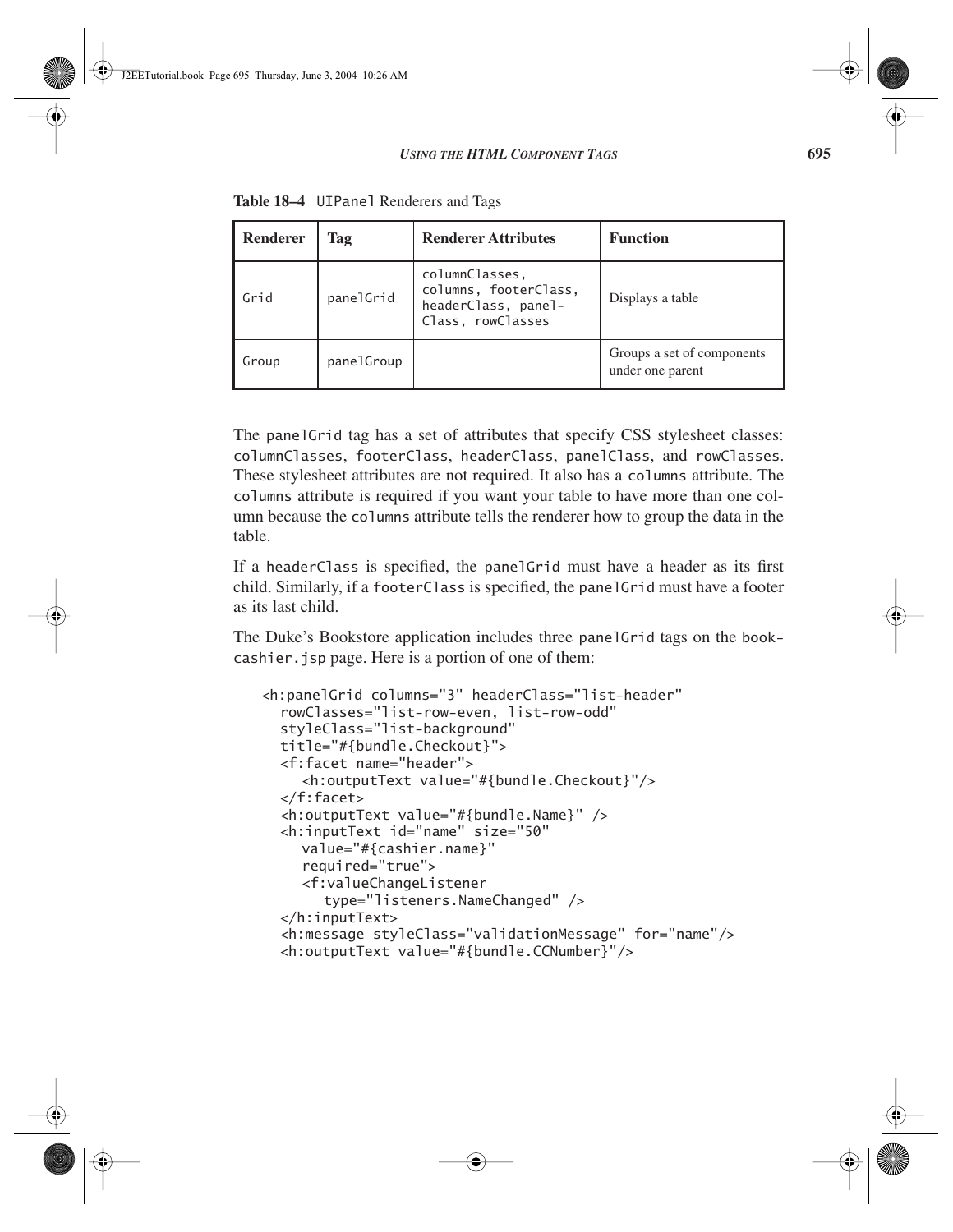**Table 18–4** `UIPanel` Renderers and Tags

| Renderer | Tag | Renderer Attributes | Function |
| --- | --- | --- | --- |
| `Grid` | `panelGrid` | `columnClasses, columns, footerClass, headerClass, panelClass, rowClasses` | Displays a table |
| `Group` | `panelGroup` | | Groups a set of components under one parent |

The `panelGrid` tag has a set of attributes that specify CSS stylesheet classes: `columnClasses`, `footerClass`, `headerClass`, `panelClass`, and `rowClasses`. These stylesheet attributes are not required. It also has a `columns` attribute. The `columns` attribute is required if you want your table to have more than one column because the `columns` attribute tells the renderer how to group the data in the table.

If a `headerClass` is specified, the `panelGrid` must have a header as its first child. Similarly, if a `footerClass` is specified, the `panelGrid` must have a footer as its last child.

The Duke's Bookstore application includes three `panelGrid` tags on the `bookcashier.jsp` page. Here is a portion of one of them:

```
<h:panelGrid columns="3" headerClass="list-header"
  rowClasses="list-row-even, list-row-odd"
  styleClass="list-background"
  title="#{bundle.Checkout}">
  <f:facet name="header">
    <h:outputText value="#{bundle.Checkout}"/>
  </f:facet>
  <h:outputText value="#{bundle.Name}" />
  <h:inputText id="name" size="50"
    value="#{cashier.name}"
    required="true">
    <f:valueChangeListener
      type="listeners.NameChanged" />
  </h:inputText>
  <h:message styleClass="validationMessage" for="name"/>
  <h:outputText value="#{bundle.CCNumber}"/>
```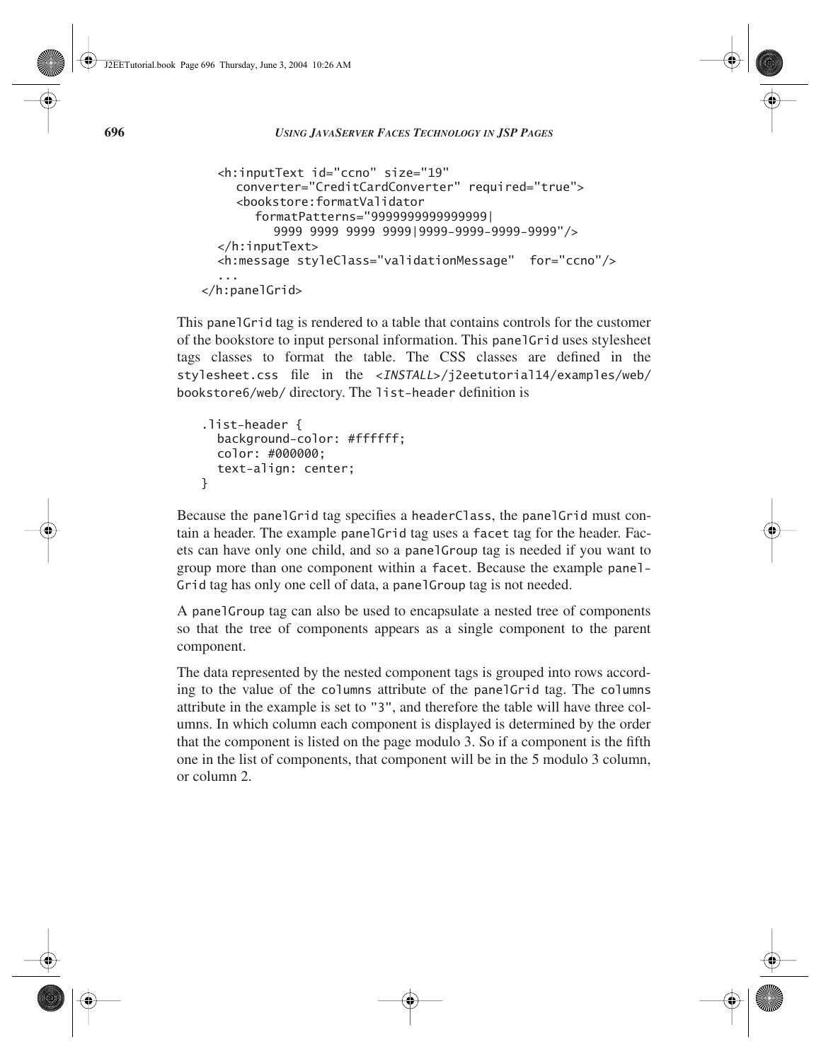```
    <h:inputText id="ccno" size="19"
       converter="CreditCardConverter" required="true">
       <bookstore:formatValidator
          formatPatterns="9999999999999999|
             9999 9999 9999 9999|9999-9999-9999-9999"/>
    </h:inputText>
    <h:message styleClass="validationMessage"  for="ccno"/>
    ...
</h:panelGrid>
```

This panelGrid tag is rendered to a table that contains controls for the customer of the bookstore to input personal information. This panelGrid uses stylesheet tags classes to format the table. The CSS classes are defined in the stylesheet.css file in the *<INSTALL>*/j2eetutorial14/examples/web/bookstore6/web/ directory. The list-header definition is

```
.list-header {
  background-color: #ffffff;
  color: #000000;
  text-align: center;
}
```

Because the panelGrid tag specifies a headerClass, the panelGrid must contain a header. The example panelGrid tag uses a facet tag for the header. Facets can have only one child, and so a panelGroup tag is needed if you want to group more than one component within a facet. Because the example panelGrid tag has only one cell of data, a panelGroup tag is not needed.

A panelGroup tag can also be used to encapsulate a nested tree of components so that the tree of components appears as a single component to the parent component.

The data represented by the nested component tags is grouped into rows according to the value of the columns attribute of the panelGrid tag. The columns attribute in the example is set to "3", and therefore the table will have three columns. In which column each component is displayed is determined by the order that the component is listed on the page modulo 3. So if a component is the fifth one in the list of components, that component will be in the 5 modulo 3 column, or column 2.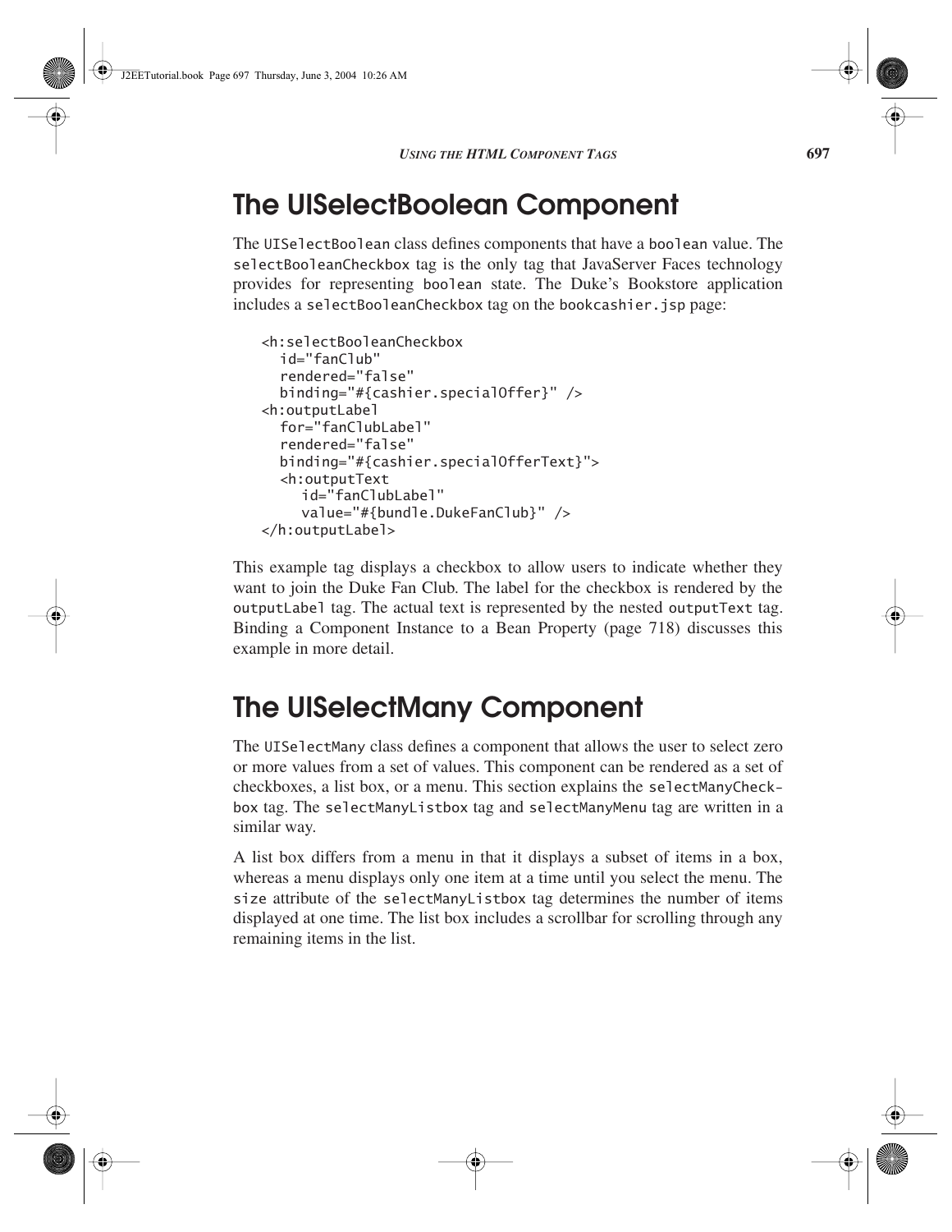## The UISelectBoolean Component

The `UISelectBoolean` class defines components that have a `boolean` value. The `selectBooleanCheckbox` tag is the only tag that JavaServer Faces technology provides for representing `boolean` state. The Duke's Bookstore application includes a `selectBooleanCheckbox` tag on the `bookcashier.jsp` page:

```
<h:selectBooleanCheckbox
  id="fanClub"
  rendered="false"
  binding="#{cashier.specialOffer}" />
<h:outputLabel
  for="fanClubLabel"
  rendered="false"
  binding="#{cashier.specialOfferText}">
  <h:outputText
    id="fanClubLabel"
    value="#{bundle.DukeFanClub}" />
</h:outputLabel>
```

This example tag displays a checkbox to allow users to indicate whether they want to join the Duke Fan Club. The label for the checkbox is rendered by the `outputLabel` tag. The actual text is represented by the nested `outputText` tag. Binding a Component Instance to a Bean Property (page 718) discusses this example in more detail.

## The UISelectMany Component

The `UISelectMany` class defines a component that allows the user to select zero or more values from a set of values. This component can be rendered as a set of checkboxes, a list box, or a menu. This section explains the `selectManyCheckbox` tag. The `selectManyListbox` tag and `selectManyMenu` tag are written in a similar way.

A list box differs from a menu in that it displays a subset of items in a box, whereas a menu displays only one item at a time until you select the menu. The `size` attribute of the `selectManyListbox` tag determines the number of items displayed at one time. The list box includes a scrollbar for scrolling through any remaining items in the list.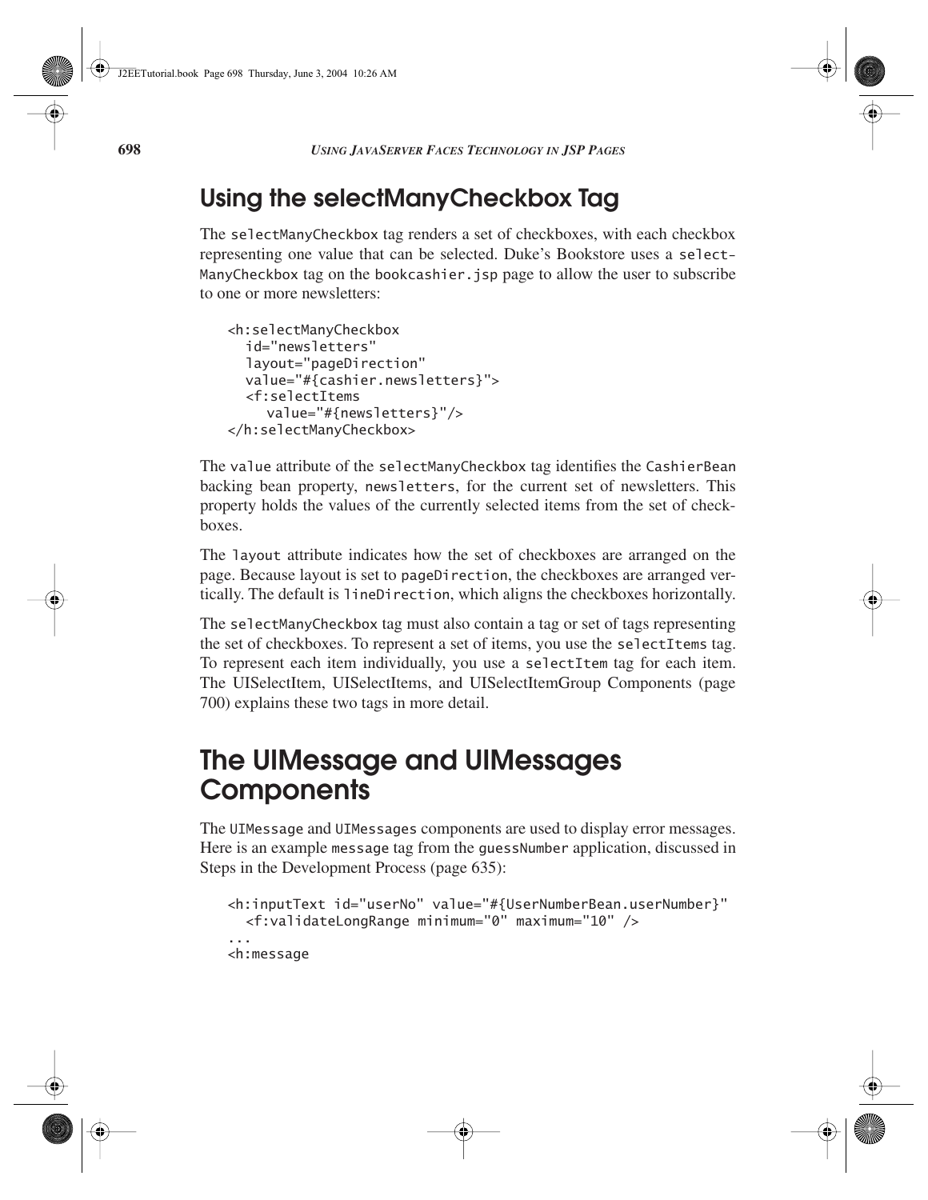## Using the selectManyCheckbox Tag

The `selectManyCheckbox` tag renders a set of checkboxes, with each checkbox representing one value that can be selected. Duke's Bookstore uses a `selectManyCheckbox` tag on the `bookcashier.jsp` page to allow the user to subscribe to one or more newsletters:

```
<h:selectManyCheckbox
  id="newsletters"
  layout="pageDirection"
  value="#{cashier.newsletters}">
  <f:selectItems
    value="#{newsletters}"/>
</h:selectManyCheckbox>
```

The `value` attribute of the `selectManyCheckbox` tag identifies the `CashierBean` backing bean property, `newsletters`, for the current set of newsletters. This property holds the values of the currently selected items from the set of checkboxes.

The `layout` attribute indicates how the set of checkboxes are arranged on the page. Because layout is set to `pageDirection`, the checkboxes are arranged vertically. The default is `lineDirection`, which aligns the checkboxes horizontally.

The `selectManyCheckbox` tag must also contain a tag or set of tags representing the set of checkboxes. To represent a set of items, you use the `selectItems` tag. To represent each item individually, you use a `selectItem` tag for each item. The UISelectItem, UISelectItems, and UISelectItemGroup Components (page 700) explains these two tags in more detail.

## The UIMessage and UIMessages Components

The `UIMessage` and `UIMessages` components are used to display error messages. Here is an example `message` tag from the `guessNumber` application, discussed in Steps in the Development Process (page 635):

```
<h:inputText id="userNo" value="#{UserNumberBean.userNumber}"
  <f:validateLongRange minimum="0" maximum="10" />
...
<h:message
```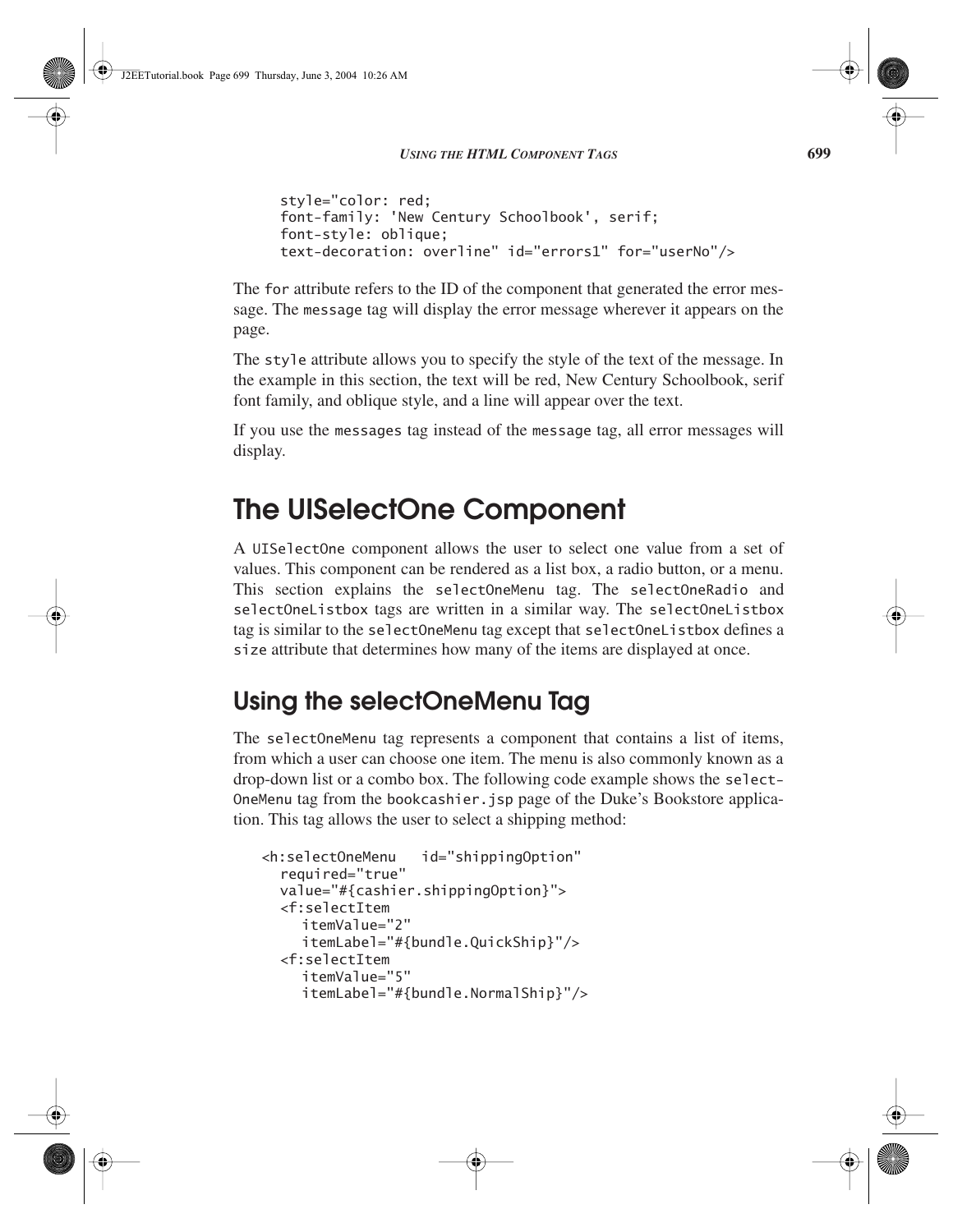```
style="color: red;
font-family: 'New Century Schoolbook', serif;
font-style: oblique;
text-decoration: overline" id="errors1" for="userNo"/>
```

The `for` attribute refers to the ID of the component that generated the error message. The `message` tag will display the error message wherever it appears on the page.

The `style` attribute allows you to specify the style of the text of the message. In the example in this section, the text will be red, New Century Schoolbook, serif font family, and oblique style, and a line will appear over the text.

If you use the `messages` tag instead of the `message` tag, all error messages will display.

# The UISelectOne Component

A `UISelectOne` component allows the user to select one value from a set of values. This component can be rendered as a list box, a radio button, or a menu. This section explains the `selectOneMenu` tag. The `selectOneRadio` and `selectOneListbox` tags are written in a similar way. The `selectOneListbox` tag is similar to the `selectOneMenu` tag except that `selectOneListbox` defines a `size` attribute that determines how many of the items are displayed at once.

## Using the selectOneMenu Tag

The `selectOneMenu` tag represents a component that contains a list of items, from which a user can choose one item. The menu is also commonly known as a drop-down list or a combo box. The following code example shows the `selectOneMenu` tag from the `bookcashier.jsp` page of the Duke's Bookstore application. This tag allows the user to select a shipping method:

```
<h:selectOneMenu   id="shippingOption"
  required="true"
  value="#{cashier.shippingOption}">
  <f:selectItem
     itemValue="2"
     itemLabel="#{bundle.QuickShip}"/>
  <f:selectItem
     itemValue="5"
     itemLabel="#{bundle.NormalShip}"/>
```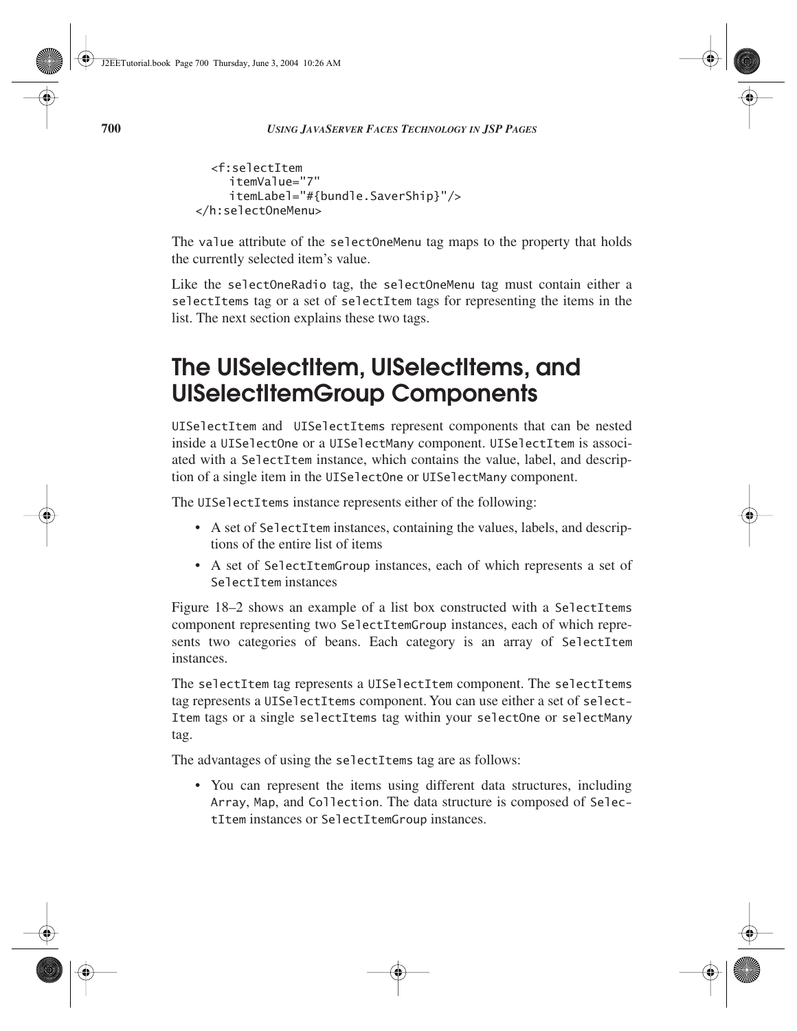```
    <f:selectItem
        itemValue="7"
        itemLabel="#{bundle.SaverShip}"/>
</h:selectOneMenu>
```

The `value` attribute of the `selectOneMenu` tag maps to the property that holds the currently selected item's value.

Like the `selectOneRadio` tag, the `selectOneMenu` tag must contain either a `selectItems` tag or a set of `selectItem` tags for representing the items in the list. The next section explains these two tags.

## The UISelectItem, UISelectItems, and UISelectItemGroup Components

`UISelectItem` and `UISelectItems` represent components that can be nested inside a `UISelectOne` or a `UISelectMany` component. `UISelectItem` is associated with a `SelectItem` instance, which contains the value, label, and description of a single item in the `UISelectOne` or `UISelectMany` component.

The `UISelectItems` instance represents either of the following:

- A set of `SelectItem` instances, containing the values, labels, and descriptions of the entire list of items
- A set of `SelectItemGroup` instances, each of which represents a set of `SelectItem` instances

Figure 18–2 shows an example of a list box constructed with a `SelectItems` component representing two `SelectItemGroup` instances, each of which represents two categories of beans. Each category is an array of `SelectItem` instances.

The `selectItem` tag represents a `UISelectItem` component. The `selectItems` tag represents a `UISelectItems` component. You can use either a set of `selectItem` tags or a single `selectItems` tag within your `selectOne` or `selectMany` tag.

The advantages of using the `selectItems` tag are as follows:

- You can represent the items using different data structures, including `Array`, `Map`, and `Collection`. The data structure is composed of `SelectItem` instances or `SelectItemGroup` instances.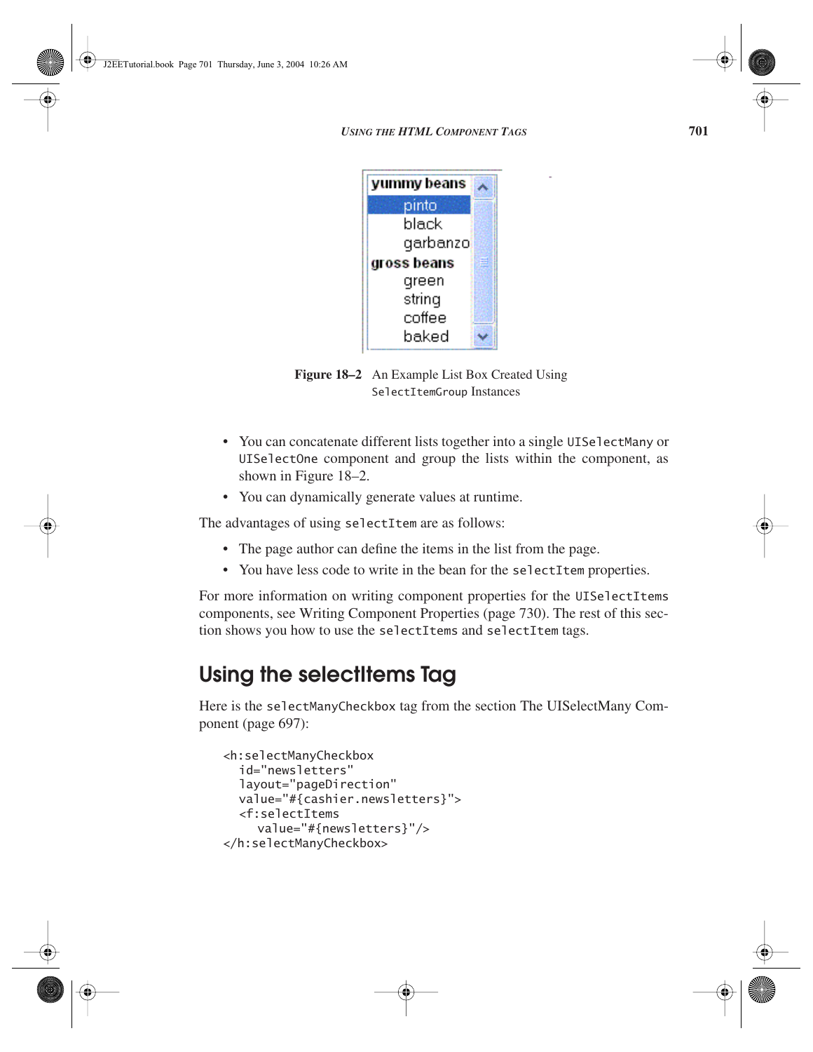Figure 18–2 An Example List Box Created Using `SelectItemGroup` Instances

- You can concatenate different lists together into a single `UISelectMany` or `UISelectOne` component and group the lists within the component, as shown in Figure 18–2.
- You can dynamically generate values at runtime.

The advantages of using `selectItem` are as follows:

- The page author can define the items in the list from the page.
- You have less code to write in the bean for the `selectItem` properties.

For more information on writing component properties for the `UISelectItems` components, see Writing Component Properties (page 730). The rest of this section shows you how to use the `selectItems` and `selectItem` tags.

## Using the selectItems Tag

Here is the `selectManyCheckbox` tag from the section The UISelectMany Component (page 697):

```
<h:selectManyCheckbox
  id="newsletters"
  layout="pageDirection"
  value="#{cashier.newsletters}">
  <f:selectItems
    value="#{newsletters}"/>
</h:selectManyCheckbox>
```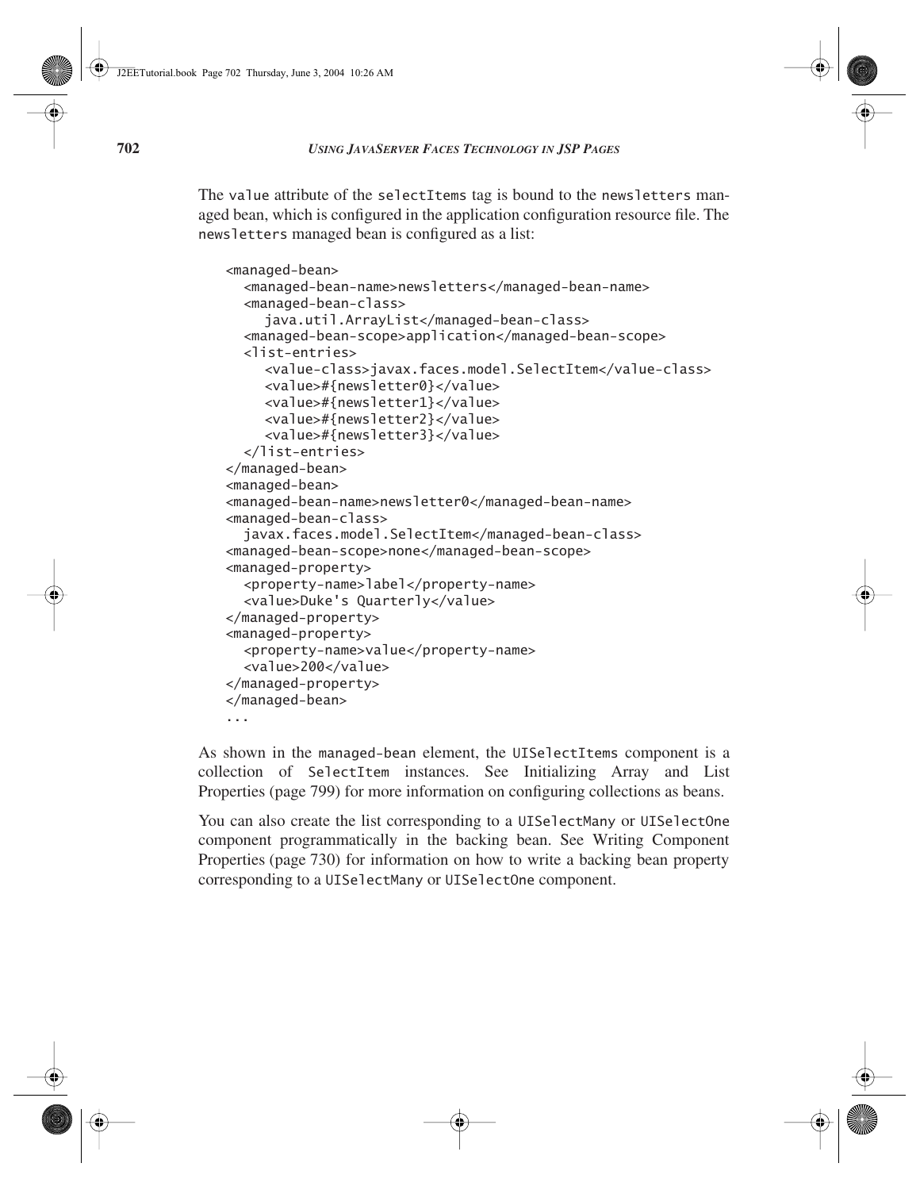The `value` attribute of the `selectItems` tag is bound to the `newsletters` managed bean, which is configured in the application configuration resource file. The `newsletters` managed bean is configured as a list:

```
<managed-bean>
  <managed-bean-name>newsletters</managed-bean-name>
  <managed-bean-class>
    java.util.ArrayList</managed-bean-class>
  <managed-bean-scope>application</managed-bean-scope>
  <list-entries>
    <value-class>javax.faces.model.SelectItem</value-class>
    <value>#{newsletter0}</value>
    <value>#{newsletter1}</value>
    <value>#{newsletter2}</value>
    <value>#{newsletter3}</value>
  </list-entries>
</managed-bean>
<managed-bean>
<managed-bean-name>newsletter0</managed-bean-name>
<managed-bean-class>
  javax.faces.model.SelectItem</managed-bean-class>
<managed-bean-scope>none</managed-bean-scope>
<managed-property>
  <property-name>label</property-name>
  <value>Duke's Quarterly</value>
</managed-property>
<managed-property>
  <property-name>value</property-name>
  <value>200</value>
</managed-property>
</managed-bean>
...
```

As shown in the `managed-bean` element, the `UISelectItems` component is a collection of `SelectItem` instances. See Initializing Array and List Properties (page 799) for more information on configuring collections as beans.

You can also create the list corresponding to a `UISelectMany` or `UISelectOne` component programmatically in the backing bean. See Writing Component Properties (page 730) for information on how to write a backing bean property corresponding to a `UISelectMany` or `UISelectOne` component.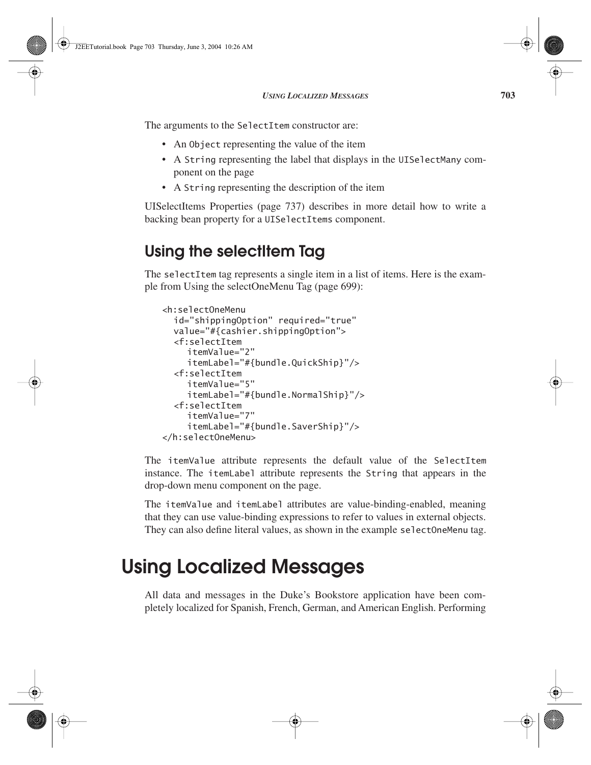The arguments to the `SelectItem` constructor are:

- An `Object` representing the value of the item
- A `String` representing the label that displays in the `UISelectMany` component on the page
- A `String` representing the description of the item

UISelectItems Properties (page 737) describes in more detail how to write a backing bean property for a `UISelectItems` component.

## Using the selectItem Tag

The `selectItem` tag represents a single item in a list of items. Here is the example from Using the selectOneMenu Tag (page 699):

```
<h:selectOneMenu
  id="shippingOption" required="true"
  value="#{cashier.shippingOption">
  <f:selectItem
    itemValue="2"
    itemLabel="#{bundle.QuickShip}"/>
  <f:selectItem
    itemValue="5"
    itemLabel="#{bundle.NormalShip}"/>
  <f:selectItem
    itemValue="7"
    itemLabel="#{bundle.SaverShip}"/>
</h:selectOneMenu>
```

The `itemValue` attribute represents the default value of the `SelectItem` instance. The `itemLabel` attribute represents the `String` that appears in the drop-down menu component on the page.

The `itemValue` and `itemLabel` attributes are value-binding-enabled, meaning that they can use value-binding expressions to refer to values in external objects. They can also define literal values, as shown in the example `selectOneMenu` tag.

# Using Localized Messages

All data and messages in the Duke's Bookstore application have been completely localized for Spanish, French, German, and American English. Performing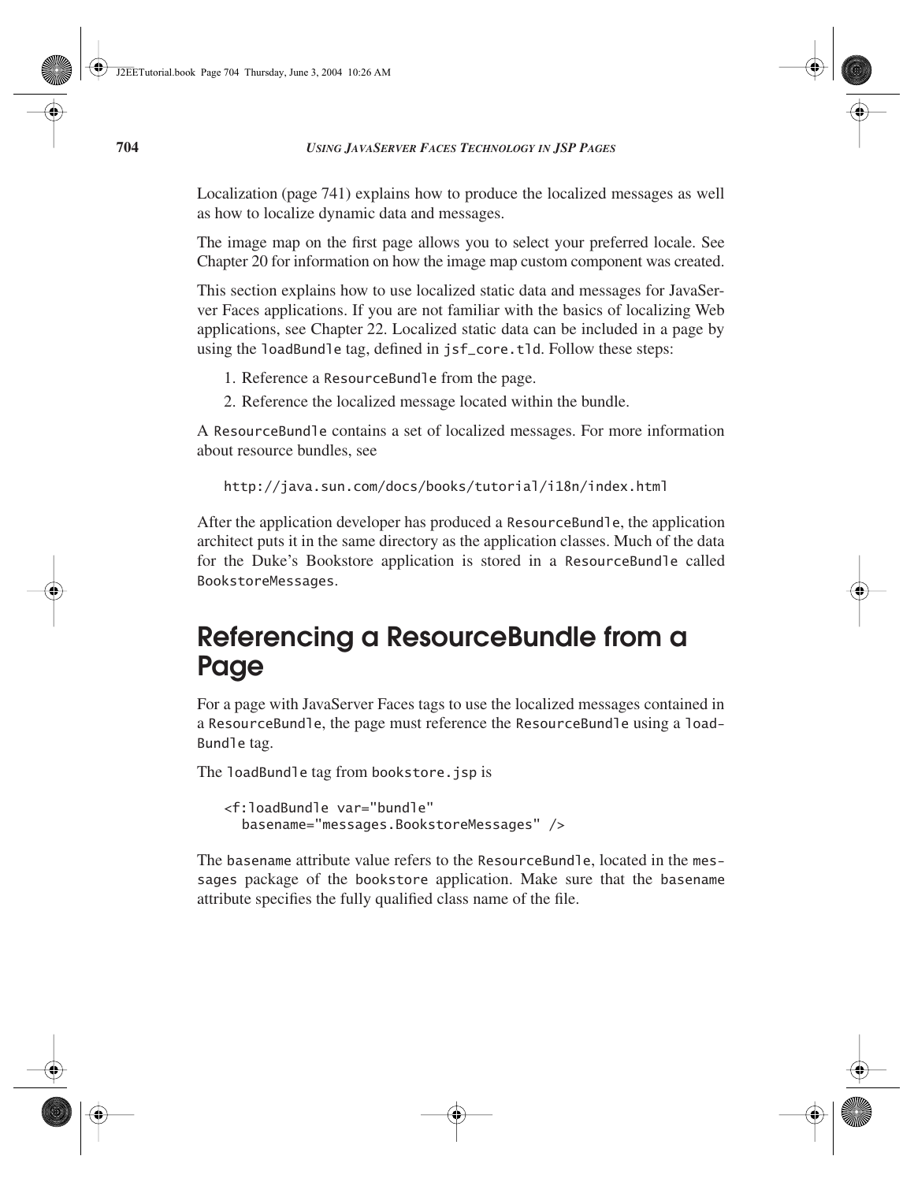Localization (page 741) explains how to produce the localized messages as well as how to localize dynamic data and messages.

The image map on the first page allows you to select your preferred locale. See Chapter 20 for information on how the image map custom component was created.

This section explains how to use localized static data and messages for JavaServer Faces applications. If you are not familiar with the basics of localizing Web applications, see Chapter 22. Localized static data can be included in a page by using the `loadBundle` tag, defined in `jsf_core.tld`. Follow these steps:

1. Reference a `ResourceBundle` from the page.
2. Reference the localized message located within the bundle.

A `ResourceBundle` contains a set of localized messages. For more information about resource bundles, see

```
http://java.sun.com/docs/books/tutorial/i18n/index.html
```

After the application developer has produced a `ResourceBundle`, the application architect puts it in the same directory as the application classes. Much of the data for the Duke's Bookstore application is stored in a `ResourceBundle` called `BookstoreMessages`.

## Referencing a ResourceBundle from a Page

For a page with JavaServer Faces tags to use the localized messages contained in a `ResourceBundle`, the page must reference the `ResourceBundle` using a `loadBundle` tag.

The `loadBundle` tag from `bookstore.jsp` is

```
<f:loadBundle var="bundle"
  basename="messages.BookstoreMessages" />
```

The `basename` attribute value refers to the `ResourceBundle`, located in the `messages` package of the `bookstore` application. Make sure that the `basename` attribute specifies the fully qualified class name of the file.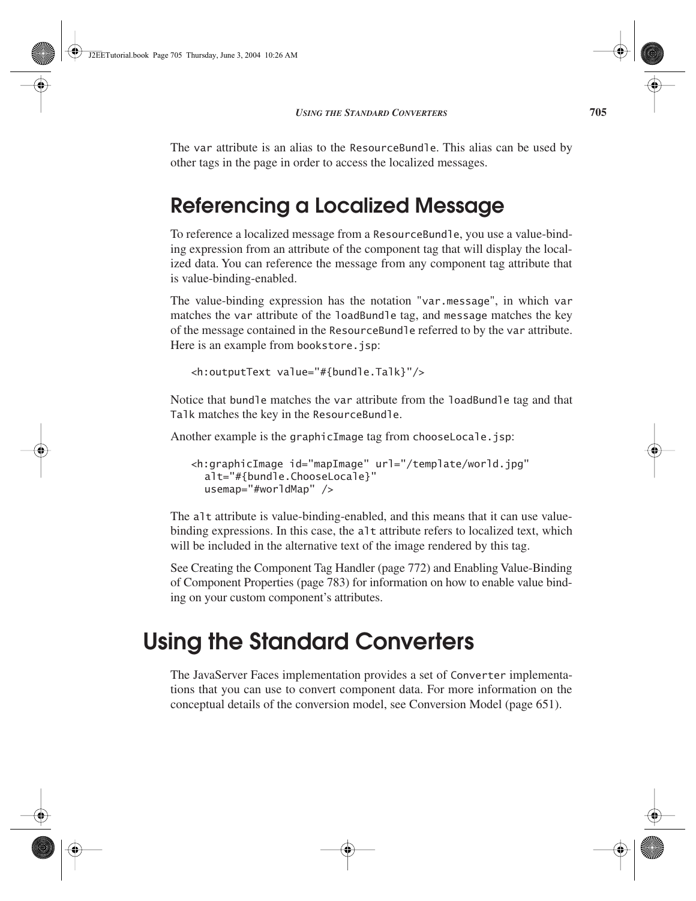The var attribute is an alias to the ResourceBundle. This alias can be used by other tags in the page in order to access the localized messages.

## Referencing a Localized Message

To reference a localized message from a ResourceBundle, you use a value-binding expression from an attribute of the component tag that will display the localized data. You can reference the message from any component tag attribute that is value-binding-enabled.

The value-binding expression has the notation "var.message", in which var matches the var attribute of the loadBundle tag, and message matches the key of the message contained in the ResourceBundle referred to by the var attribute. Here is an example from bookstore.jsp:

```
<h:outputText value="#{bundle.Talk}"/>
```

Notice that bundle matches the var attribute from the loadBundle tag and that Talk matches the key in the ResourceBundle.

Another example is the graphicImage tag from chooseLocale.jsp:

```
<h:graphicImage id="mapImage" url="/template/world.jpg"
  alt="#{bundle.ChooseLocale}"
  usemap="#worldMap" />
```

The alt attribute is value-binding-enabled, and this means that it can use value-binding expressions. In this case, the alt attribute refers to localized text, which will be included in the alternative text of the image rendered by this tag.

See Creating the Component Tag Handler (page 772) and Enabling Value-Binding of Component Properties (page 783) for information on how to enable value binding on your custom component's attributes.

# Using the Standard Converters

The JavaServer Faces implementation provides a set of Converter implementations that you can use to convert component data. For more information on the conceptual details of the conversion model, see Conversion Model (page 651).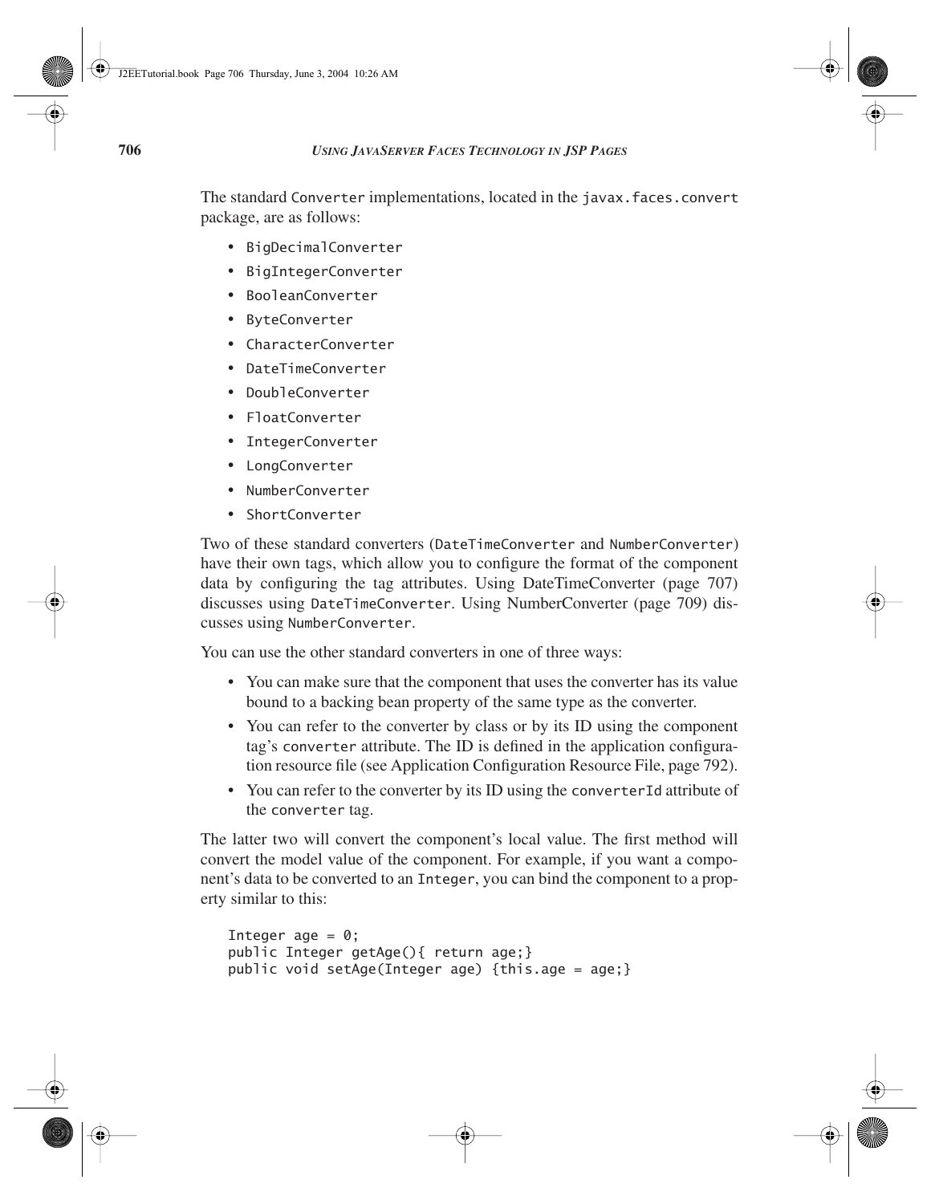The standard `Converter` implementations, located in the `javax.faces.convert` package, are as follows:

- `BigDecimalConverter`
- `BigIntegerConverter`
- `BooleanConverter`
- `ByteConverter`
- `CharacterConverter`
- `DateTimeConverter`
- `DoubleConverter`
- `FloatConverter`
- `IntegerConverter`
- `LongConverter`
- `NumberConverter`
- `ShortConverter`

Two of these standard converters (`DateTimeConverter` and `NumberConverter`) have their own tags, which allow you to configure the format of the component data by configuring the tag attributes. Using DateTimeConverter (page 707) discusses using `DateTimeConverter`. Using NumberConverter (page 709) discusses using `NumberConverter`.

You can use the other standard converters in one of three ways:

- You can make sure that the component that uses the converter has its value bound to a backing bean property of the same type as the converter.
- You can refer to the converter by class or by its ID using the component tag's `converter` attribute. The ID is defined in the application configuration resource file (see Application Configuration Resource File, page 792).
- You can refer to the converter by its ID using the `converterId` attribute of the `converter` tag.

The latter two will convert the component's local value. The first method will convert the model value of the component. For example, if you want a component's data to be converted to an `Integer`, you can bind the component to a property similar to this:

```
Integer age = 0;
public Integer getAge(){ return age;}
public void setAge(Integer age) {this.age = age;}
```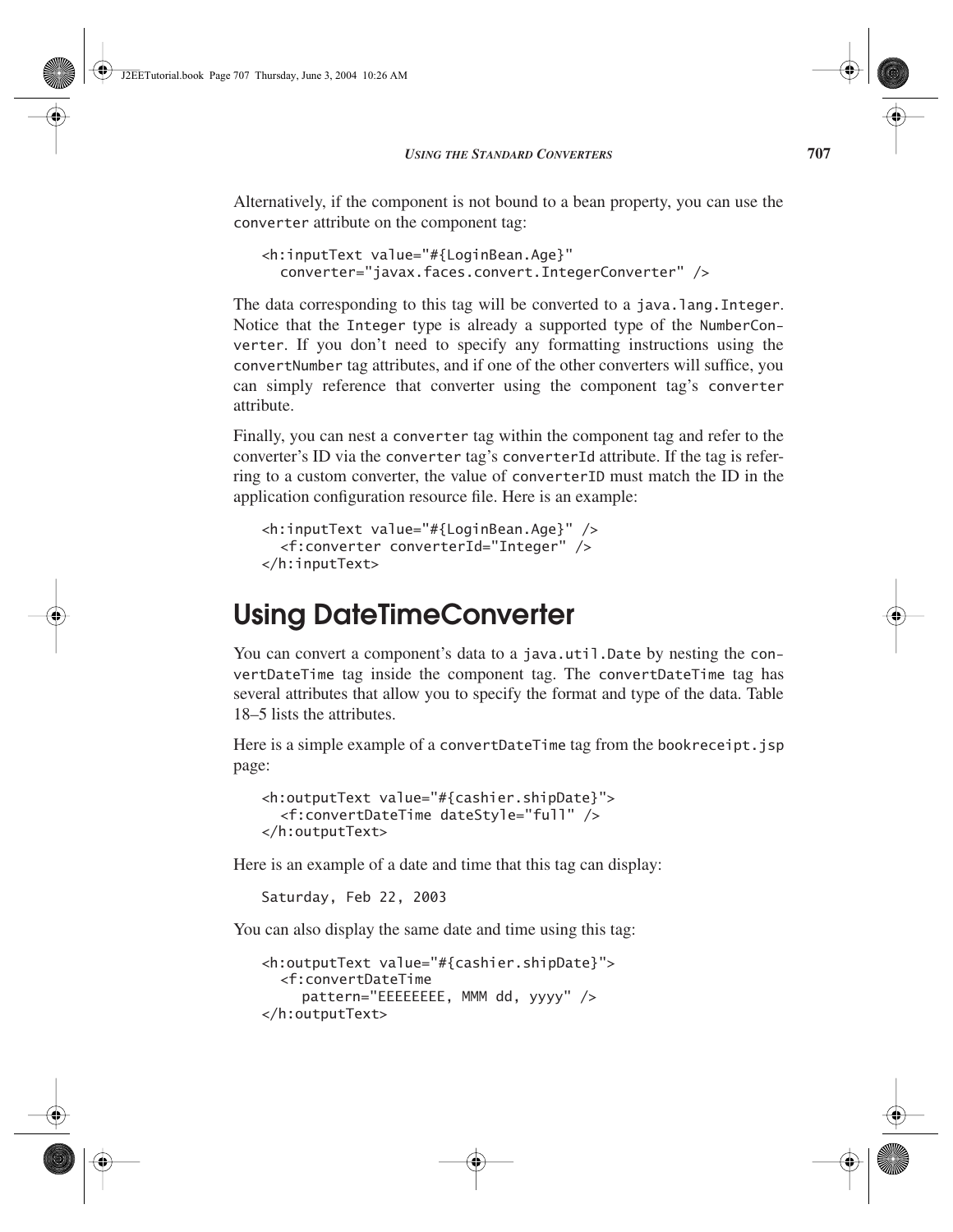Alternatively, if the component is not bound to a bean property, you can use the `converter` attribute on the component tag:

```
<h:inputText value="#{LoginBean.Age}"
  converter="javax.faces.convert.IntegerConverter" />
```

The data corresponding to this tag will be converted to a `java.lang.Integer`. Notice that the `Integer` type is already a supported type of the `NumberConverter`. If you don't need to specify any formatting instructions using the `convertNumber` tag attributes, and if one of the other converters will suffice, you can simply reference that converter using the component tag's `converter` attribute.

Finally, you can nest a `converter` tag within the component tag and refer to the converter's ID via the `converter` tag's `converterId` attribute. If the tag is referring to a custom converter, the value of `converterID` must match the ID in the application configuration resource file. Here is an example:

```
<h:inputText value="#{LoginBean.Age}" />
  <f:converter converterId="Integer" />
</h:inputText>
```

## Using DateTimeConverter

You can convert a component's data to a `java.util.Date` by nesting the `convertDateTime` tag inside the component tag. The `convertDateTime` tag has several attributes that allow you to specify the format and type of the data. Table 18–5 lists the attributes.

Here is a simple example of a `convertDateTime` tag from the `bookreceipt.jsp` page:

```
<h:outputText value="#{cashier.shipDate}">
  <f:convertDateTime dateStyle="full" />
</h:outputText>
```

Here is an example of a date and time that this tag can display:

```
Saturday, Feb 22, 2003
```

You can also display the same date and time using this tag:

```
<h:outputText value="#{cashier.shipDate}">
  <f:convertDateTime
    pattern="EEEEEEEE, MMM dd, yyyy" />
</h:outputText>
```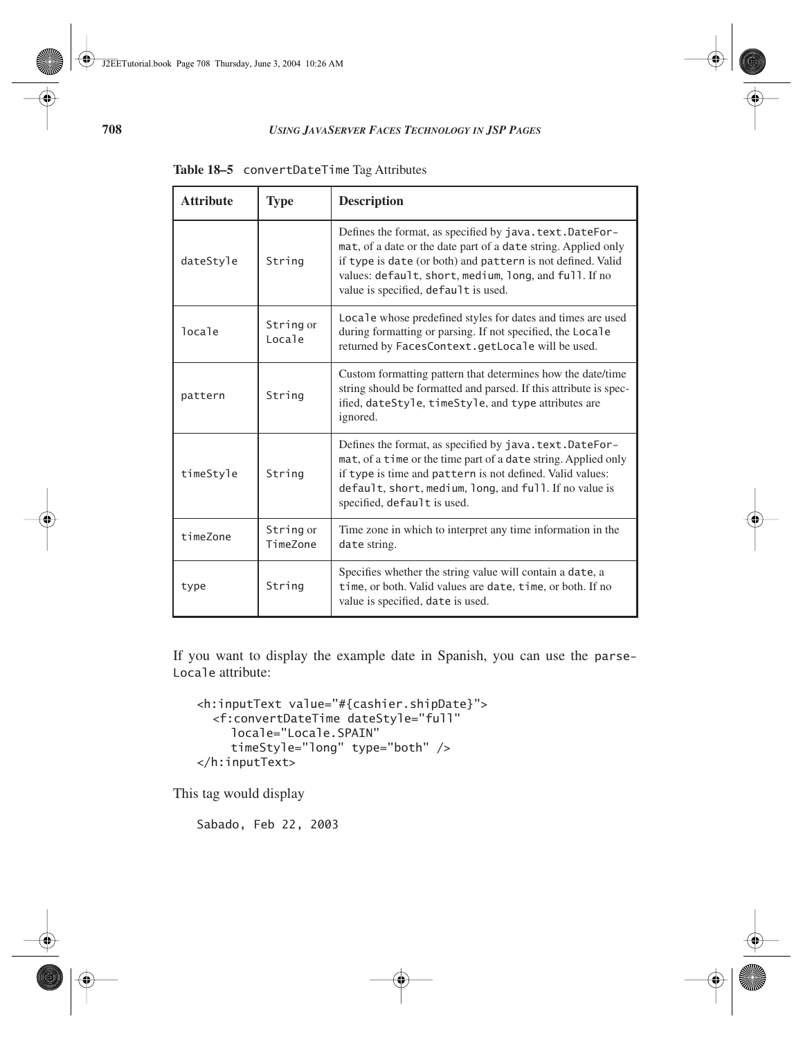**Table 18–5** `convertDateTime` Tag Attributes

| Attribute | Type | Description |
|---|---|---|
| `dateStyle` | `String` | Defines the format, as specified by `java.text.DateFormat`, of a date or the date part of a `date` string. Applied only if `type` is `date` (or both) and `pattern` is not defined. Valid values: `default`, `short`, `medium`, `long`, and `full`. If no value is specified, `default` is used. |
| `locale` | `String` or `Locale` | `Locale` whose predefined styles for dates and times are used during formatting or parsing. If not specified, the `Locale` returned by `FacesContext.getLocale` will be used. |
| `pattern` | `String` | Custom formatting pattern that determines how the date/time string should be formatted and parsed. If this attribute is specified, `dateStyle`, `timeStyle`, and `type` attributes are ignored. |
| `timeStyle` | `String` | Defines the format, as specified by `java.text.DateFormat`, of a `time` or the time part of a `date` string. Applied only if `type` is time and `pattern` is not defined. Valid values: `default`, `short`, `medium`, `long`, and `full`. If no value is specified, `default` is used. |
| `timeZone` | `String` or `TimeZone` | Time zone in which to interpret any time information in the `date` string. |
| `type` | `String` | Specifies whether the string value will contain a `date`, a `time`, or both. Valid values are `date`, `time`, or both. If no value is specified, `date` is used. |

If you want to display the example date in Spanish, you can use the `parseLocale` attribute:

```
<h:inputText value="#{cashier.shipDate}">
  <f:convertDateTime dateStyle="full"
    locale="Locale.SPAIN"
    timeStyle="long" type="both" />
</h:inputText>
```

This tag would display

```
Sabado, Feb 22, 2003
```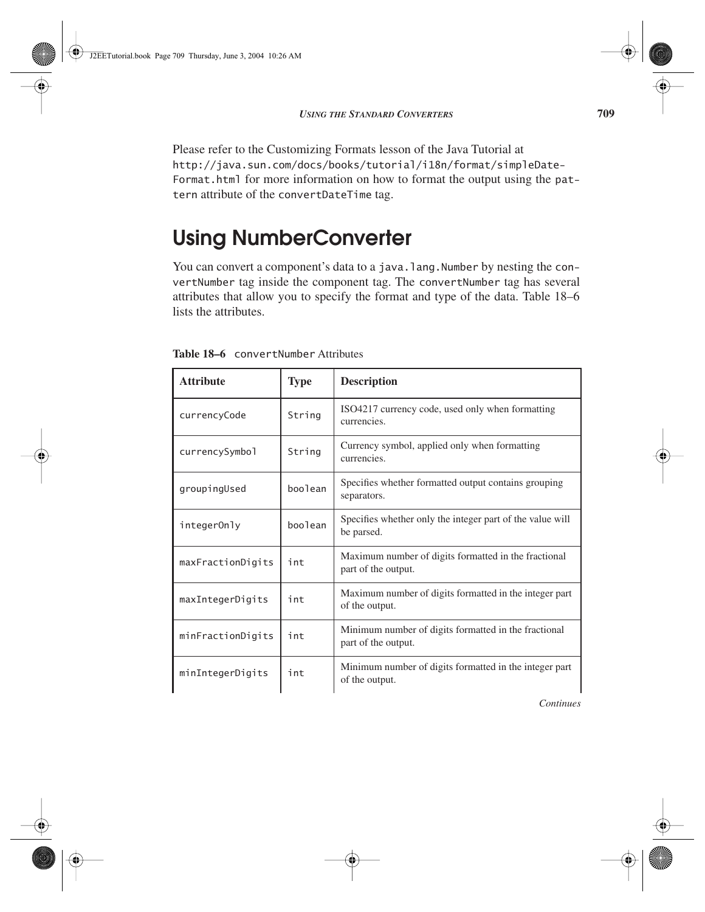Please refer to the Customizing Formats lesson of the Java Tutorial at `http://java.sun.com/docs/books/tutorial/i18n/format/simpleDateFormat.html` for more information on how to format the output using the `pattern` attribute of the `convertDateTime` tag.

## Using NumberConverter

You can convert a component's data to a `java.lang.Number` by nesting the `convertNumber` tag inside the component tag. The `convertNumber` tag has several attributes that allow you to specify the format and type of the data. Table 18–6 lists the attributes.

**Table 18–6** `convertNumber` Attributes

| Attribute | Type | Description |
|---|---|---|
| `currencyCode` | `String` | ISO4217 currency code, used only when formatting currencies. |
| `currencySymbol` | `String` | Currency symbol, applied only when formatting currencies. |
| `groupingUsed` | `boolean` | Specifies whether formatted output contains grouping separators. |
| `integerOnly` | `boolean` | Specifies whether only the integer part of the value will be parsed. |
| `maxFractionDigits` | `int` | Maximum number of digits formatted in the fractional part of the output. |
| `maxIntegerDigits` | `int` | Maximum number of digits formatted in the integer part of the output. |
| `minFractionDigits` | `int` | Minimum number of digits formatted in the fractional part of the output. |
| `minIntegerDigits` | `int` | Minimum number of digits formatted in the integer part of the output. |

*Continues*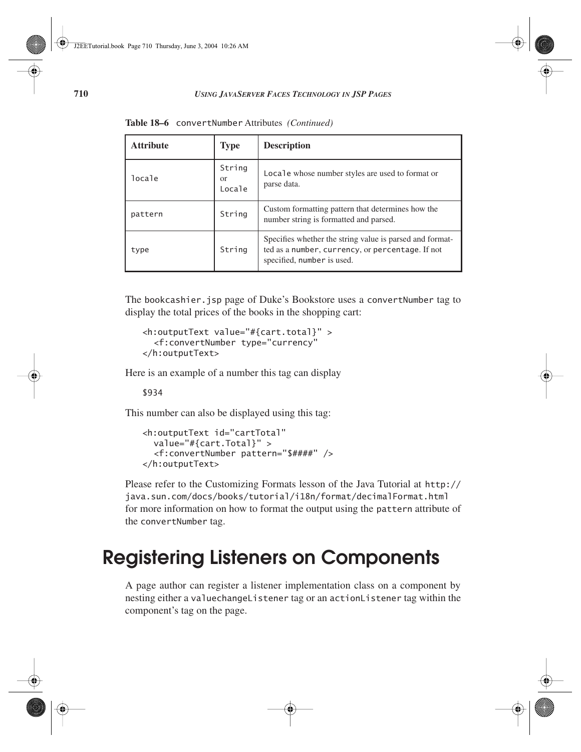**Table 18–6** `convertNumber` Attributes *(Continued)*

| Attribute | Type | Description |
|---|---|---|
| `locale` | `String` or `Locale` | `Locale` whose number styles are used to format or parse data. |
| `pattern` | `String` | Custom formatting pattern that determines how the number string is formatted and parsed. |
| `type` | `String` | Specifies whether the string value is parsed and formatted as a `number`, `currency`, or `percentage`. If not specified, `number` is used. |

The `bookcashier.jsp` page of Duke's Bookstore uses a `convertNumber` tag to display the total prices of the books in the shopping cart:

```
<h:outputText value="#{cart.total}" >
  <f:convertNumber type="currency"
</h:outputText>
```

Here is an example of a number this tag can display

```
$934
```

This number can also be displayed using this tag:

```
<h:outputText id="cartTotal"
  value="#{cart.Total}" >
  <f:convertNumber pattern="$####" />
</h:outputText>
```

Please refer to the Customizing Formats lesson of the Java Tutorial at `http://java.sun.com/docs/books/tutorial/i18n/format/decimalFormat.html` for more information on how to format the output using the `pattern` attribute of the `convertNumber` tag.

# Registering Listeners on Components

A page author can register a listener implementation class on a component by nesting either a `valuechangeListener` tag or an `actionListener` tag within the component's tag on the page.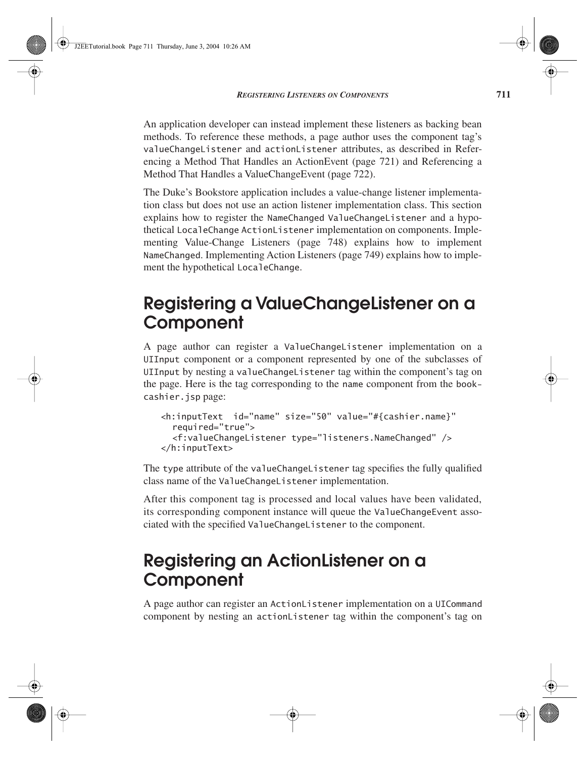An application developer can instead implement these listeners as backing bean methods. To reference these methods, a page author uses the component tag's `valueChangeListener` and `actionListener` attributes, as described in Referencing a Method That Handles an ActionEvent (page 721) and Referencing a Method That Handles a ValueChangeEvent (page 722).

The Duke's Bookstore application includes a value-change listener implementation class but does not use an action listener implementation class. This section explains how to register the `NameChanged` `ValueChangeListener` and a hypothetical `LocaleChange` `ActionListener` implementation on components. Implementing Value-Change Listeners (page 748) explains how to implement `NameChanged`. Implementing Action Listeners (page 749) explains how to implement the hypothetical `LocaleChange`.

## Registering a ValueChangeListener on a Component

A page author can register a `ValueChangeListener` implementation on a `UIInput` component or a component represented by one of the subclasses of `UIInput` by nesting a `valueChangeListener` tag within the component's tag on the page. Here is the tag corresponding to the `name` component from the `bookcashier.jsp` page:

```
<h:inputText  id="name" size="50" value="#{cashier.name}"
  required="true">
  <f:valueChangeListener type="listeners.NameChanged" />
</h:inputText>
```

The `type` attribute of the `valueChangeListener` tag specifies the fully qualified class name of the `ValueChangeListener` implementation.

After this component tag is processed and local values have been validated, its corresponding component instance will queue the `ValueChangeEvent` associated with the specified `ValueChangeListener` to the component.

## Registering an ActionListener on a Component

A page author can register an `ActionListener` implementation on a `UICommand` component by nesting an `actionListener` tag within the component's tag on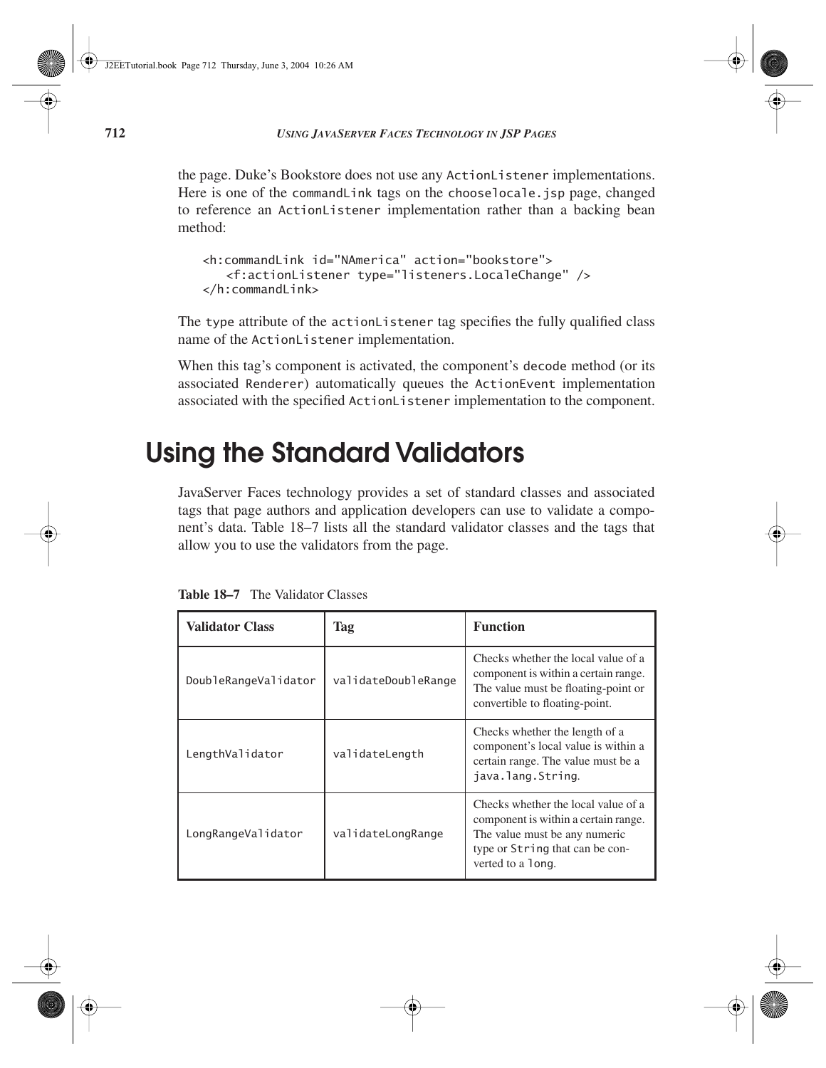the page. Duke's Bookstore does not use any `ActionListener` implementations. Here is one of the `commandLink` tags on the `chooselocale.jsp` page, changed to reference an `ActionListener` implementation rather than a backing bean method:

```
<h:commandLink id="NAmerica" action="bookstore">
   <f:actionListener type="listeners.LocaleChange" />
</h:commandLink>
```

The `type` attribute of the `actionListener` tag specifies the fully qualified class name of the `ActionListener` implementation.

When this tag's component is activated, the component's `decode` method (or its associated `Renderer`) automatically queues the `ActionEvent` implementation associated with the specified `ActionListener` implementation to the component.

# Using the Standard Validators

JavaServer Faces technology provides a set of standard classes and associated tags that page authors and application developers can use to validate a component's data. Table 18–7 lists all the standard validator classes and the tags that allow you to use the validators from the page.

**Table 18–7** The Validator Classes

| Validator Class | Tag | Function |
|---|---|---|
| `DoubleRangeValidator` | `validateDoubleRange` | Checks whether the local value of a component is within a certain range. The value must be floating-point or convertible to floating-point. |
| `LengthValidator` | `validateLength` | Checks whether the length of a component's local value is within a certain range. The value must be a `java.lang.String`. |
| `LongRangeValidator` | `validateLongRange` | Checks whether the local value of a component is within a certain range. The value must be any numeric type or `String` that can be converted to a `long`. |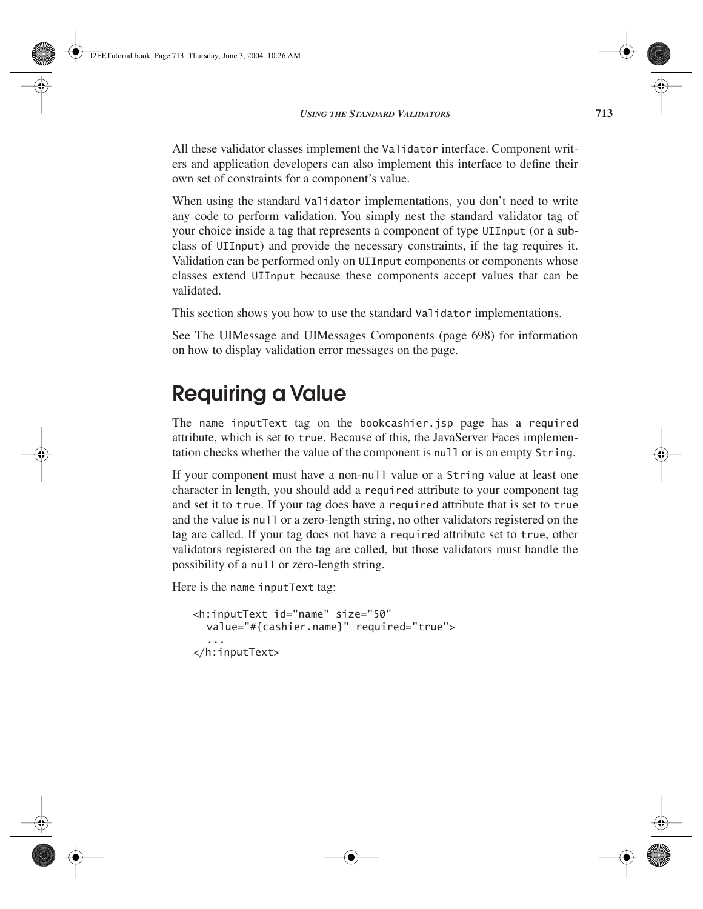All these validator classes implement the `Validator` interface. Component writers and application developers can also implement this interface to define their own set of constraints for a component's value.

When using the standard `Validator` implementations, you don't need to write any code to perform validation. You simply nest the standard validator tag of your choice inside a tag that represents a component of type `UIInput` (or a subclass of `UIInput`) and provide the necessary constraints, if the tag requires it. Validation can be performed only on `UIInput` components or components whose classes extend `UIInput` because these components accept values that can be validated.

This section shows you how to use the standard `Validator` implementations.

See The UIMessage and UIMessages Components (page 698) for information on how to display validation error messages on the page.

## Requiring a Value

The `name inputText` tag on the `bookcashier.jsp` page has a `required` attribute, which is set to `true`. Because of this, the JavaServer Faces implementation checks whether the value of the component is `null` or is an empty `String`.

If your component must have a non-`null` value or a `String` value at least one character in length, you should add a `required` attribute to your component tag and set it to `true`. If your tag does have a `required` attribute that is set to `true` and the value is `null` or a zero-length string, no other validators registered on the tag are called. If your tag does not have a `required` attribute set to `true`, other validators registered on the tag are called, but those validators must handle the possibility of a `null` or zero-length string.

Here is the `name inputText` tag:

```
<h:inputText id="name" size="50"
  value="#{cashier.name}" required="true">
  ...
</h:inputText>
```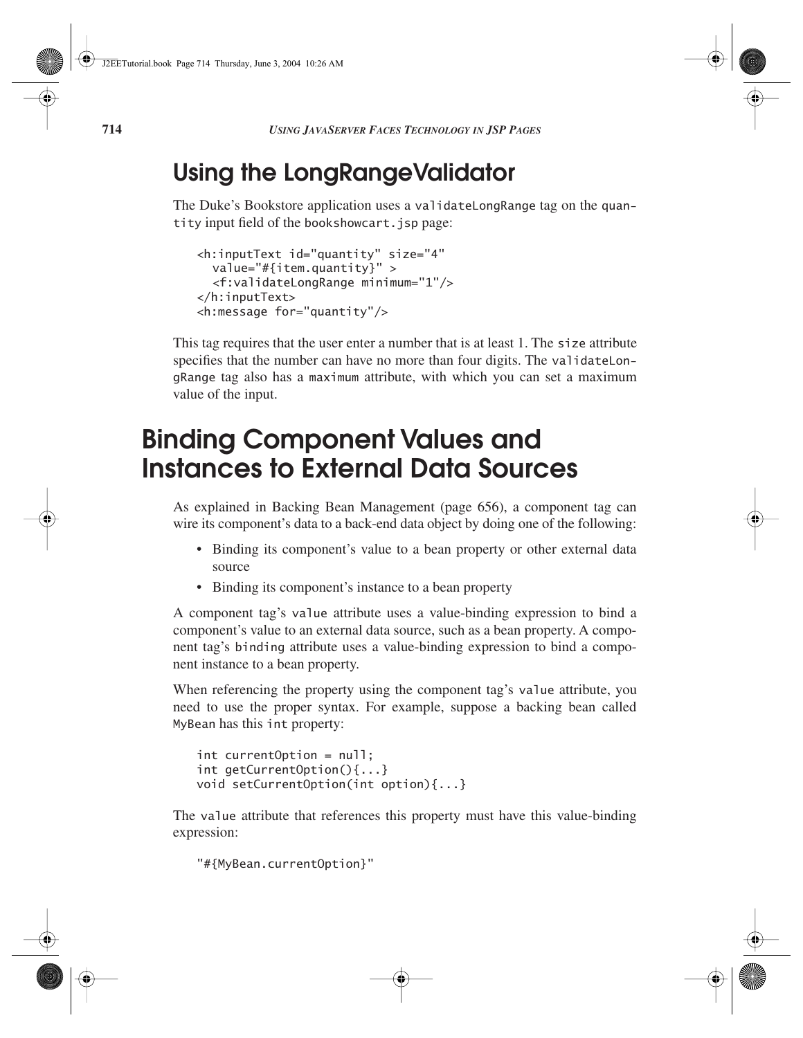## Using the LongRangeValidator

The Duke's Bookstore application uses a `validateLongRange` tag on the `quantity` input field of the `bookshowcart.jsp` page:

```
<h:inputText id="quantity" size="4"
  value="#{item.quantity}" >
  <f:validateLongRange minimum="1"/>
</h:inputText>
<h:message for="quantity"/>
```

This tag requires that the user enter a number that is at least 1. The `size` attribute specifies that the number can have no more than four digits. The `validateLongRange` tag also has a `maximum` attribute, with which you can set a maximum value of the input.

# Binding Component Values and Instances to External Data Sources

As explained in Backing Bean Management (page 656), a component tag can wire its component's data to a back-end data object by doing one of the following:

- Binding its component's value to a bean property or other external data source
- Binding its component's instance to a bean property

A component tag's `value` attribute uses a value-binding expression to bind a component's value to an external data source, such as a bean property. A component tag's `binding` attribute uses a value-binding expression to bind a component instance to a bean property.

When referencing the property using the component tag's `value` attribute, you need to use the proper syntax. For example, suppose a backing bean called `MyBean` has this `int` property:

```
int currentOption = null;
int getCurrentOption(){...}
void setCurrentOption(int option){...}
```

The `value` attribute that references this property must have this value-binding expression:

```
"#{MyBean.currentOption}"
```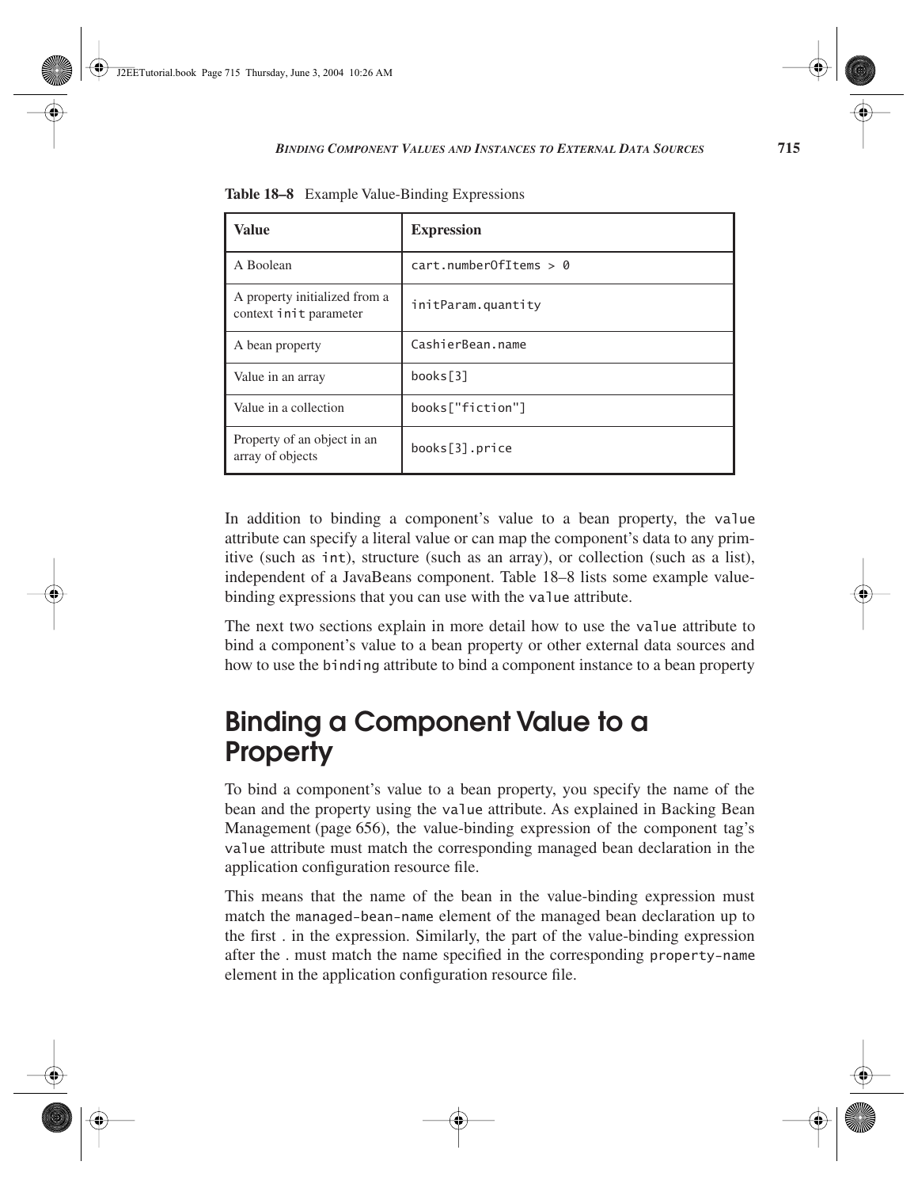**Table 18–8** Example Value-Binding Expressions

| Value | Expression |
|---|---|
| A Boolean | `cart.numberOfItems > 0` |
| A property initialized from a context `init` parameter | `initParam.quantity` |
| A bean property | `CashierBean.name` |
| Value in an array | `books[3]` |
| Value in a collection | `books["fiction"]` |
| Property of an object in an array of objects | `books[3].price` |

In addition to binding a component's value to a bean property, the `value` attribute can specify a literal value or can map the component's data to any primitive (such as `int`), structure (such as an array), or collection (such as a list), independent of a JavaBeans component. Table 18–8 lists some example value-binding expressions that you can use with the `value` attribute.

The next two sections explain in more detail how to use the `value` attribute to bind a component's value to a bean property or other external data sources and how to use the `binding` attribute to bind a component instance to a bean property

## Binding a Component Value to a Property

To bind a component's value to a bean property, you specify the name of the bean and the property using the `value` attribute. As explained in Backing Bean Management (page 656), the value-binding expression of the component tag's `value` attribute must match the corresponding managed bean declaration in the application configuration resource file.

This means that the name of the bean in the value-binding expression must match the `managed-bean-name` element of the managed bean declaration up to the first . in the expression. Similarly, the part of the value-binding expression after the . must match the name specified in the corresponding `property-name` element in the application configuration resource file.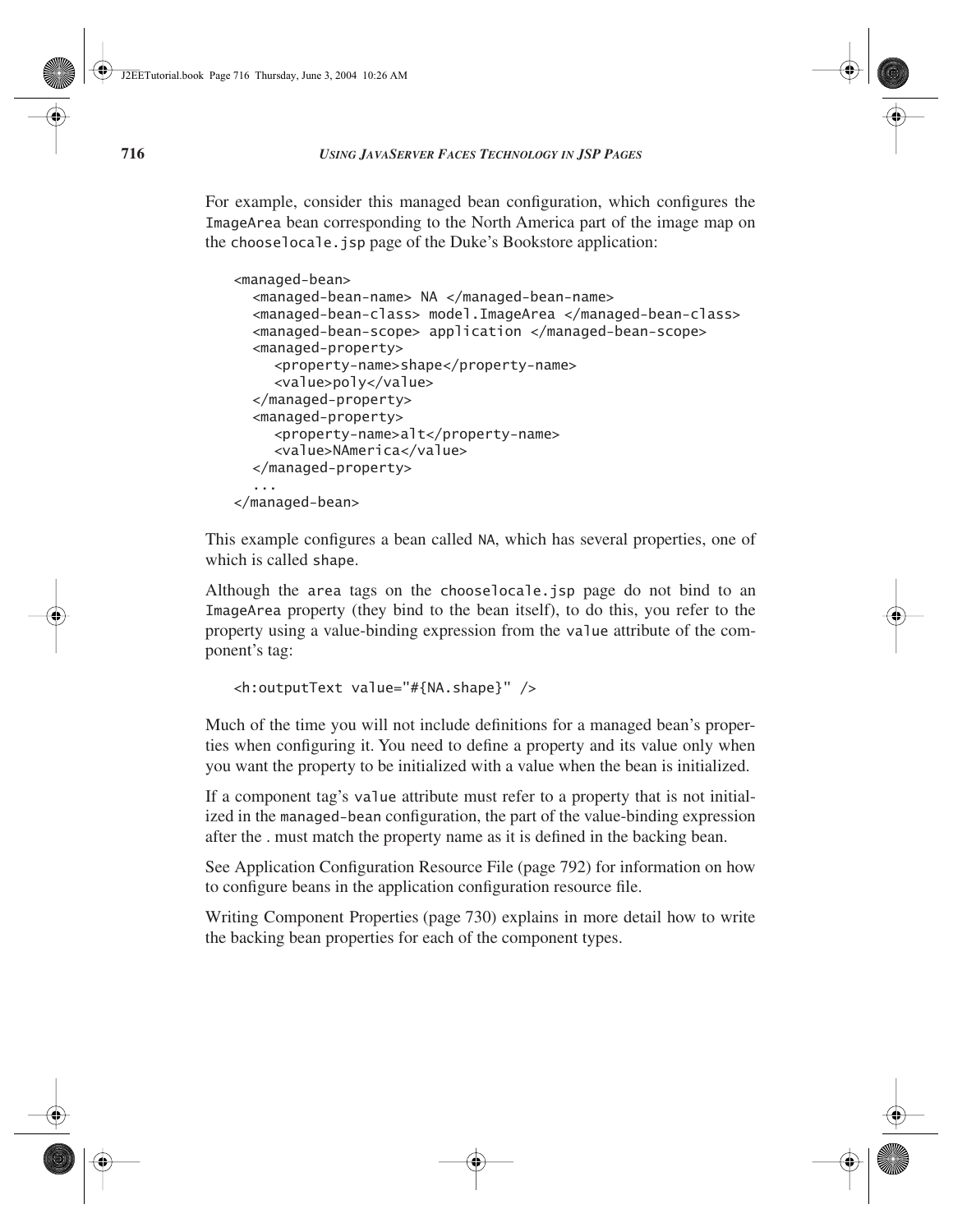For example, consider this managed bean configuration, which configures the `ImageArea` bean corresponding to the North America part of the image map on the `chooselocale.jsp` page of the Duke's Bookstore application:

```
<managed-bean>
  <managed-bean-name> NA </managed-bean-name>
  <managed-bean-class> model.ImageArea </managed-bean-class>
  <managed-bean-scope> application </managed-bean-scope>
  <managed-property>
    <property-name>shape</property-name>
    <value>poly</value>
  </managed-property>
  <managed-property>
    <property-name>alt</property-name>
    <value>NAmerica</value>
  </managed-property>
  ...
</managed-bean>
```

This example configures a bean called `NA`, which has several properties, one of which is called `shape`.

Although the `area` tags on the `chooselocale.jsp` page do not bind to an `ImageArea` property (they bind to the bean itself), to do this, you refer to the property using a value-binding expression from the `value` attribute of the component's tag:

```
<h:outputText value="#{NA.shape}" />
```

Much of the time you will not include definitions for a managed bean's properties when configuring it. You need to define a property and its value only when you want the property to be initialized with a value when the bean is initialized.

If a component tag's `value` attribute must refer to a property that is not initialized in the `managed-bean` configuration, the part of the value-binding expression after the . must match the property name as it is defined in the backing bean.

See Application Configuration Resource File (page 792) for information on how to configure beans in the application configuration resource file.

Writing Component Properties (page 730) explains in more detail how to write the backing bean properties for each of the component types.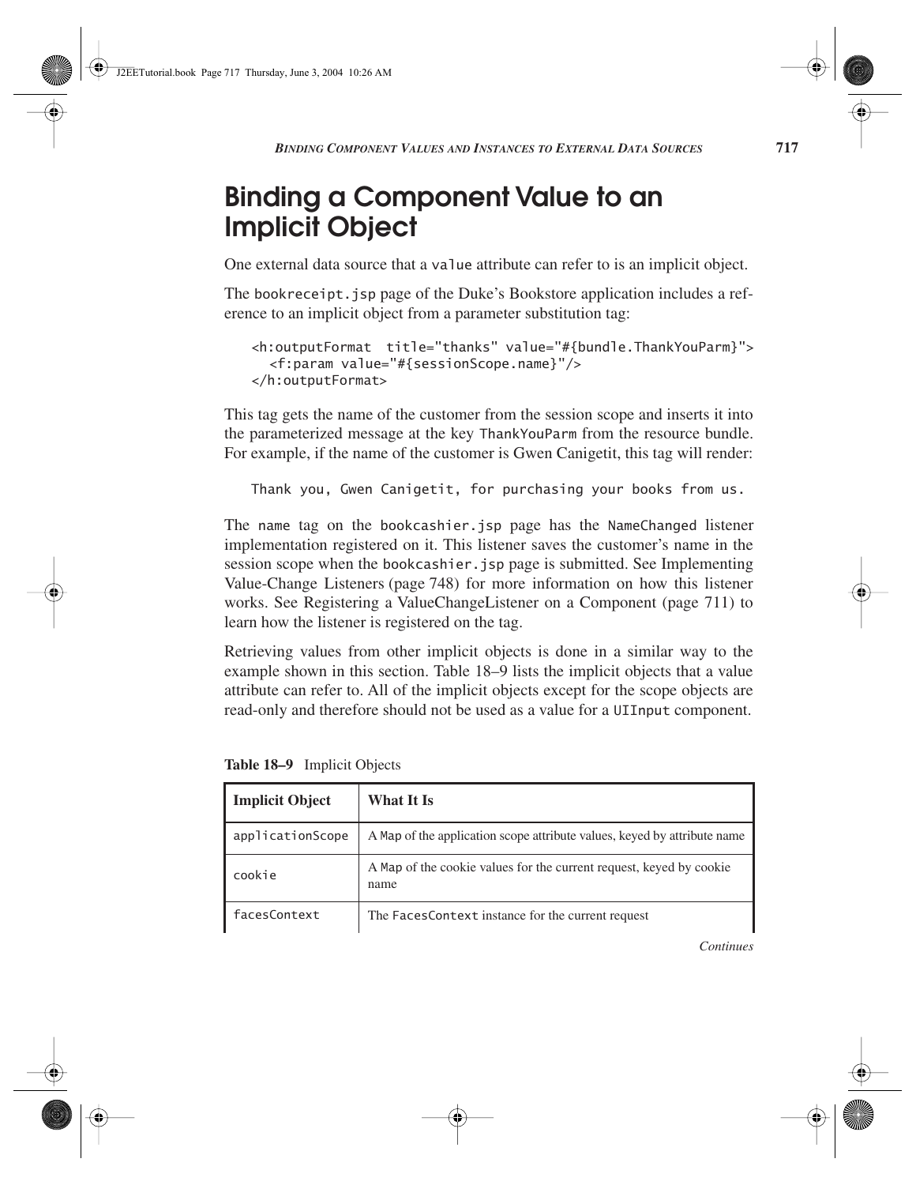## Binding a Component Value to an Implicit Object

One external data source that a value attribute can refer to is an implicit object.

The bookreceipt.jsp page of the Duke's Bookstore application includes a reference to an implicit object from a parameter substitution tag:

```
<h:outputFormat  title="thanks" value="#{bundle.ThankYouParm}">
  <f:param value="#{sessionScope.name}"/>
</h:outputFormat>
```

This tag gets the name of the customer from the session scope and inserts it into the parameterized message at the key ThankYouParm from the resource bundle. For example, if the name of the customer is Gwen Canigetit, this tag will render:

```
Thank you, Gwen Canigetit, for purchasing your books from us.
```

The name tag on the bookcashier.jsp page has the NameChanged listener implementation registered on it. This listener saves the customer's name in the session scope when the bookcashier.jsp page is submitted. See Implementing Value-Change Listeners (page 748) for more information on how this listener works. See Registering a ValueChangeListener on a Component (page 711) to learn how the listener is registered on the tag.

Retrieving values from other implicit objects is done in a similar way to the example shown in this section. Table 18–9 lists the implicit objects that a value attribute can refer to. All of the implicit objects except for the scope objects are read-only and therefore should not be used as a value for a UIInput component.

**Table 18–9** Implicit Objects

| Implicit Object | What It Is |
|---|---|
| applicationScope | A Map of the application scope attribute values, keyed by attribute name |
| cookie | A Map of the cookie values for the current request, keyed by cookie name |
| facesContext | The FacesContext instance for the current request |

*Continues*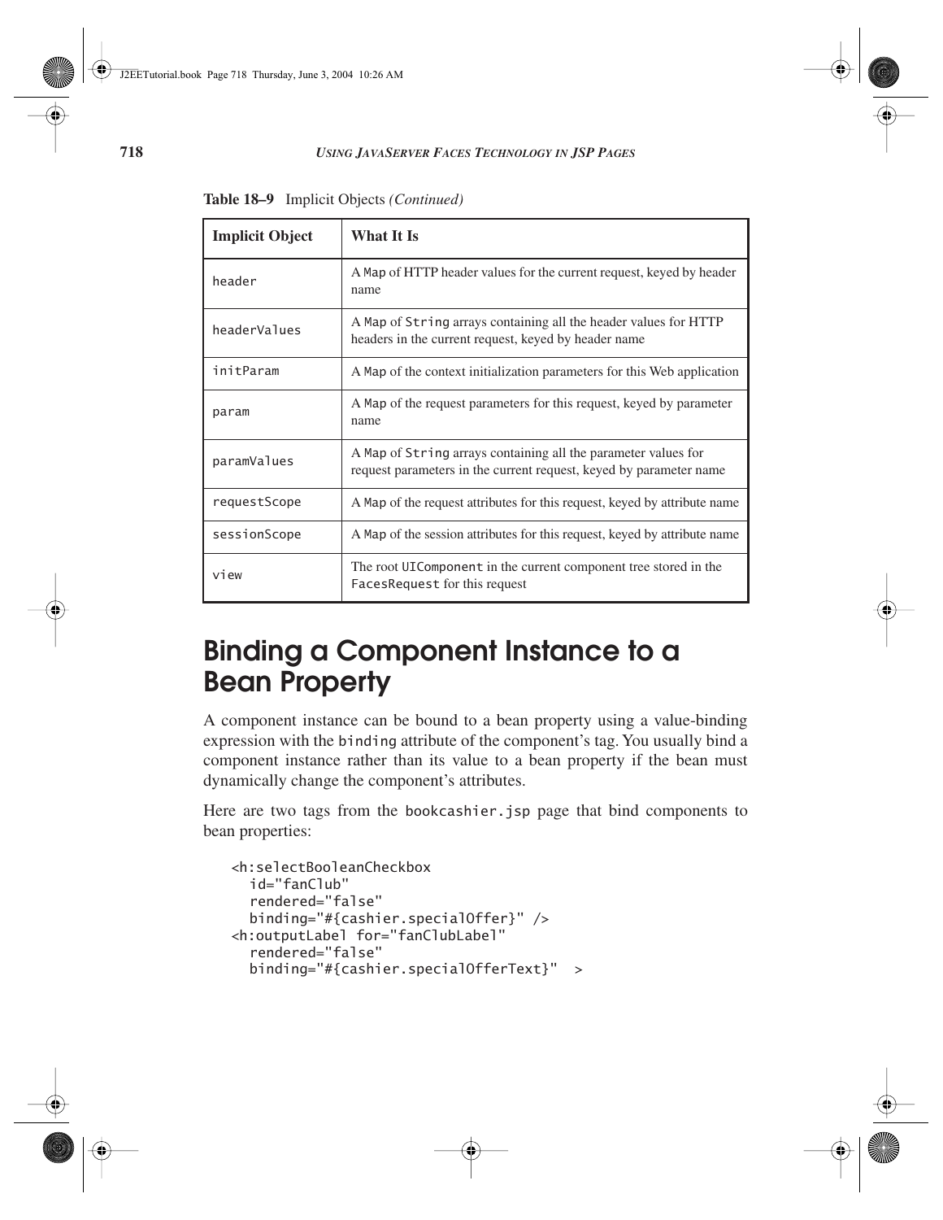**Table 18–9** Implicit Objects *(Continued)*

| Implicit Object | What It Is |
|---|---|
| `header` | A `Map` of HTTP header values for the current request, keyed by header name |
| `headerValues` | A `Map` of `String` arrays containing all the header values for HTTP headers in the current request, keyed by header name |
| `initParam` | A `Map` of the context initialization parameters for this Web application |
| `param` | A `Map` of the request parameters for this request, keyed by parameter name |
| `paramValues` | A `Map` of `String` arrays containing all the parameter values for request parameters in the current request, keyed by parameter name |
| `requestScope` | A `Map` of the request attributes for this request, keyed by attribute name |
| `sessionScope` | A `Map` of the session attributes for this request, keyed by attribute name |
| `view` | The root `UIComponent` in the current component tree stored in the `FacesRequest` for this request |

## Binding a Component Instance to a Bean Property

A component instance can be bound to a bean property using a value-binding expression with the `binding` attribute of the component's tag. You usually bind a component instance rather than its value to a bean property if the bean must dynamically change the component's attributes.

Here are two tags from the `bookcashier.jsp` page that bind components to bean properties:

```
<h:selectBooleanCheckbox
  id="fanClub"
  rendered="false"
  binding="#{cashier.specialOffer}" />
<h:outputLabel for="fanClubLabel"
  rendered="false"
  binding="#{cashier.specialOfferText}"  >
```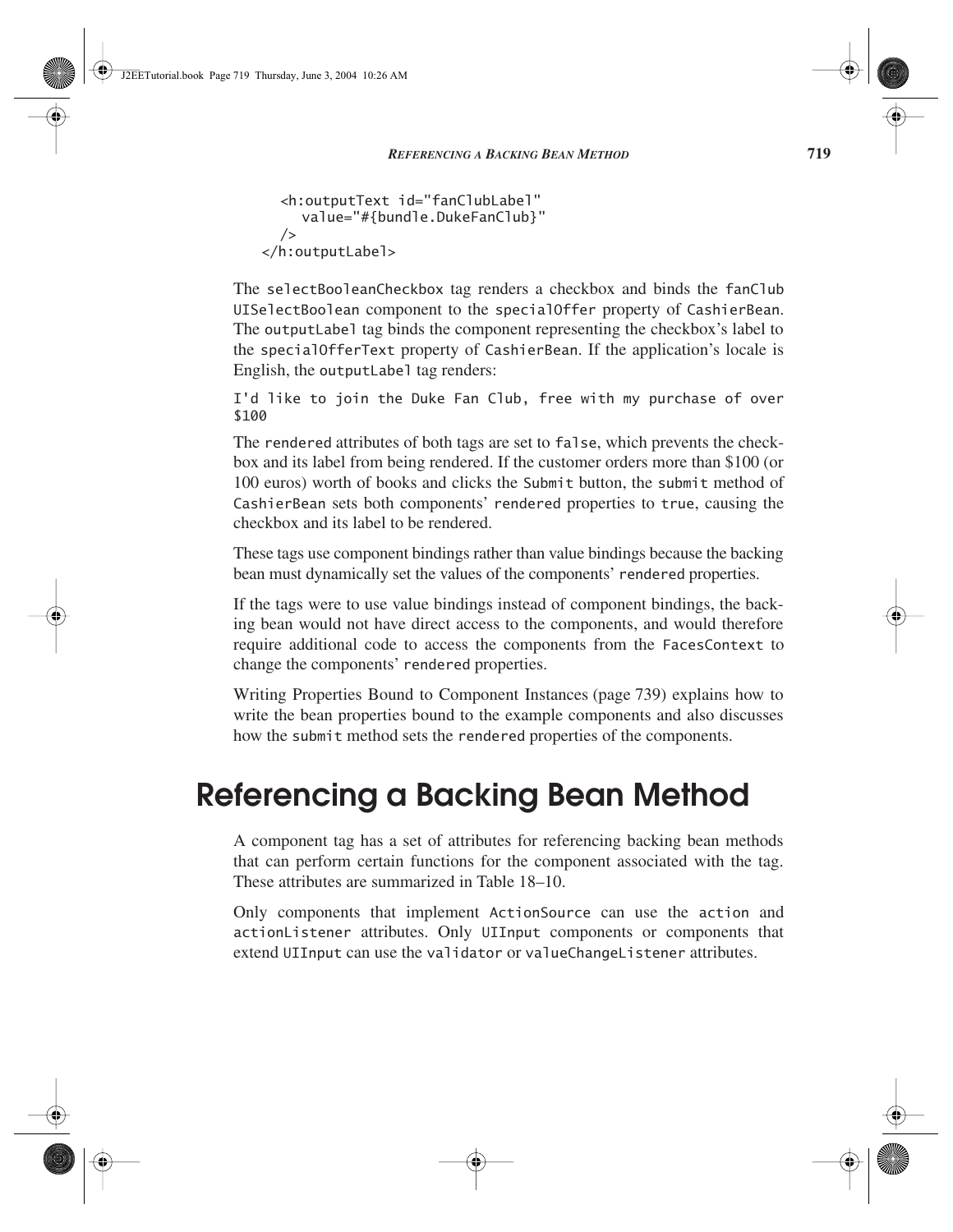```
    <h:outputText id="fanClubLabel"
      value="#{bundle.DukeFanClub}"
    />
</h:outputLabel>
```

The `selectBooleanCheckbox` tag renders a checkbox and binds the `fanClub` `UISelectBoolean` component to the `specialOffer` property of `CashierBean`. The `outputLabel` tag binds the component representing the checkbox's label to the `specialOfferText` property of `CashierBean`. If the application's locale is English, the `outputLabel` tag renders:

```
I'd like to join the Duke Fan Club, free with my purchase of over
$100
```

The `rendered` attributes of both tags are set to `false`, which prevents the checkbox and its label from being rendered. If the customer orders more than $100 (or 100 euros) worth of books and clicks the `Submit` button, the `submit` method of `CashierBean` sets both components' `rendered` properties to `true`, causing the checkbox and its label to be rendered.

These tags use component bindings rather than value bindings because the backing bean must dynamically set the values of the components' `rendered` properties.

If the tags were to use value bindings instead of component bindings, the backing bean would not have direct access to the components, and would therefore require additional code to access the components from the `FacesContext` to change the components' `rendered` properties.

Writing Properties Bound to Component Instances (page 739) explains how to write the bean properties bound to the example components and also discusses how the `submit` method sets the `rendered` properties of the components.

# Referencing a Backing Bean Method

A component tag has a set of attributes for referencing backing bean methods that can perform certain functions for the component associated with the tag. These attributes are summarized in Table 18–10.

Only components that implement `ActionSource` can use the `action` and `actionListener` attributes. Only `UIInput` components or components that extend `UIInput` can use the `validator` or `valueChangeListener` attributes.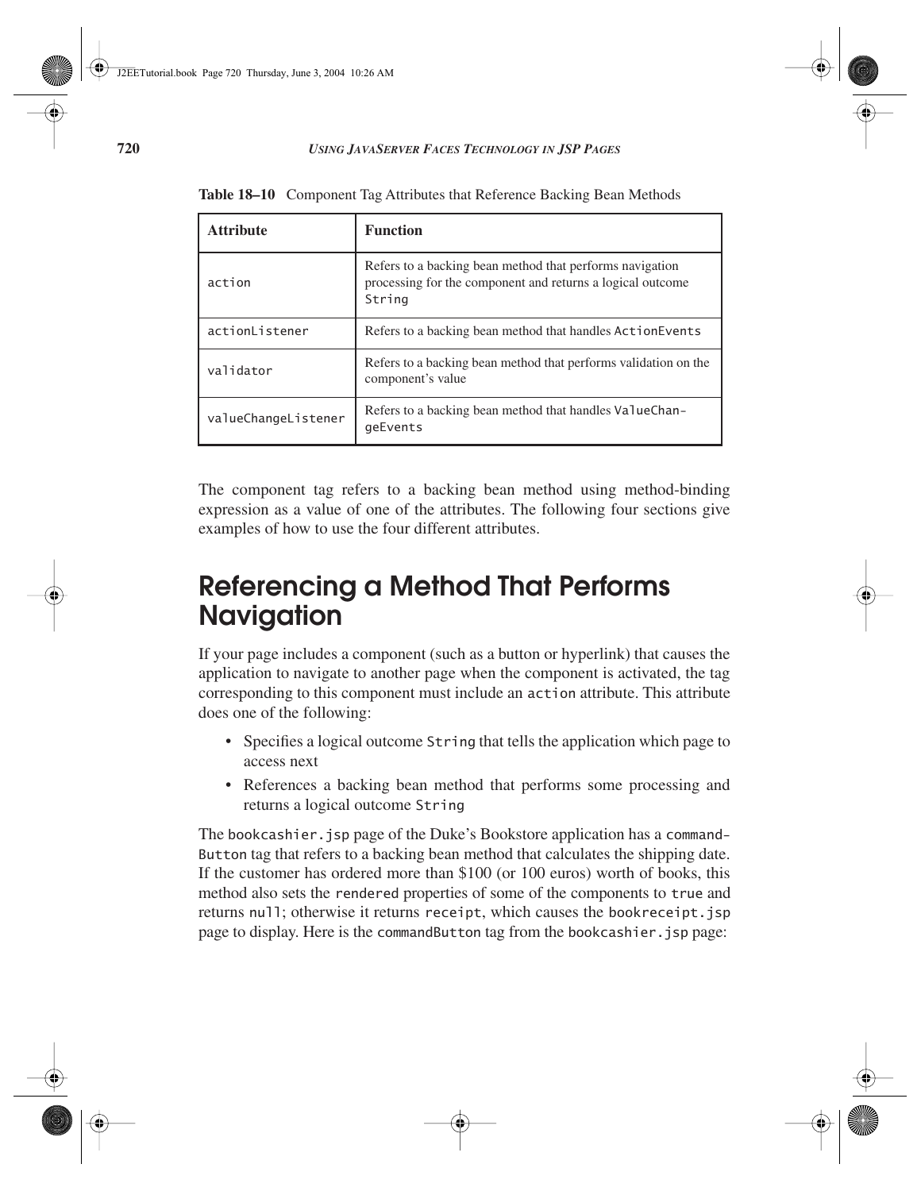**Table 18–10** Component Tag Attributes that Reference Backing Bean Methods

| Attribute | Function |
|---|---|
| `action` | Refers to a backing bean method that performs navigation processing for the component and returns a logical outcome `String` |
| `actionListener` | Refers to a backing bean method that handles `ActionEvents` |
| `validator` | Refers to a backing bean method that performs validation on the component's value |
| `valueChangeListener` | Refers to a backing bean method that handles `ValueChangeEvents` |

The component tag refers to a backing bean method using method-binding expression as a value of one of the attributes. The following four sections give examples of how to use the four different attributes.

## Referencing a Method That Performs Navigation

If your page includes a component (such as a button or hyperlink) that causes the application to navigate to another page when the component is activated, the tag corresponding to this component must include an `action` attribute. This attribute does one of the following:

- Specifies a logical outcome `String` that tells the application which page to access next
- References a backing bean method that performs some processing and returns a logical outcome `String`

The `bookcashier.jsp` page of the Duke's Bookstore application has a `commandButton` tag that refers to a backing bean method that calculates the shipping date. If the customer has ordered more than $100 (or 100 euros) worth of books, this method also sets the `rendered` properties of some of the components to `true` and returns `null`; otherwise it returns `receipt`, which causes the `bookreceipt.jsp` page to display. Here is the `commandButton` tag from the `bookcashier.jsp` page: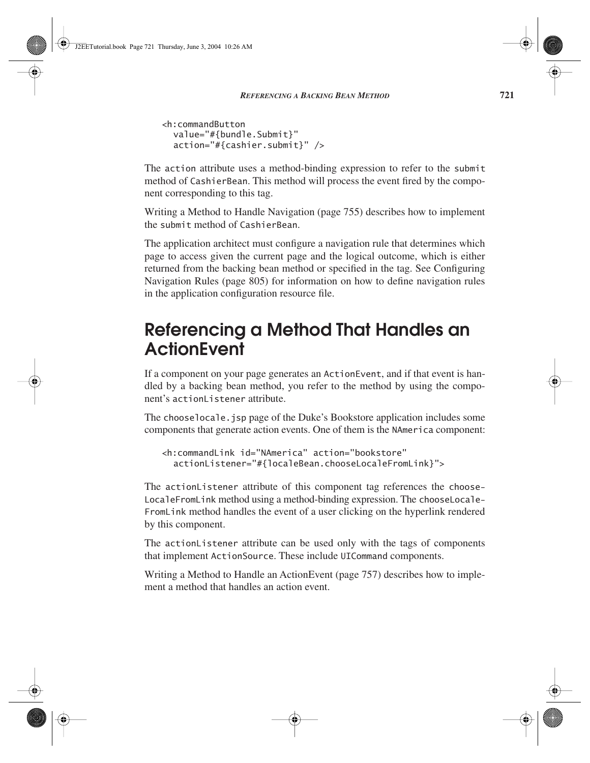```
<h:commandButton
  value="#{bundle.Submit}"
  action="#{cashier.submit}" />
```

The `action` attribute uses a method-binding expression to refer to the `submit` method of `CashierBean`. This method will process the event fired by the component corresponding to this tag.

Writing a Method to Handle Navigation (page 755) describes how to implement the `submit` method of `CashierBean`.

The application architect must configure a navigation rule that determines which page to access given the current page and the logical outcome, which is either returned from the backing bean method or specified in the tag. See Configuring Navigation Rules (page 805) for information on how to define navigation rules in the application configuration resource file.

## Referencing a Method That Handles an ActionEvent

If a component on your page generates an `ActionEvent`, and if that event is handled by a backing bean method, you refer to the method by using the component's `actionListener` attribute.

The `chooselocale.jsp` page of the Duke's Bookstore application includes some components that generate action events. One of them is the `NAmerica` component:

```
<h:commandLink id="NAmerica" action="bookstore"
  actionListener="#{localeBean.chooseLocaleFromLink}">
```

The `actionListener` attribute of this component tag references the `chooseLocaleFromLink` method using a method-binding expression. The `chooseLocaleFromLink` method handles the event of a user clicking on the hyperlink rendered by this component.

The `actionListener` attribute can be used only with the tags of components that implement `ActionSource`. These include `UICommand` components.

Writing a Method to Handle an ActionEvent (page 757) describes how to implement a method that handles an action event.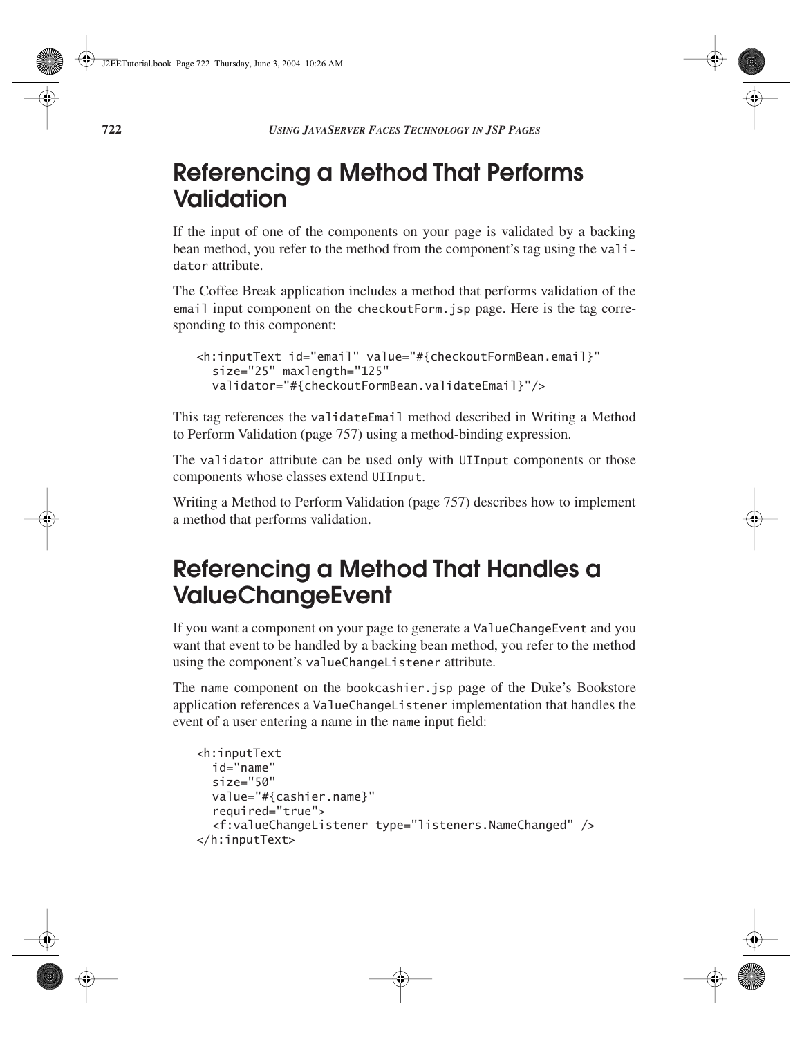## Referencing a Method That Performs Validation

If the input of one of the components on your page is validated by a backing bean method, you refer to the method from the component's tag using the `validator` attribute.

The Coffee Break application includes a method that performs validation of the `email` input component on the `checkoutForm.jsp` page. Here is the tag corresponding to this component:

```
<h:inputText id="email" value="#{checkoutFormBean.email}"
  size="25" maxlength="125"
  validator="#{checkoutFormBean.validateEmail}"/>
```

This tag references the `validateEmail` method described in Writing a Method to Perform Validation (page 757) using a method-binding expression.

The `validator` attribute can be used only with `UIInput` components or those components whose classes extend `UIInput`.

Writing a Method to Perform Validation (page 757) describes how to implement a method that performs validation.

## Referencing a Method That Handles a ValueChangeEvent

If you want a component on your page to generate a `ValueChangeEvent` and you want that event to be handled by a backing bean method, you refer to the method using the component's `valueChangeListener` attribute.

The `name` component on the `bookcashier.jsp` page of the Duke's Bookstore application references a `ValueChangeListener` implementation that handles the event of a user entering a name in the `name` input field:

```
<h:inputText
  id="name"
  size="50"
  value="#{cashier.name}"
  required="true">
  <f:valueChangeListener type="listeners.NameChanged" />
</h:inputText>
```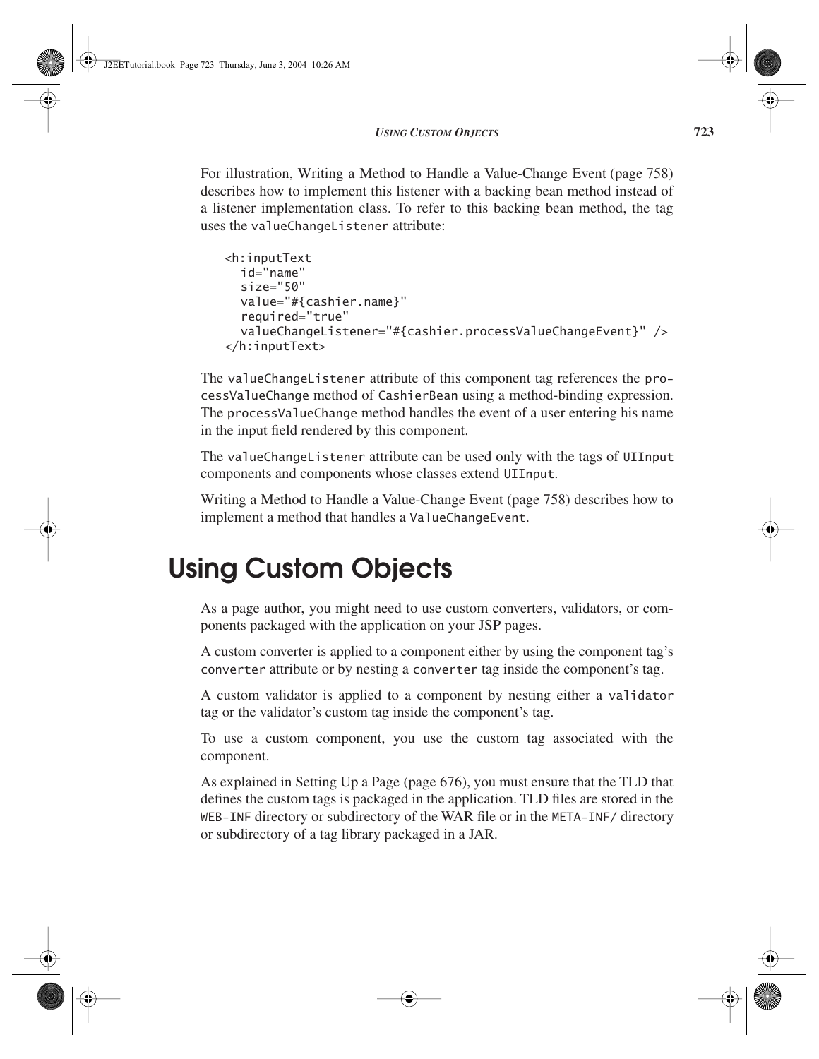For illustration, Writing a Method to Handle a Value-Change Event (page 758) describes how to implement this listener with a backing bean method instead of a listener implementation class. To refer to this backing bean method, the tag uses the `valueChangeListener` attribute:

```
<h:inputText
  id="name"
  size="50"
  value="#{cashier.name}"
  required="true"
  valueChangeListener="#{cashier.processValueChangeEvent}" />
</h:inputText>
```

The `valueChangeListener` attribute of this component tag references the `processValueChange` method of `CashierBean` using a method-binding expression. The `processValueChange` method handles the event of a user entering his name in the input field rendered by this component.

The `valueChangeListener` attribute can be used only with the tags of `UIInput` components and components whose classes extend `UIInput`.

Writing a Method to Handle a Value-Change Event (page 758) describes how to implement a method that handles a `ValueChangeEvent`.

# Using Custom Objects

As a page author, you might need to use custom converters, validators, or components packaged with the application on your JSP pages.

A custom converter is applied to a component either by using the component tag's `converter` attribute or by nesting a `converter` tag inside the component's tag.

A custom validator is applied to a component by nesting either a `validator` tag or the validator's custom tag inside the component's tag.

To use a custom component, you use the custom tag associated with the component.

As explained in Setting Up a Page (page 676), you must ensure that the TLD that defines the custom tags is packaged in the application. TLD files are stored in the `WEB-INF` directory or subdirectory of the WAR file or in the `META-INF/` directory or subdirectory of a tag library packaged in a JAR.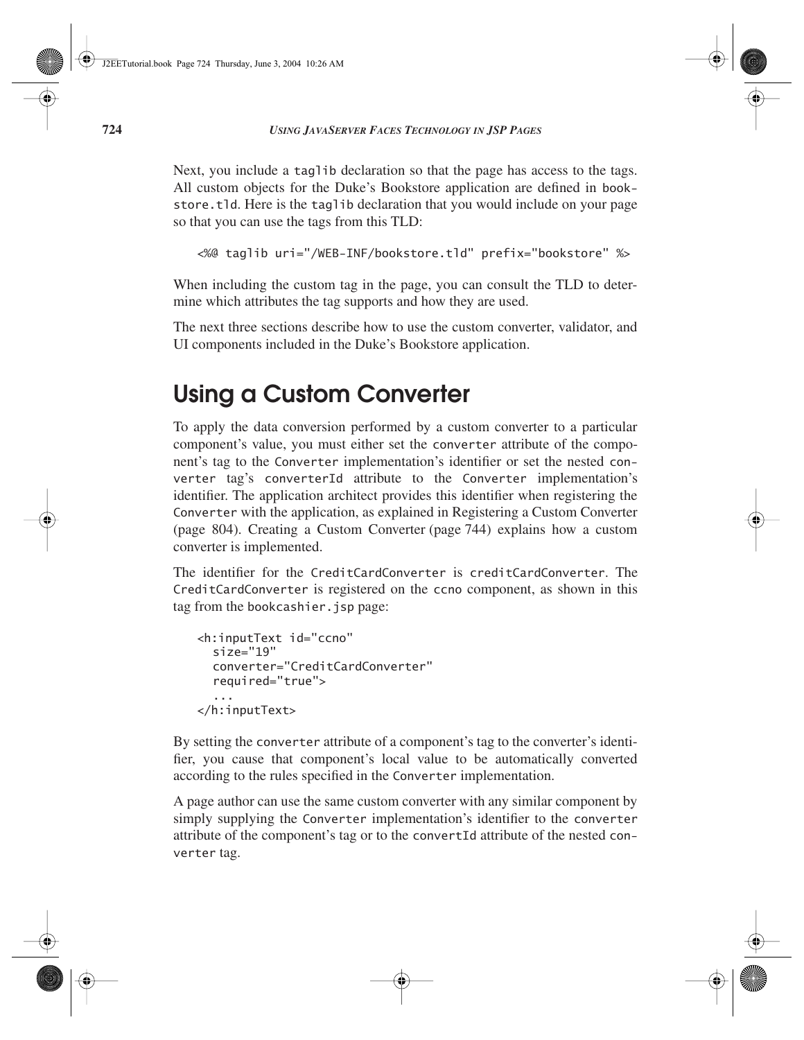Next, you include a `taglib` declaration so that the page has access to the tags. All custom objects for the Duke's Bookstore application are defined in `bookstore.tld`. Here is the `taglib` declaration that you would include on your page so that you can use the tags from this TLD:

```
<%@ taglib uri="/WEB-INF/bookstore.tld" prefix="bookstore" %>
```

When including the custom tag in the page, you can consult the TLD to determine which attributes the tag supports and how they are used.

The next three sections describe how to use the custom converter, validator, and UI components included in the Duke's Bookstore application.

# Using a Custom Converter

To apply the data conversion performed by a custom converter to a particular component's value, you must either set the `converter` attribute of the component's tag to the `Converter` implementation's identifier or set the nested `converter` tag's `converterId` attribute to the `Converter` implementation's identifier. The application architect provides this identifier when registering the `Converter` with the application, as explained in Registering a Custom Converter (page 804). Creating a Custom Converter (page 744) explains how a custom converter is implemented.

The identifier for the `CreditCardConverter` is `creditCardConverter`. The `CreditCardConverter` is registered on the `ccno` component, as shown in this tag from the `bookcashier.jsp` page:

```
<h:inputText id="ccno"
  size="19"
  converter="CreditCardConverter"
  required="true">
  ...
</h:inputText>
```

By setting the `converter` attribute of a component's tag to the converter's identifier, you cause that component's local value to be automatically converted according to the rules specified in the `Converter` implementation.

A page author can use the same custom converter with any similar component by simply supplying the `Converter` implementation's identifier to the `converter` attribute of the component's tag or to the `convertId` attribute of the nested `converter` tag.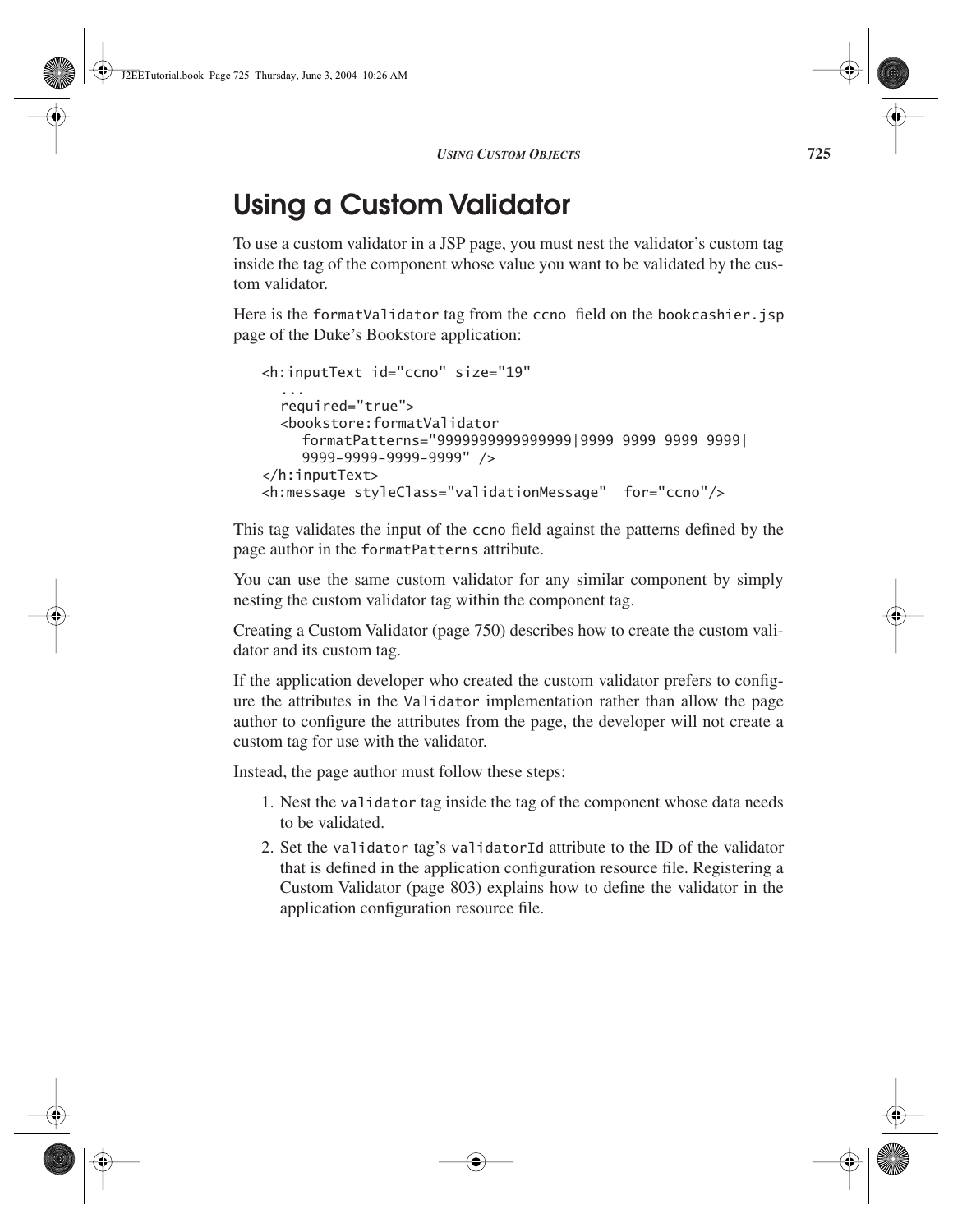# Using a Custom Validator

To use a custom validator in a JSP page, you must nest the validator's custom tag inside the tag of the component whose value you want to be validated by the custom validator.

Here is the `formatValidator` tag from the `ccno` field on the `bookcashier.jsp` page of the Duke's Bookstore application:

```
<h:inputText id="ccno" size="19"
  ...
  required="true">
  <bookstore:formatValidator
    formatPatterns="9999999999999999|9999 9999 9999 9999|
    9999-9999-9999-9999" />
</h:inputText>
<h:message styleClass="validationMessage"  for="ccno"/>
```

This tag validates the input of the `ccno` field against the patterns defined by the page author in the `formatPatterns` attribute.

You can use the same custom validator for any similar component by simply nesting the custom validator tag within the component tag.

Creating a Custom Validator (page 750) describes how to create the custom validator and its custom tag.

If the application developer who created the custom validator prefers to configure the attributes in the `Validator` implementation rather than allow the page author to configure the attributes from the page, the developer will not create a custom tag for use with the validator.

Instead, the page author must follow these steps:

1. Nest the `validator` tag inside the tag of the component whose data needs to be validated.
2. Set the `validator` tag's `validatorId` attribute to the ID of the validator that is defined in the application configuration resource file. Registering a Custom Validator (page 803) explains how to define the validator in the application configuration resource file.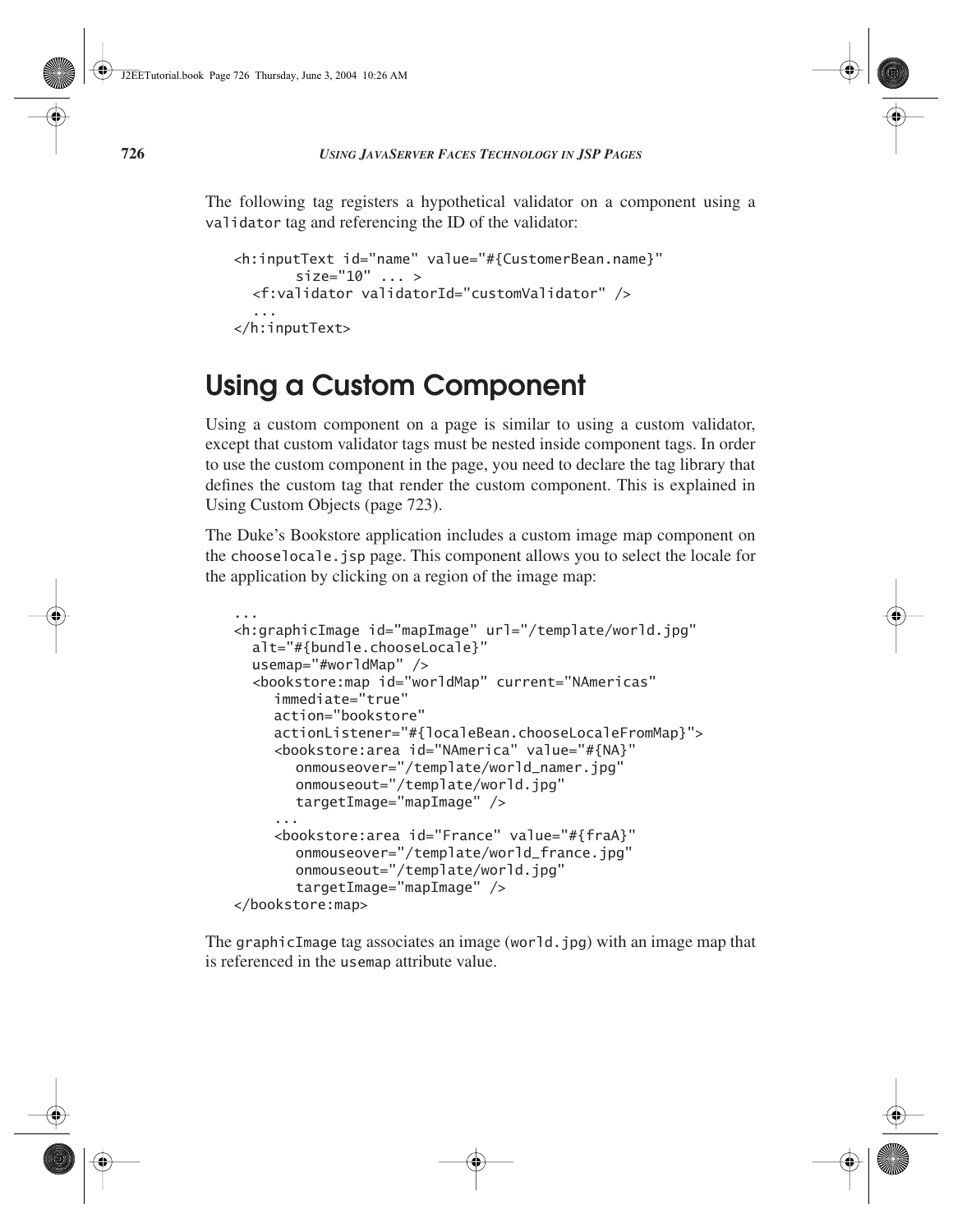The following tag registers a hypothetical validator on a component using a `validator` tag and referencing the ID of the validator:

```
<h:inputText id="name" value="#{CustomerBean.name}"
       size="10" ... >
  <f:validator validatorId="customValidator" />
  ...
</h:inputText>
```

## Using a Custom Component

Using a custom component on a page is similar to using a custom validator, except that custom validator tags must be nested inside component tags. In order to use the custom component in the page, you need to declare the tag library that defines the custom tag that render the custom component. This is explained in Using Custom Objects (page 723).

The Duke's Bookstore application includes a custom image map component on the `chooselocale.jsp` page. This component allows you to select the locale for the application by clicking on a region of the image map:

```
...
<h:graphicImage id="mapImage" url="/template/world.jpg"
  alt="#{bundle.chooseLocale}"
  usemap="#worldMap" />
  <bookstore:map id="worldMap" current="NAmericas"
     immediate="true"
     action="bookstore"
     actionListener="#{localeBean.chooseLocaleFromMap}">
     <bookstore:area id="NAmerica" value="#{NA}"
        onmouseover="/template/world_namer.jpg"
        onmouseout="/template/world.jpg"
        targetImage="mapImage" />
     ...
     <bookstore:area id="France" value="#{fraA}"
        onmouseover="/template/world_france.jpg"
        onmouseout="/template/world.jpg"
        targetImage="mapImage" />
</bookstore:map>
```

The `graphicImage` tag associates an image (`world.jpg`) with an image map that is referenced in the `usemap` attribute value.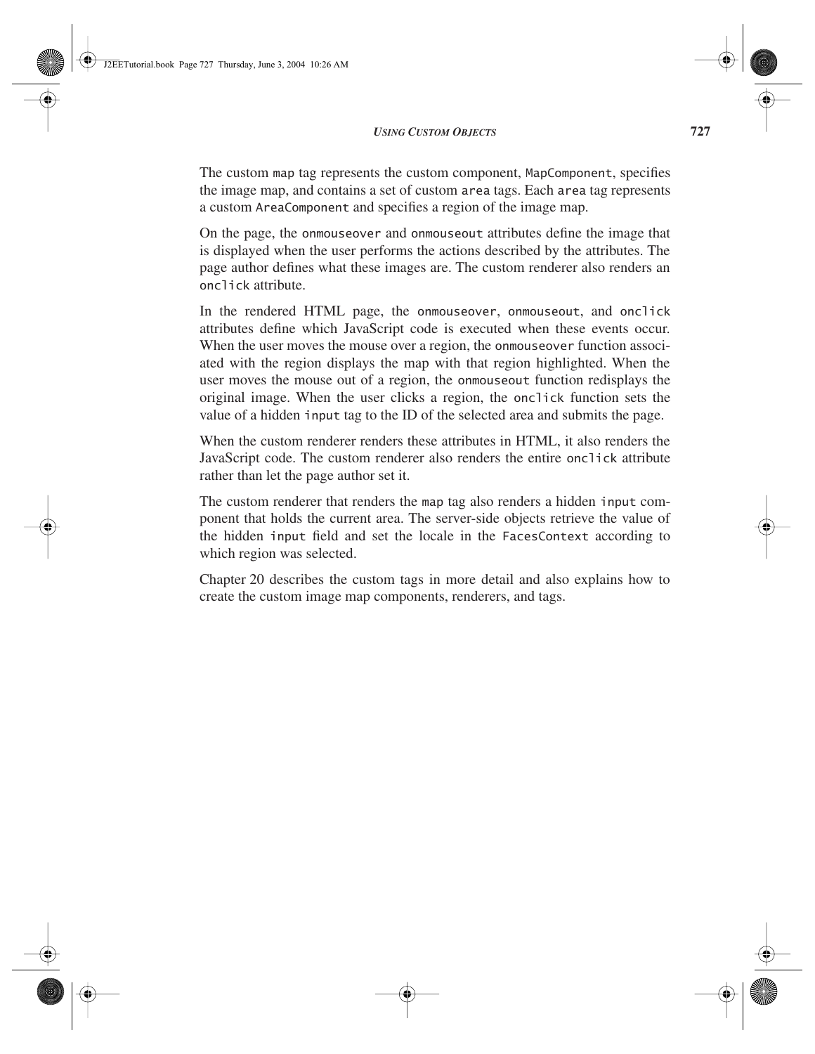The custom `map` tag represents the custom component, `MapComponent`, specifies the image map, and contains a set of custom `area` tags. Each `area` tag represents a custom `AreaComponent` and specifies a region of the image map.

On the page, the `onmouseover` and `onmouseout` attributes define the image that is displayed when the user performs the actions described by the attributes. The page author defines what these images are. The custom renderer also renders an `onclick` attribute.

In the rendered HTML page, the `onmouseover`, `onmouseout`, and `onclick` attributes define which JavaScript code is executed when these events occur. When the user moves the mouse over a region, the `onmouseover` function associated with the region displays the map with that region highlighted. When the user moves the mouse out of a region, the `onmouseout` function redisplays the original image. When the user clicks a region, the `onclick` function sets the value of a hidden `input` tag to the ID of the selected area and submits the page.

When the custom renderer renders these attributes in HTML, it also renders the JavaScript code. The custom renderer also renders the entire `onclick` attribute rather than let the page author set it.

The custom renderer that renders the `map` tag also renders a hidden `input` component that holds the current area. The server-side objects retrieve the value of the hidden `input` field and set the locale in the `FacesContext` according to which region was selected.

Chapter 20 describes the custom tags in more detail and also explains how to create the custom image map components, renderers, and tags.